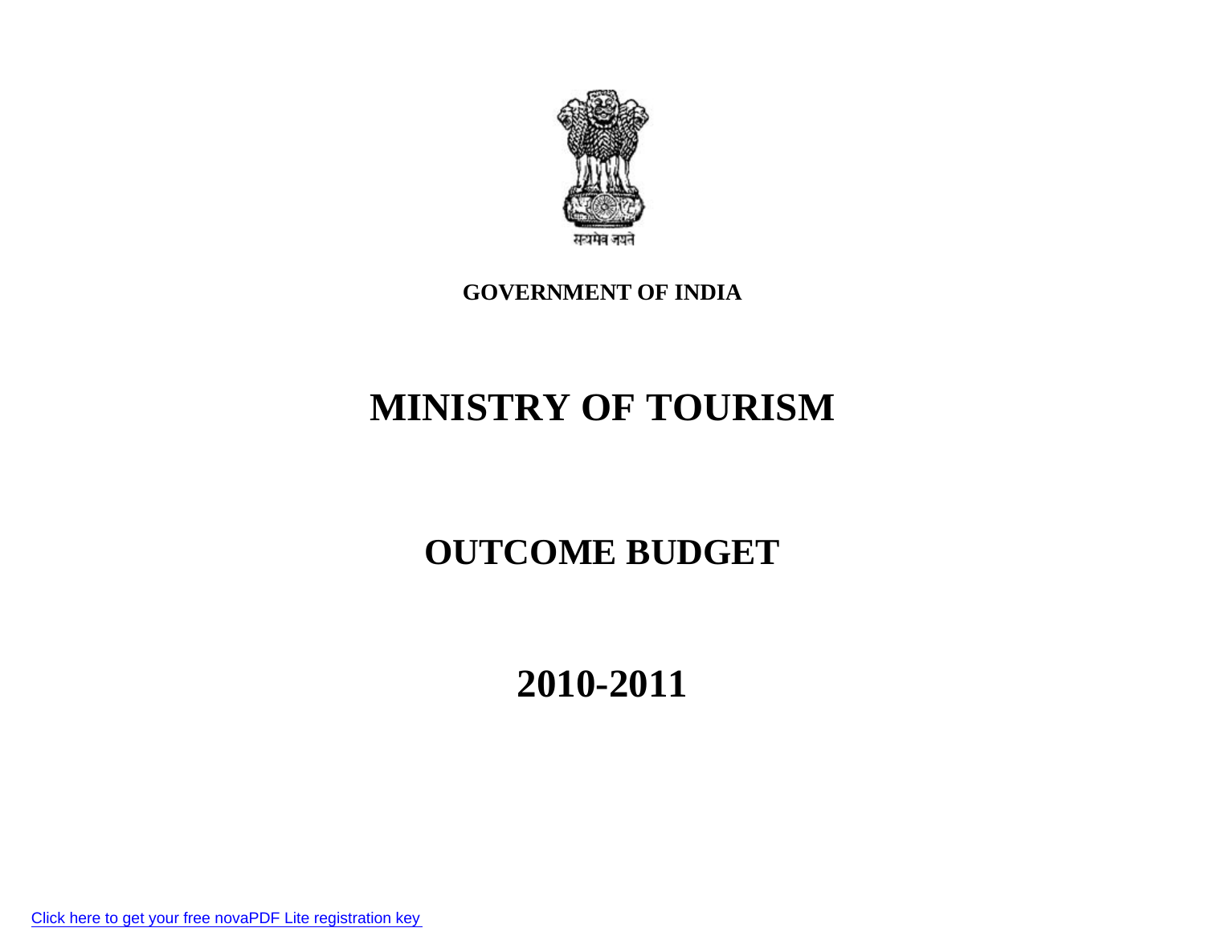सत्यमेव जयते

**GOVERNMENT OF INDIA**

# MINISTRY OF TOURISM

# OUTCOME BUDGET

# 2010-2011

Click here to get your free novaPDF Lite registration key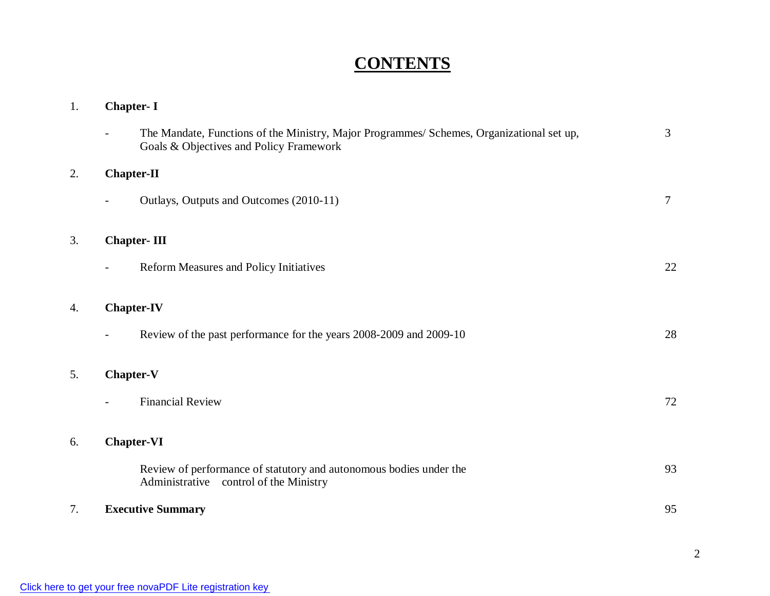# CONTENTS

| | | | |
|---|---|---|---|
| 1. | **Chapter- I** | | |
| | - | The Mandate, Functions of the Ministry, Major Programmes/ Schemes, Organizational set up, Goals & Objectives and Policy Framework | 3 |
| 2. | **Chapter-II** | | |
| | - | Outlays, Outputs and Outcomes (2010-11) | 7 |
| 3. | **Chapter- III** | | |
| | - | Reform Measures and Policy Initiatives | 22 |
| 4. | **Chapter-IV** | | |
| | - | Review of the past performance for the years 2008-2009 and 2009-10 | 28 |
| 5. | **Chapter-V** | | |
| | - | Financial Review | 72 |
| 6. | **Chapter-VI** | | |
| | | Review of performance of statutory and autonomous bodies under the Administrative control of the Ministry | 93 |
| 7. | **Executive Summary** | | 95 |

Click here to get your free novaPDF Lite registration key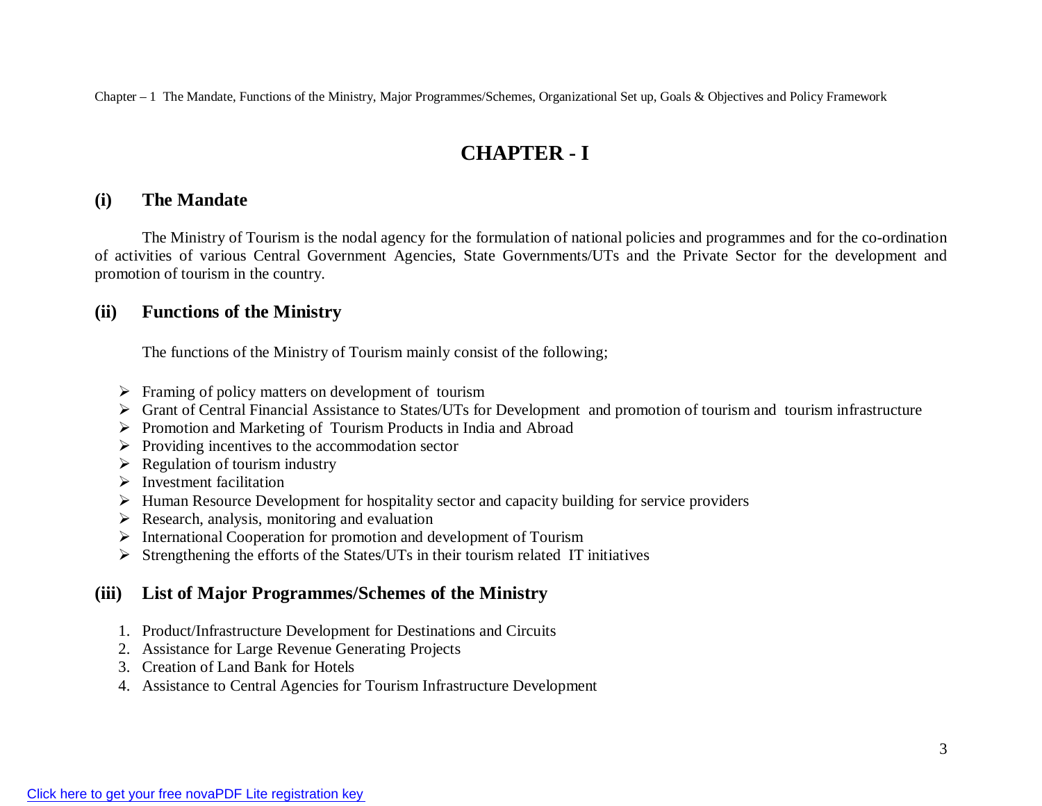# CHAPTER - I

## (i) The Mandate

The Ministry of Tourism is the nodal agency for the formulation of national policies and programmes and for the co-ordination of activities of various Central Government Agencies, State Governments/UTs and the Private Sector for the development and promotion of tourism in the country.

## (ii) Functions of the Ministry

The functions of the Ministry of Tourism mainly consist of the following;

- Framing of policy matters on development of tourism
- Grant of Central Financial Assistance to States/UTs for Development and promotion of tourism and tourism infrastructure
- Promotion and Marketing of Tourism Products in India and Abroad
- Providing incentives to the accommodation sector
- Regulation of tourism industry
- Investment facilitation
- Human Resource Development for hospitality sector and capacity building for service providers
- Research, analysis, monitoring and evaluation
- International Cooperation for promotion and development of Tourism
- Strengthening the efforts of the States/UTs in their tourism related IT initiatives

## (iii) List of Major Programmes/Schemes of the Ministry

1. Product/Infrastructure Development for Destinations and Circuits
2. Assistance for Large Revenue Generating Projects
3. Creation of Land Bank for Hotels
4. Assistance to Central Agencies for Tourism Infrastructure Development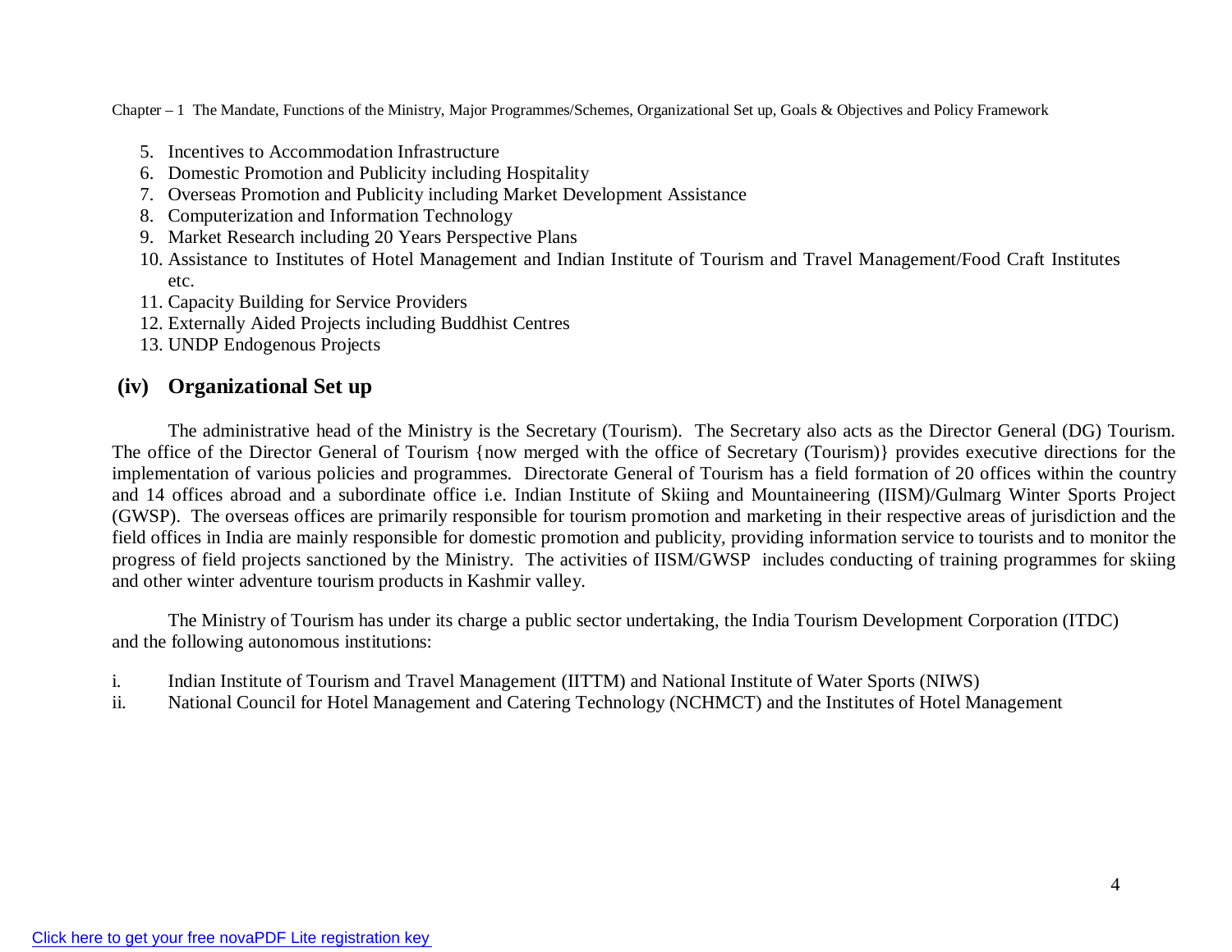5. Incentives to Accommodation Infrastructure
6. Domestic Promotion and Publicity including Hospitality
7. Overseas Promotion and Publicity including Market Development Assistance
8. Computerization and Information Technology
9. Market Research including 20 Years Perspective Plans
10. Assistance to Institutes of Hotel Management and Indian Institute of Tourism and Travel Management/Food Craft Institutes etc.
11. Capacity Building for Service Providers
12. Externally Aided Projects including Buddhist Centres
13. UNDP Endogenous Projects

## (iv) Organizational Set up

The administrative head of the Ministry is the Secretary (Tourism). The Secretary also acts as the Director General (DG) Tourism. The office of the Director General of Tourism {now merged with the office of Secretary (Tourism)} provides executive directions for the implementation of various policies and programmes. Directorate General of Tourism has a field formation of 20 offices within the country and 14 offices abroad and a subordinate office i.e. Indian Institute of Skiing and Mountaineering (IISM)/Gulmarg Winter Sports Project (GWSP). The overseas offices are primarily responsible for tourism promotion and marketing in their respective areas of jurisdiction and the field offices in India are mainly responsible for domestic promotion and publicity, providing information service to tourists and to monitor the progress of field projects sanctioned by the Ministry. The activities of IISM/GWSP includes conducting of training programmes for skiing and other winter adventure tourism products in Kashmir valley.

The Ministry of Tourism has under its charge a public sector undertaking, the India Tourism Development Corporation (ITDC) and the following autonomous institutions:

i. Indian Institute of Tourism and Travel Management (IITTM) and National Institute of Water Sports (NIWS)
ii. National Council for Hotel Management and Catering Technology (NCHMCT) and the Institutes of Hotel Management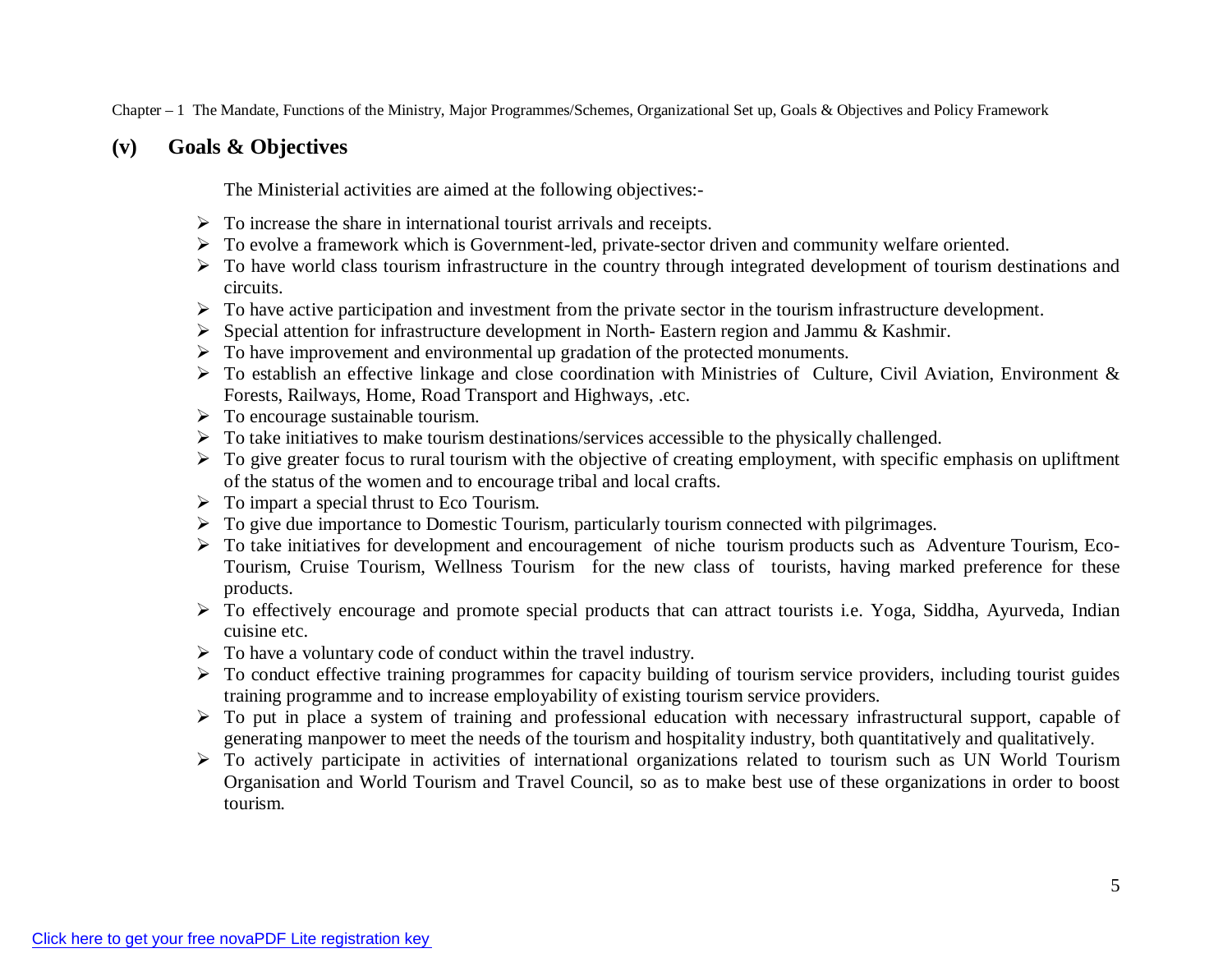## (v) Goals & Objectives

The Ministerial activities are aimed at the following objectives:-

- To increase the share in international tourist arrivals and receipts.
- To evolve a framework which is Government-led, private-sector driven and community welfare oriented.
- To have world class tourism infrastructure in the country through integrated development of tourism destinations and circuits.
- To have active participation and investment from the private sector in the tourism infrastructure development.
- Special attention for infrastructure development in North- Eastern region and Jammu & Kashmir.
- To have improvement and environmental up gradation of the protected monuments.
- To establish an effective linkage and close coordination with Ministries of Culture, Civil Aviation, Environment & Forests, Railways, Home, Road Transport and Highways, .etc.
- To encourage sustainable tourism.
- To take initiatives to make tourism destinations/services accessible to the physically challenged.
- To give greater focus to rural tourism with the objective of creating employment, with specific emphasis on upliftment of the status of the women and to encourage tribal and local crafts.
- To impart a special thrust to Eco Tourism.
- To give due importance to Domestic Tourism, particularly tourism connected with pilgrimages.
- To take initiatives for development and encouragement of niche tourism products such as Adventure Tourism, Eco-Tourism, Cruise Tourism, Wellness Tourism for the new class of tourists, having marked preference for these products.
- To effectively encourage and promote special products that can attract tourists i.e. Yoga, Siddha, Ayurveda, Indian cuisine etc.
- To have a voluntary code of conduct within the travel industry.
- To conduct effective training programmes for capacity building of tourism service providers, including tourist guides training programme and to increase employability of existing tourism service providers.
- To put in place a system of training and professional education with necessary infrastructural support, capable of generating manpower to meet the needs of the tourism and hospitality industry, both quantitatively and qualitatively.
- To actively participate in activities of international organizations related to tourism such as UN World Tourism Organisation and World Tourism and Travel Council, so as to make best use of these organizations in order to boost tourism.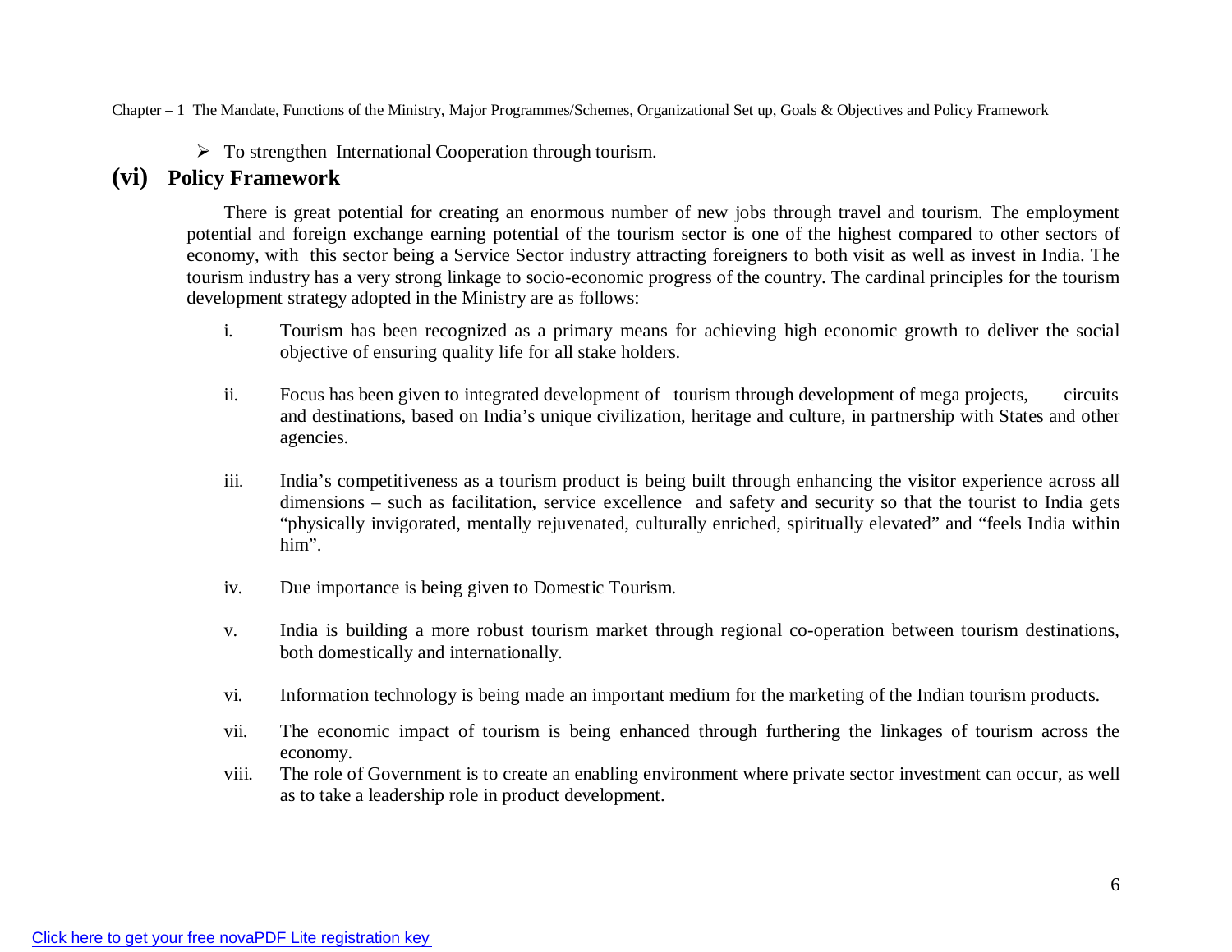- To strengthen International Cooperation through tourism.

## (vi) Policy Framework

There is great potential for creating an enormous number of new jobs through travel and tourism. The employment potential and foreign exchange earning potential of the tourism sector is one of the highest compared to other sectors of economy, with this sector being a Service Sector industry attracting foreigners to both visit as well as invest in India. The tourism industry has a very strong linkage to socio-economic progress of the country. The cardinal principles for the tourism development strategy adopted in the Ministry are as follows:

i. Tourism has been recognized as a primary means for achieving high economic growth to deliver the social objective of ensuring quality life for all stake holders.

ii. Focus has been given to integrated development of tourism through development of mega projects, circuits and destinations, based on India's unique civilization, heritage and culture, in partnership with States and other agencies.

iii. India's competitiveness as a tourism product is being built through enhancing the visitor experience across all dimensions – such as facilitation, service excellence and safety and security so that the tourist to India gets "physically invigorated, mentally rejuvenated, culturally enriched, spiritually elevated" and "feels India within him".

iv. Due importance is being given to Domestic Tourism.

v. India is building a more robust tourism market through regional co-operation between tourism destinations, both domestically and internationally.

vi. Information technology is being made an important medium for the marketing of the Indian tourism products.

vii. The economic impact of tourism is being enhanced through furthering the linkages of tourism across the economy.

viii. The role of Government is to create an enabling environment where private sector investment can occur, as well as to take a leadership role in product development.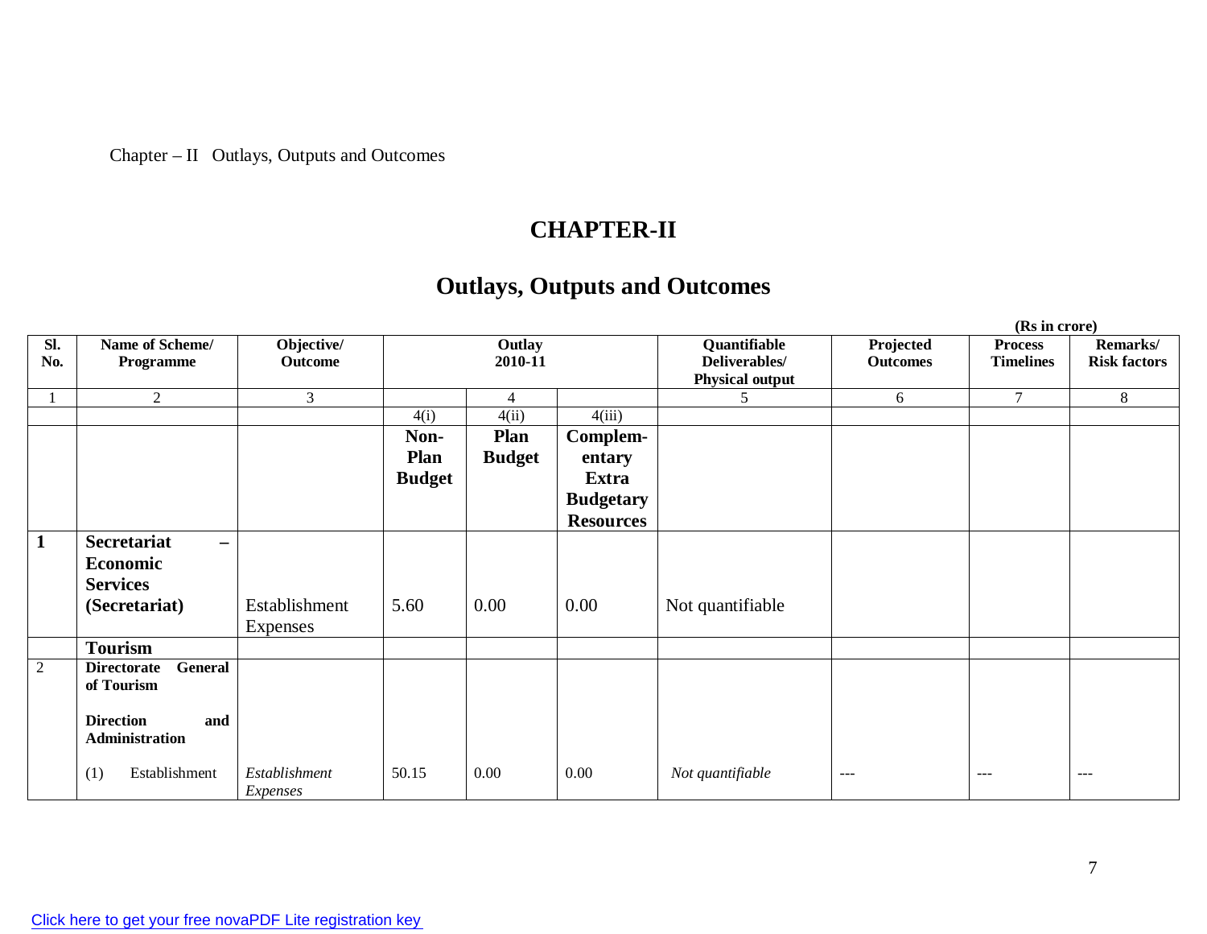# CHAPTER-II

## Outlays, Outputs and Outcomes

(Rs in crore)

| Sl. No. | Name of Scheme/ Programme | Objective/ Outcome | Outlay 2010-11 | | | Quantifiable Deliverables/ Physical output | Projected Outcomes | Process Timelines | Remarks/ Risk factors |
|---|---|---|---|---|---|---|---|---|---|
| 1 | 2 | 3 | | 4 | | 5 | 6 | 7 | 8 |
| | | | 4(i) | 4(ii) | 4(iii) | | | | |
| | | | **Non-Plan Budget** | **Plan Budget** | **Complem-entary Extra Budgetary Resources** | | | | |
| **1** | **Secretariat – Economic Services (Secretariat)** | Establishment Expenses | 5.60 | 0.00 | 0.00 | Not quantifiable | | | |
| | **Tourism** | | | | | | | | |
| 2 | **Directorate General of Tourism**<br><br>**Direction and Administration**<br><br>(1) Establishment | *Establishment Expenses* | 50.15 | 0.00 | 0.00 | *Not quantifiable* | --- | --- | --- |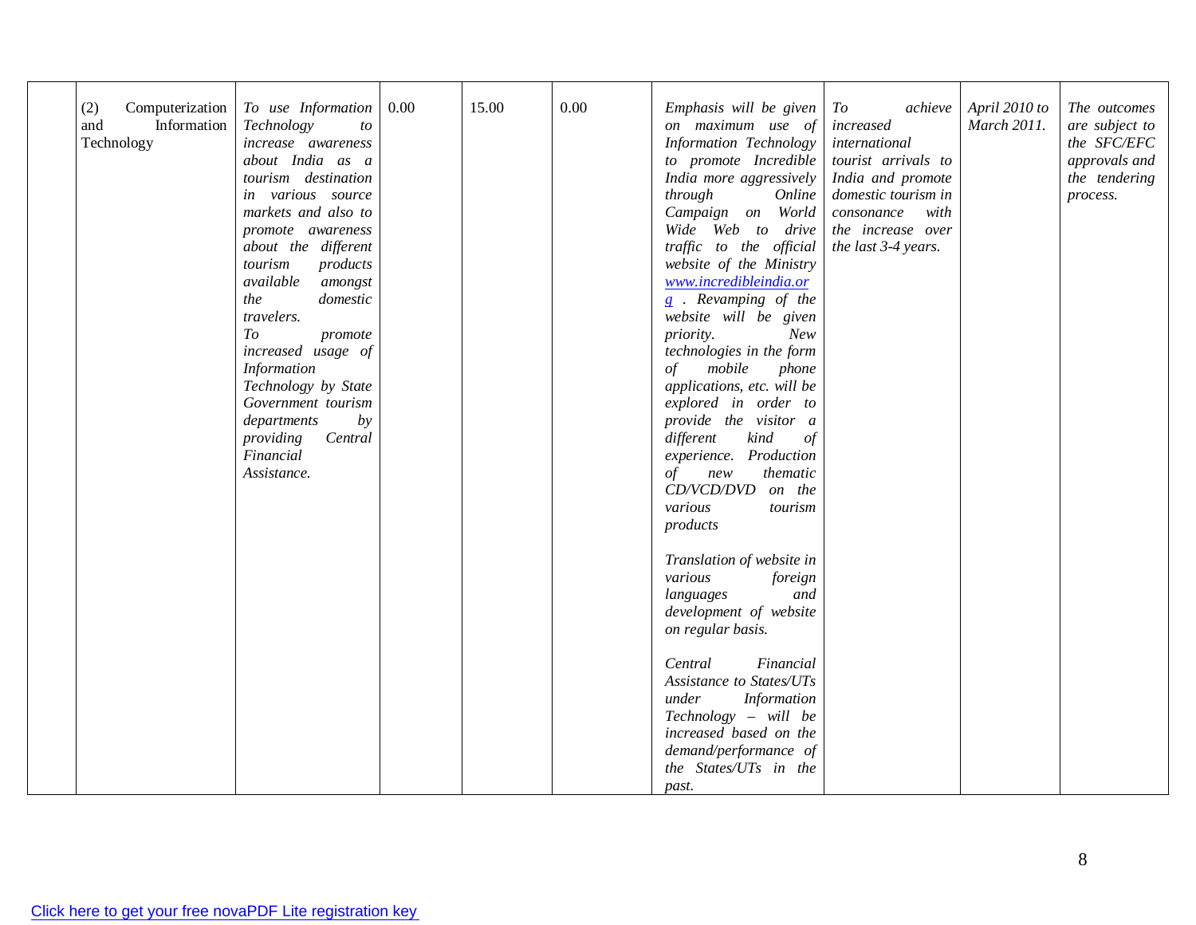| | | | | | | | | | |
|---|---|---|---|---|---|---|---|---|---|
| | (2) Computerization and Information Technology | *To use Information Technology to increase awareness about India as a tourism destination in various source markets and also to promote awareness about the different tourism products available amongst the domestic travelers.*<br>*To promote increased usage of Information Technology by State Government tourism departments by providing Central Financial Assistance.* | 0.00 | 15.00 | 0.00 | *Emphasis will be given on maximum use of Information Technology to promote Incredible India more aggressively through Online Campaign on World Wide Web to drive traffic to the official website of the Ministry* [*www.incredibleindia.org*](http://www.incredibleindia.org) *. Revamping of the website will be given priority. New technologies in the form of mobile phone applications, etc. will be explored in order to provide the visitor a different kind of experience. Production of new thematic CD/VCD/DVD on the various tourism products*<br><br>*Translation of website in various foreign languages and development of website on regular basis.*<br><br>*Central Financial Assistance to States/UTs under Information Technology – will be increased based on the demand/performance of the States/UTs in the past.* | *To achieve increased international tourist arrivals to India and promote domestic tourism in consonance with the increase over the last 3-4 years.* | *April 2010 to March 2011.* | *The outcomes are subject to the SFC/EFC approvals and the tendering process.* |

Click here to get your free novaPDF Lite registration key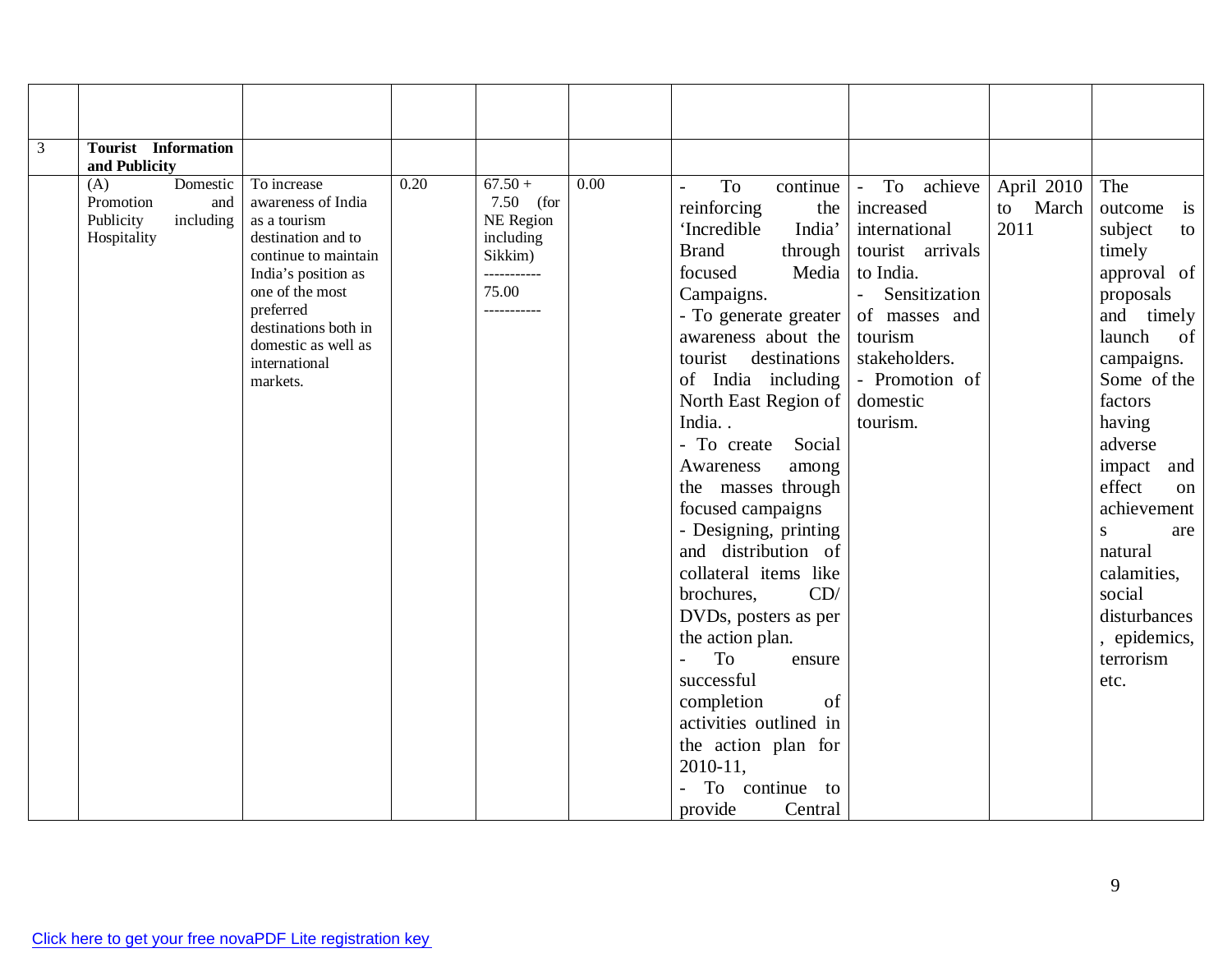| | | | | | | | | | |
|---|---|---|---|---|---|---|---|---|---|
| 3 | **Tourist Information and Publicity** | | | | | | | | |
| | (A) Domestic Promotion and Publicity including Hospitality | To increase awareness of India as a tourism destination and to continue to maintain India's position as one of the most preferred destinations both in domestic as well as international markets. | 0.20 | 67.50 + 7.50 (for NE Region including Sikkim) ----------- 75.00 ----------- | 0.00 | - To continue reinforcing the 'Incredible India' Brand through focused Media Campaigns. - To generate greater awareness about the tourist destinations of India including North East Region of India. . - To create Social Awareness among the masses through focused campaigns - Designing, printing and distribution of collateral items like brochures, CD/ DVDs, posters as per the action plan. - To ensure successful completion of activities outlined in the action plan for 2010-11, - To continue to provide Central | - To achieve increased international tourist arrivals to India. - Sensitization of masses and tourism stakeholders. - Promotion of domestic tourism. | April 2010 to March 2011 | The outcome is subject to timely approval of proposals and timely launch of campaigns. Some of the factors having adverse impact and effect on achievements are natural calamities, social disturbances, epidemics, terrorism etc. |

Click here to get your free novaPDF Lite registration key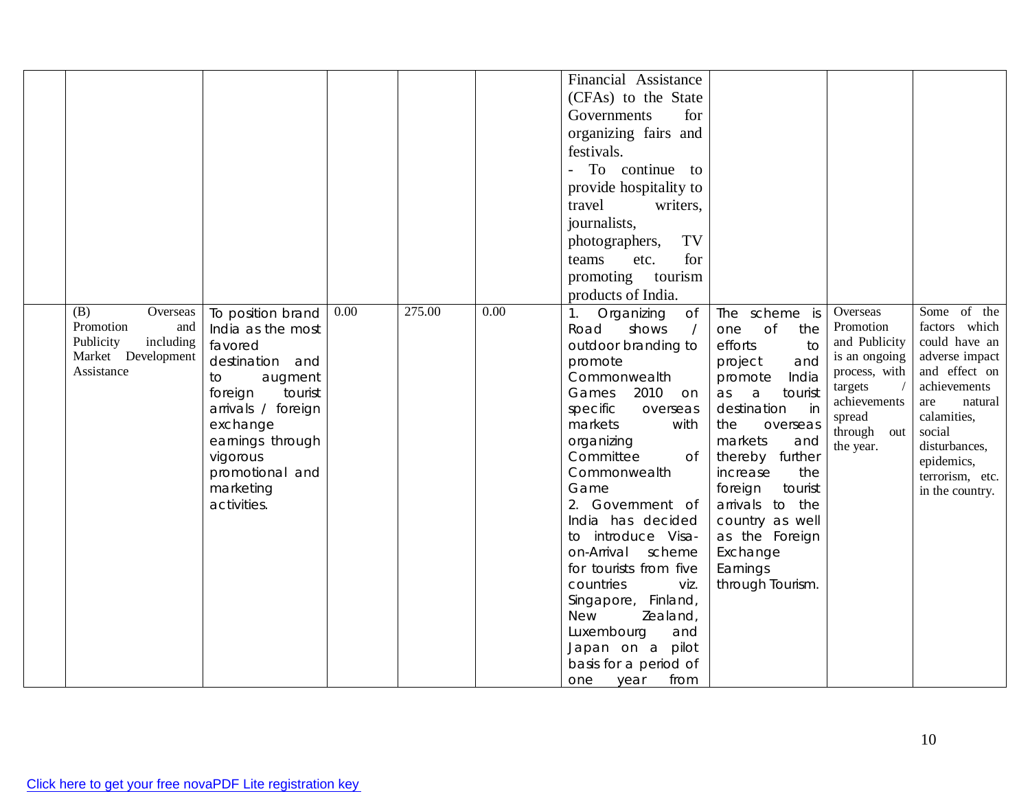| | | | | | | | | | |
|---|---|---|---|---|---|---|---|---|---|
| | | | | | | Financial Assistance (CFAs) to the State Governments for organizing fairs and festivals.<br>- To continue to provide hospitality to travel writers, journalists, photographers, TV teams etc. for promoting tourism products of India. | | | |
| | (B) Overseas Promotion and Publicity including Market Development Assistance | To position brand India as the most favored destination and to augment foreign tourist arrivals / foreign exchange earnings through vigorous promotional and marketing activities. | 0.00 | 275.00 | 0.00 | 1. Organizing of Road shows / outdoor branding to promote Commonwealth Games 2010 on specific overseas markets with organizing Committee of Commonwealth Game<br>2. Government of India has decided to introduce Visa-on-Arrival scheme for tourists from five countries viz. Singapore, Finland, New Zealand, Luxembourg and Japan on a pilot basis for a period of one year from | The scheme is one of the efforts to project and promote India as a tourist destination in the overseas markets and thereby further increase the foreign tourist arrivals to the country as well as the Foreign Exchange Earnings through Tourism. | Overseas Promotion and Publicity is an ongoing process, with targets / achievements spread through out the year. | Some of the factors which could have an adverse impact and effect on achievements are natural calamities, social disturbances, epidemics, terrorism, etc. in the country. |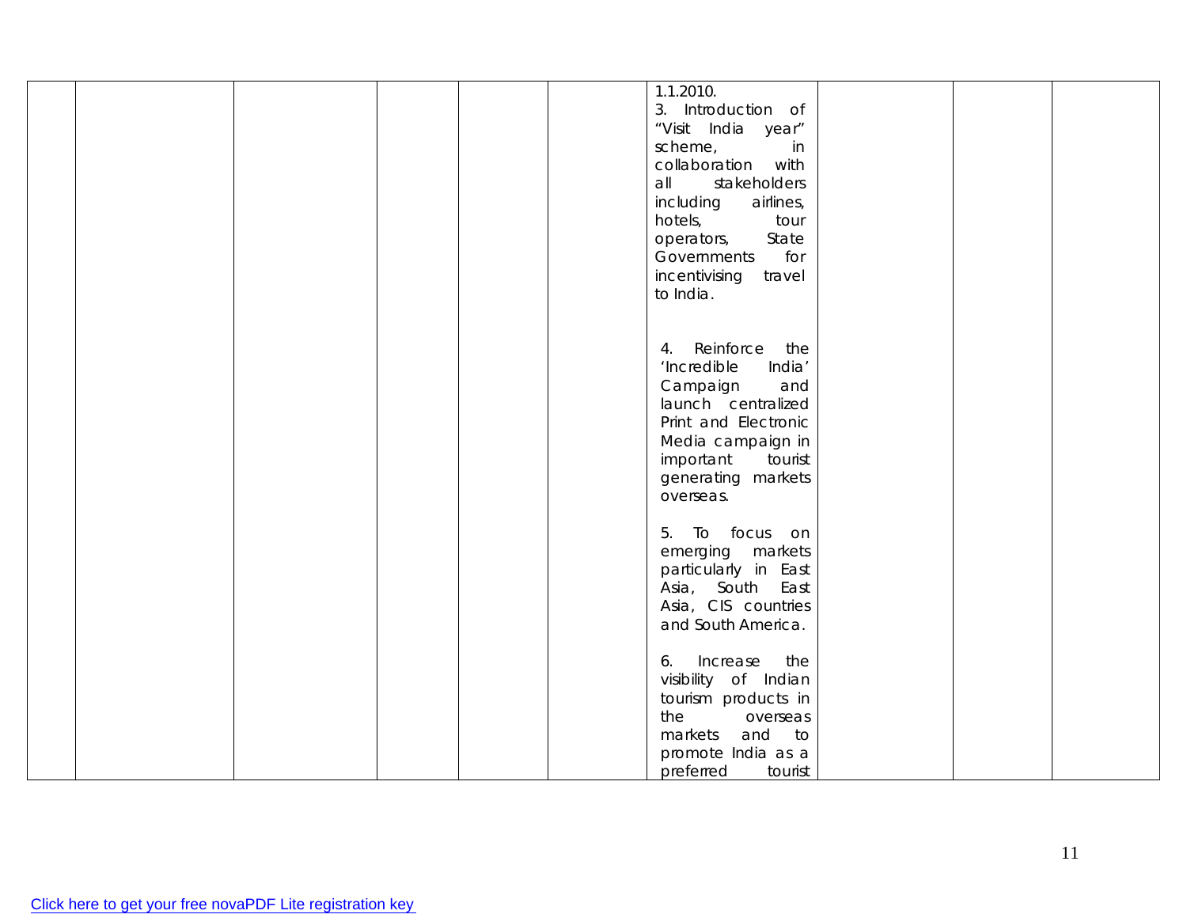| | | | | | | | | | |
|---|---|---|---|---|---|---|---|---|---|
| | | | | | | 1.1.2010.<br>3. Introduction of "Visit India year" scheme, in collaboration with all stakeholders including airlines, hotels, tour operators, State Governments for incentivising travel to India.<br><br>4. Reinforce the 'Incredible India' Campaign and launch centralized Print and Electronic Media campaign in important tourist generating markets overseas.<br><br>5. To focus on emerging markets particularly in East Asia, South East Asia, CIS countries and South America.<br><br>6. Increase the visibility of Indian tourism products in the overseas markets and to promote India as a preferred tourist | | | |

Click here to get your free novaPDF Lite registration key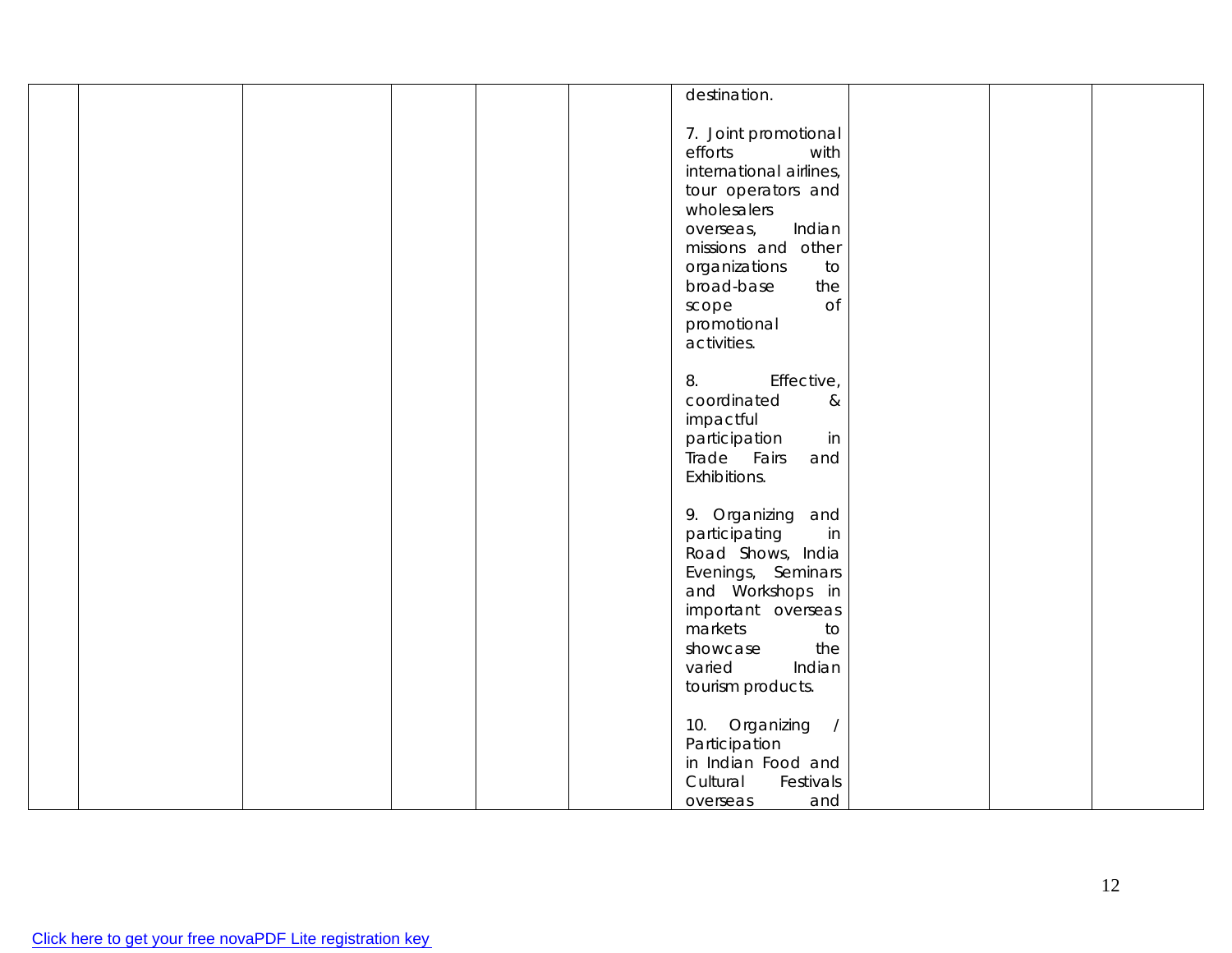| | | | | | | | | | |
|---|---|---|---|---|---|---|---|---|---|
| | | | | | | destination.<br><br>7. Joint promotional efforts with international airlines, tour operators and wholesalers overseas, Indian missions and other organizations to broad-base the scope of promotional activities.<br><br>8. Effective, coordinated & impactful participation in Trade Fairs and Exhibitions.<br><br>9. Organizing and participating in Road Shows, India Evenings, Seminars and Workshops in important overseas markets to showcase the varied Indian tourism products.<br><br>10. Organizing / Participation in Indian Food and Cultural Festivals overseas and | | | |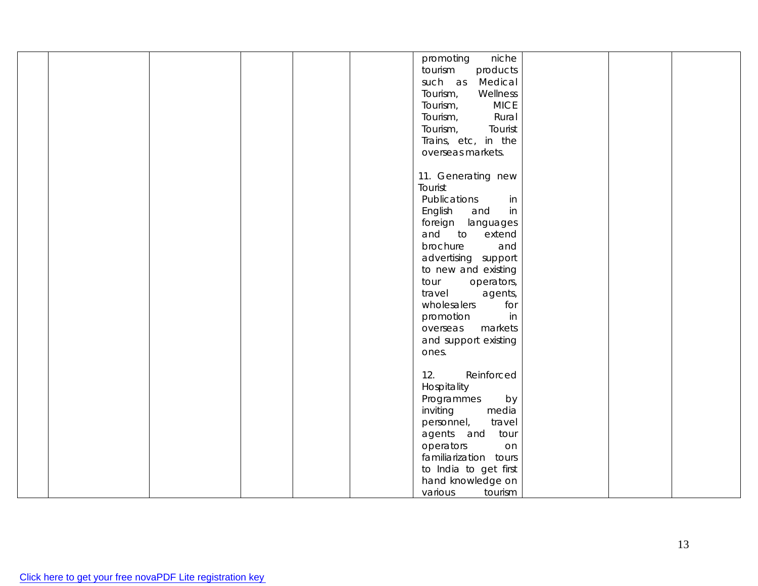| | | | | | | | | | |
|---|---|---|---|---|---|---|---|---|---|
| | | | | | | promoting niche tourism products such as Medical Tourism, Wellness Tourism, MICE Tourism, Rural Tourism, Tourist Trains, etc, in the overseas markets.<br><br>11. Generating new Tourist Publications in English and in foreign languages and to extend brochure and advertising support to new and existing tour operators, travel agents, wholesalers for promotion in overseas markets and support existing ones.<br><br>12. Reinforced Hospitality Programmes by inviting media personnel, travel agents and tour operators on familiarization tours to India to get first hand knowledge on various tourism | | | |

Click here to get your free novaPDF Lite registration key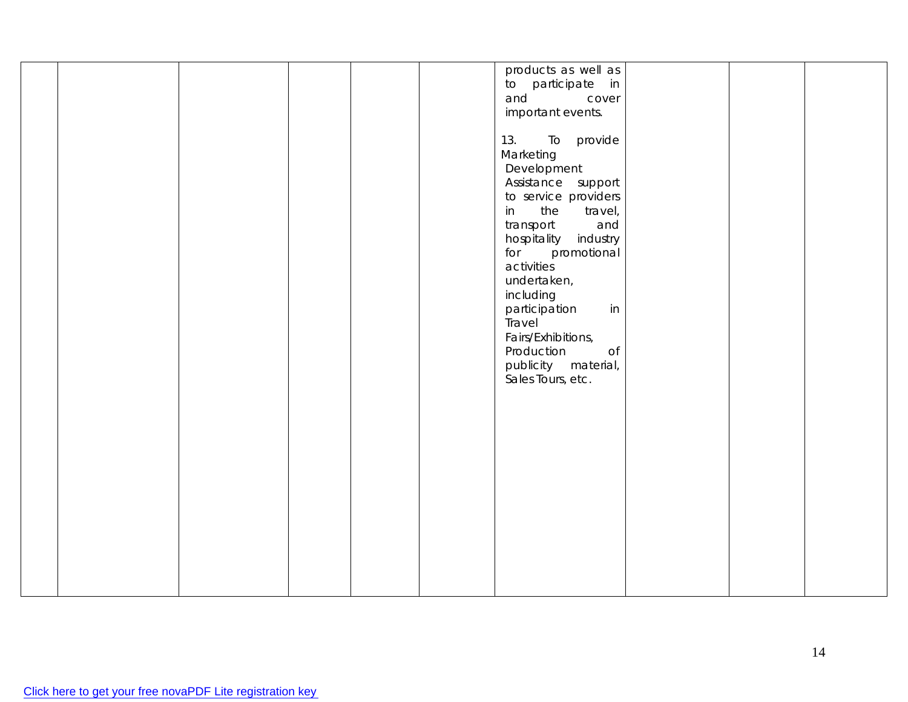|  |  |  |  |  |  |  |  |  |  |
|---|---|---|---|---|---|---|---|---|---|
|  |  |  |  |  |  | products as well as to participate in and cover important events.<br><br>13. To provide Marketing Development Assistance support to service providers in the travel, transport and hospitality industry for promotional activities undertaken, including participation in Travel Fairs/Exhibitions, Production of publicity material, Sales Tours, etc. |  |  |  |

Click here to get your free novaPDF Lite registration key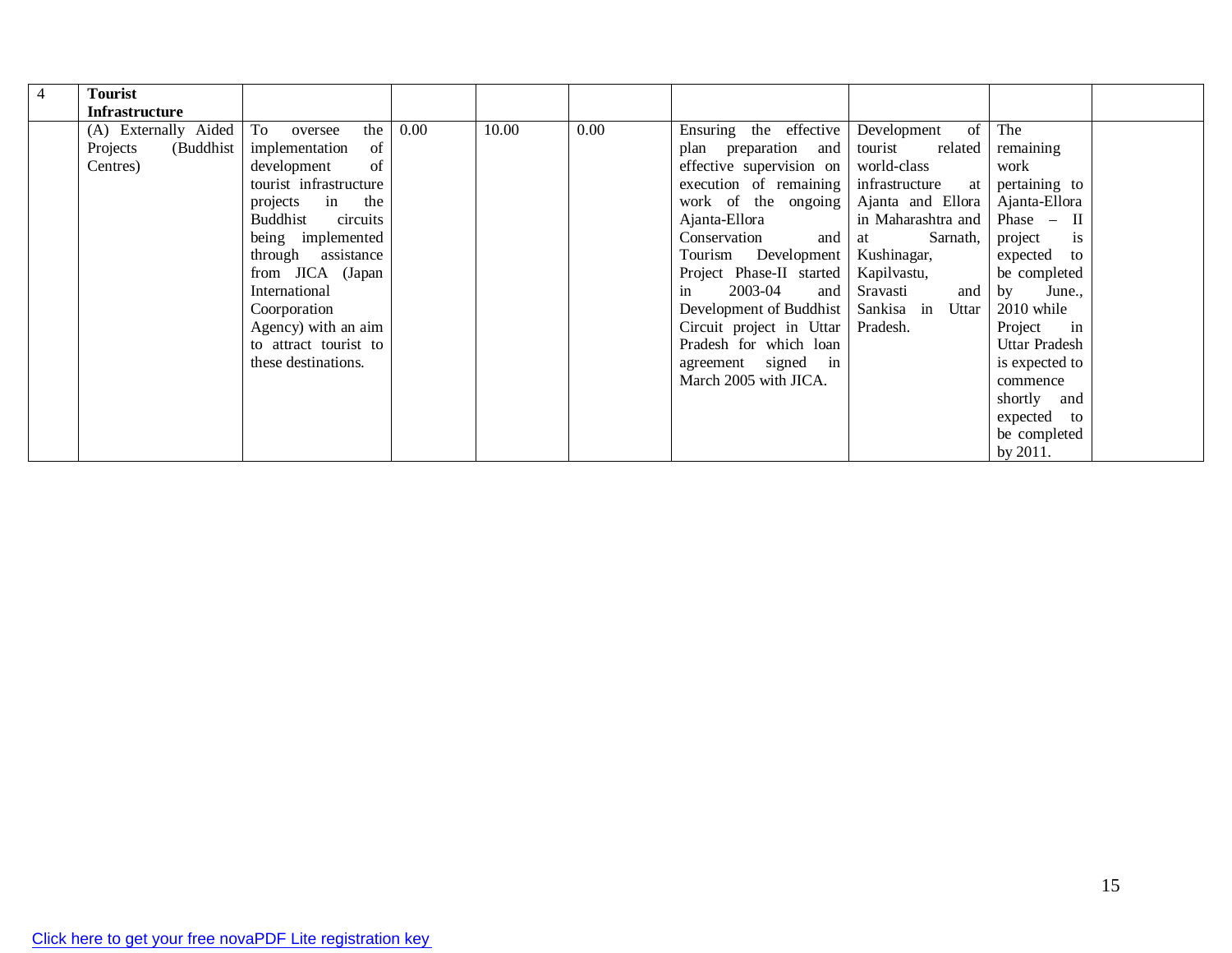| 4 | **Tourist Infrastructure** | | | | | | | | |
|---|---|---|---|---|---|---|---|---|---|
| | (A) Externally Aided Projects (Buddhist Centres) | To oversee the implementation of development of tourist infrastructure projects in the Buddhist circuits being implemented through assistance from JICA (Japan International Coorporation Agency) with an aim to attract tourist to these destinations. | 0.00 | 10.00 | 0.00 | Ensuring the effective plan preparation and effective supervision on execution of remaining work of the ongoing Ajanta-Ellora Conservation and Tourism Development Project Phase-II started in 2003-04 and Development of Buddhist Circuit project in Uttar Pradesh for which loan agreement signed in March 2005 with JICA. | Development of tourist related world-class infrastructure at Ajanta and Ellora in Maharashtra and at Sarnath, Kushinagar, Kapilvastu, Sravasti and Sankisa in Uttar Pradesh. | The remaining work pertaining to Ajanta-Ellora Phase – II project is expected to be completed by June., 2010 while Project in Uttar Pradesh is expected to commence shortly and expected to be completed by 2011. | |

Click here to get your free novaPDF Lite registration key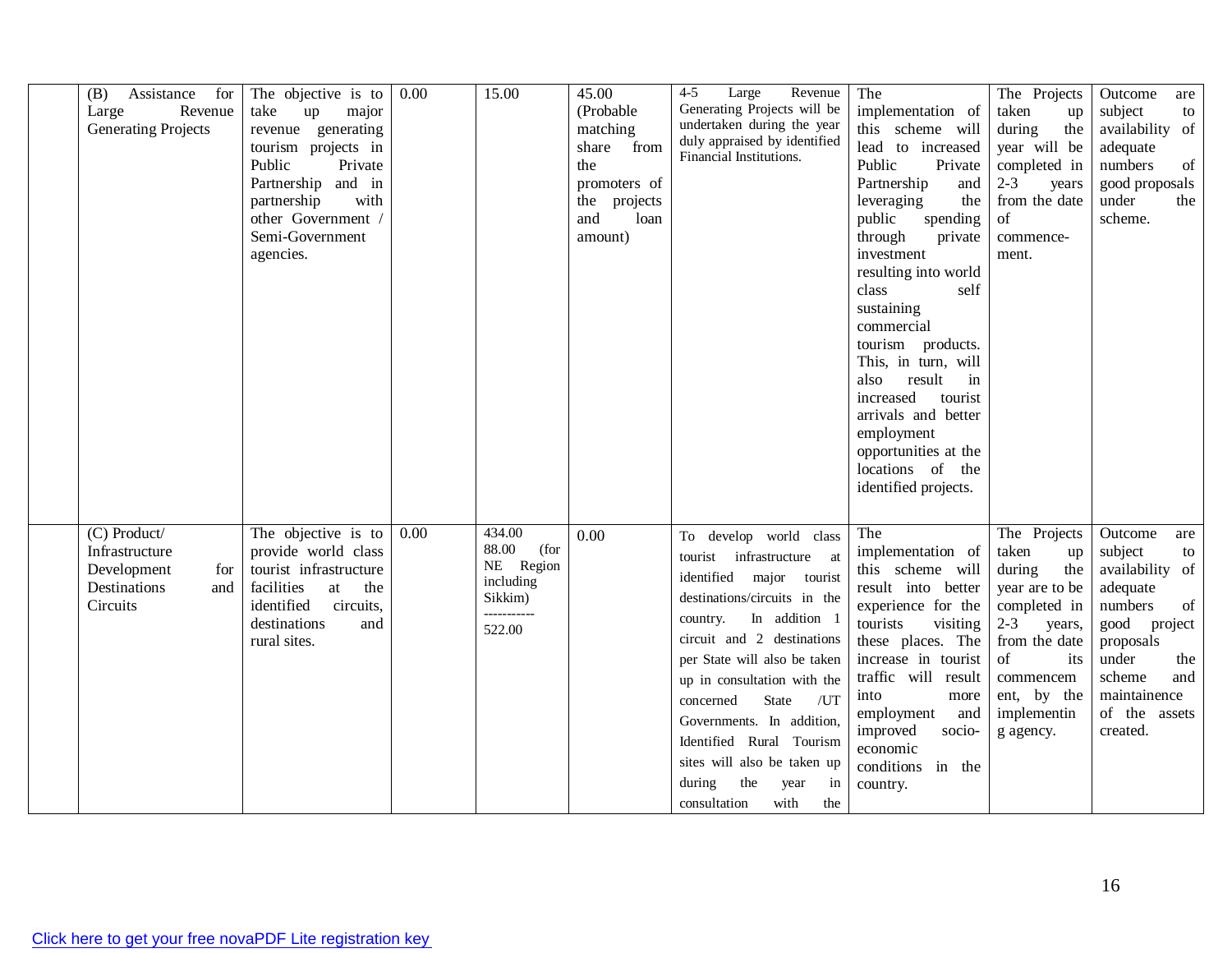| | | | | | | | | | |
|---|---|---|---|---|---|---|---|---|---|
| | (B) Assistance for Large Revenue Generating Projects | The objective is to take up major revenue generating tourism projects in Public Private Partnership and in partnership with other Government / Semi-Government agencies. | 0.00 | 15.00 | 45.00 (Probable matching share from the promoters of the projects and loan amount) | 4-5 Large Revenue Generating Projects will be undertaken during the year duly appraised by identified Financial Institutions. | The implementation of this scheme will lead to increased Public Private Partnership and leveraging the public spending through private investment resulting into world class self sustaining commercial tourism products. This, in turn, will also result in increased tourist arrivals and better employment opportunities at the locations of the identified projects. | The Projects taken up during the year will be completed in 2-3 years from the date of commence-ment. | Outcome are subject to availability of adequate numbers of good proposals under the scheme. |
| | (C) Product/ Infrastructure Development for Destinations and Circuits | The objective is to provide world class tourist infrastructure facilities at the identified circuits, destinations and rural sites. | 0.00 | 434.00<br>88.00 (for NE Region including Sikkim)<br>-----------<br>522.00 | 0.00 | To develop world class tourist infrastructure at identified major tourist destinations/circuits in the country. In addition 1 circuit and 2 destinations per State will also be taken up in consultation with the concerned State /UT Governments. In addition, Identified Rural Tourism sites will also be taken up during the year in consultation with the | The implementation of this scheme will result into better experience for the tourists visiting these places. The increase in tourist traffic will result into more employment and improved socio-economic conditions in the country. | The Projects taken up during the year are to be completed in 2-3 years, from the date of its commencem ent, by the implementin g agency. | Outcome are subject to availability of adequate numbers of good project proposals under the scheme and maintainence of the assets created. |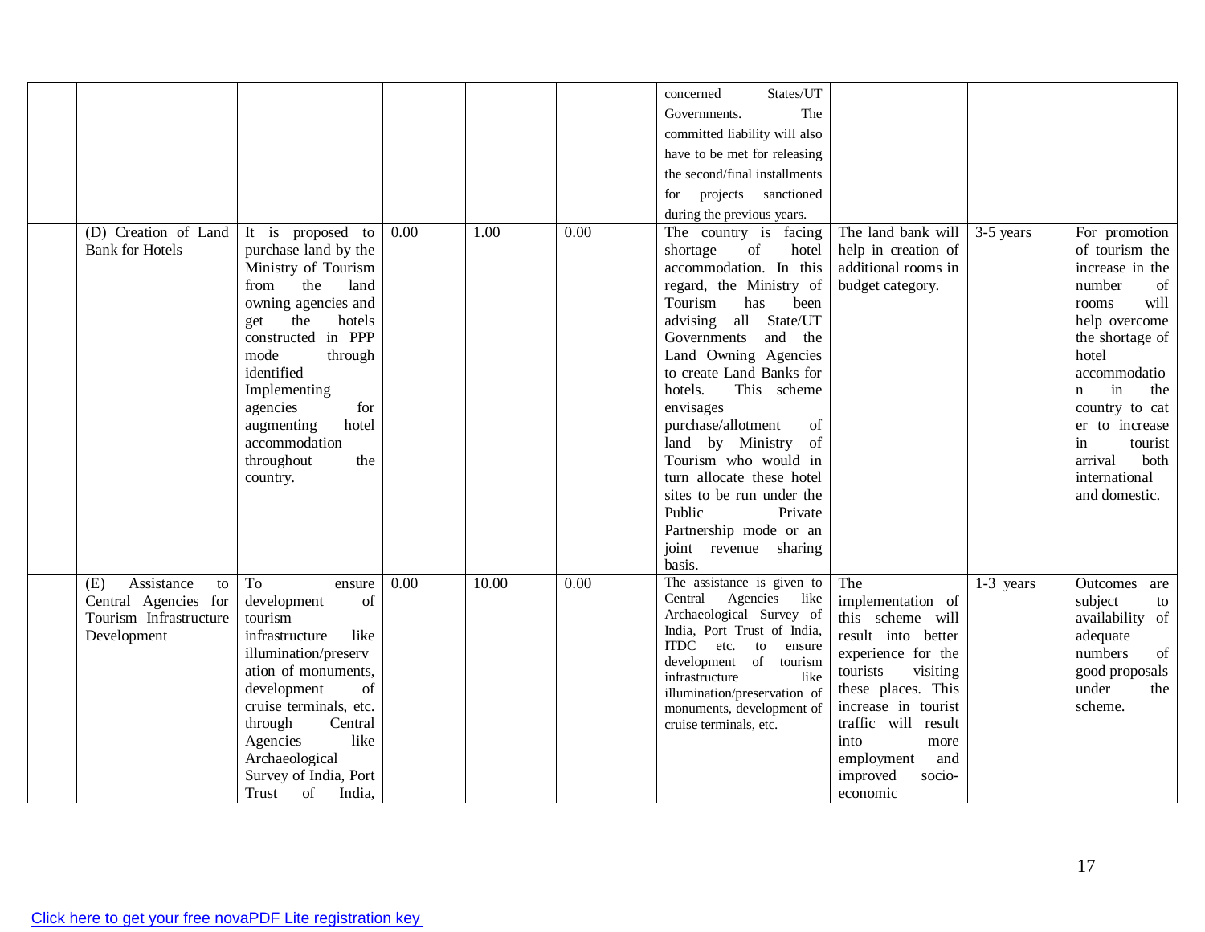| | | | | | | | | |
|---|---|---|---|---|---|---|---|---|
| | | | | | concerned States/UT Governments. The committed liability will also have to be met for releasing the second/final installments for projects sanctioned during the previous years. | | | |
| | (D) Creation of Land Bank for Hotels | It is proposed to purchase land by the Ministry of Tourism from the land owning agencies and get the hotels constructed in PPP mode through identified Implementing agencies for augmenting hotel accommodation throughout the country. | 0.00 | 1.00 | 0.00 | The country is facing shortage of hotel accommodation. In this regard, the Ministry of Tourism has been advising all State/UT Governments and the Land Owning Agencies to create Land Banks for hotels. This scheme envisages purchase/allotment of land by Ministry of Tourism who would in turn allocate these hotel sites to be run under the Public Private Partnership mode or an joint revenue sharing basis. | The land bank will help in creation of additional rooms in budget category. | 3-5 years | For promotion of tourism the increase in the number of rooms will help overcome the shortage of hotel accommodation in the country to cat er to increase in tourist arrival both international and domestic. |
| | (E) Assistance to Central Agencies for Tourism Infrastructure Development | To ensure development of tourism infrastructure like illumination/preservation of monuments, development of cruise terminals, etc. through Central Agencies like Archaeological Survey of India, Port Trust of India, | 0.00 | 10.00 | 0.00 | The assistance is given to Central Agencies like Archaeological Survey of India, Port Trust of India, ITDC etc. to ensure development of tourism infrastructure like illumination/preservation of monuments, development of cruise terminals, etc. | The implementation of this scheme will result into better experience for the tourists visiting these places. This increase in tourist traffic will result into more employment and improved socio-economic | 1-3 years | Outcomes are subject to availability of adequate numbers of good proposals under the scheme. |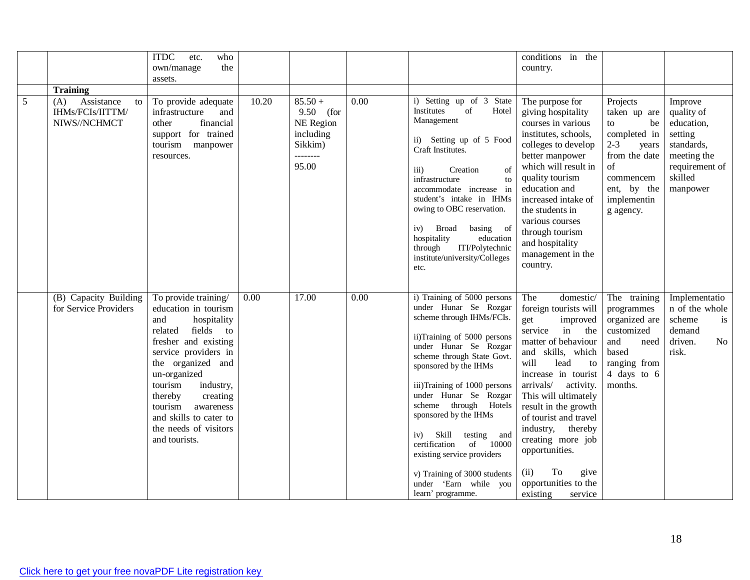| | | | | | | | | |
|---|---|---|---|---|---|---|---|---|
| | | ITDC etc. who own/manage the assets. | | | | | conditions in the country. | | |
| | **Training** | | | | | | | | |
| 5 | (A) Assistance to IHMs/FCIs/IITTM/ NIWS//NCHMCT | To provide adequate infrastructure and other financial support for trained tourism manpower resources. | 10.20 | 85.50 + 9.50 (for NE Region including Sikkim) -------- 95.00 | 0.00 | i) Setting up of 3 State Institutes of Hotel Management<br><br>ii) Setting up of 5 Food Craft Institutes.<br><br>iii) Creation of infrastructure to accommodate increase in student's intake in IHMs owing to OBC reservation.<br><br>iv) Broad basing of hospitality education through ITI/Polytechnic institute/university/Colleges etc. | The purpose for giving hospitality courses in various institutes, schools, colleges to develop better manpower which will result in quality tourism education and increased intake of the students in various courses through tourism and hospitality management in the country. | Projects taken up are to be completed in 2-3 years from the date of commencement, by the implementing agency. | Improve quality of education, setting standards, meeting the requirement of skilled manpower |
| | (B) Capacity Building for Service Providers | To provide training/ education in tourism and hospitality related fields to fresher and existing service providers in the organized and un-organized tourism industry, thereby creating tourism awareness and skills to cater to the needs of visitors and tourists. | 0.00 | 17.00 | 0.00 | i) Training of 5000 persons under Hunar Se Rozgar scheme through IHMs/FCIs.<br><br>ii)Training of 5000 persons under Hunar Se Rozgar scheme through State Govt. sponsored by the IHMs<br><br>iii)Training of 1000 persons under Hunar Se Rozgar scheme through Hotels sponsored by the IHMs<br><br>iv) Skill testing and certification of 10000 existing service providers<br><br>v) Training of 3000 students under 'Earn while you learn' programme. | The domestic/ foreign tourists will get improved service in the matter of behaviour and skills, which will lead to increase in tourist arrivals/ activity. This will ultimately result in the growth of tourist and travel industry, thereby creating more job opportunities.<br><br>(ii) To give opportunities to the existing service | The training programmes organized are customized and need based ranging from 4 days to 6 months. | Implementation of the whole scheme is demand driven. No risk. |

Click here to get your free novaPDF Lite registration key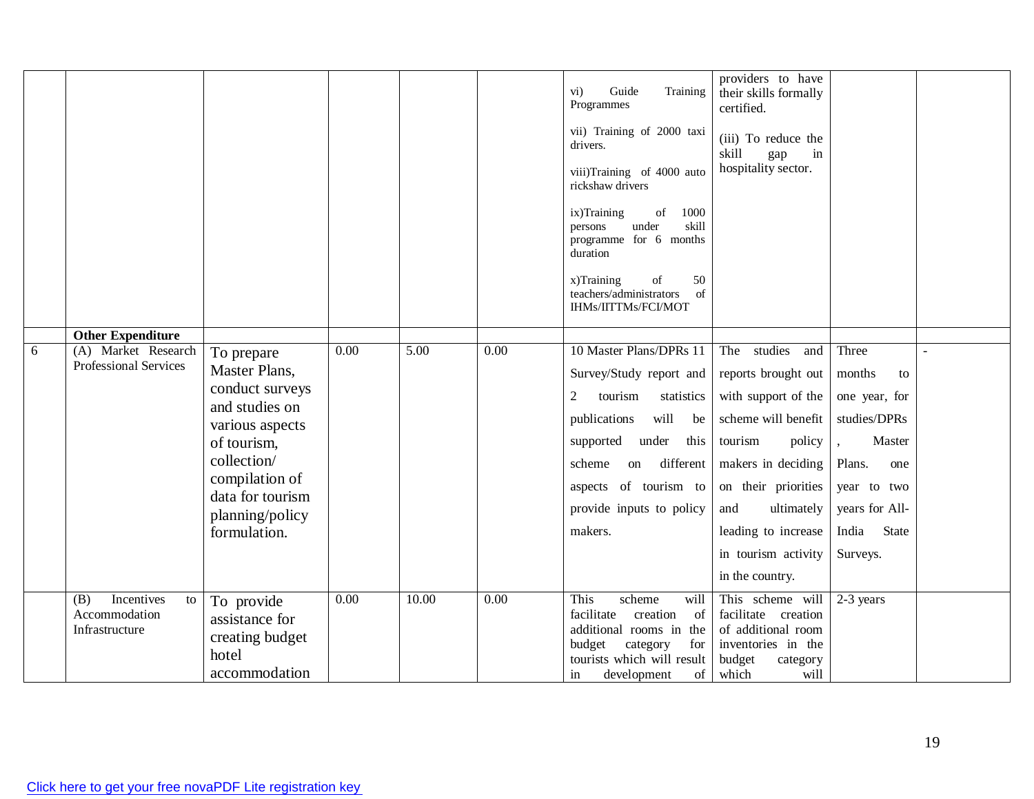| | | | | | | | | | |
|---|---|---|---|---|---|---|---|---|---|
| | | | | | | vi) Guide Training Programmes<br><br>vii) Training of 2000 taxi drivers.<br><br>viii)Training of 4000 auto rickshaw drivers<br><br>ix)Training of 1000 persons under skill programme for 6 months duration<br><br>x)Training of 50 teachers/administrators of IHMs/IITTMs/FCI/MOT | providers to have their skills formally certified.<br><br>(iii) To reduce the skill gap in hospitality sector. | | |
| | **Other Expenditure** | | | | | | | | |
| 6 | (A) Market Research Professional Services | To prepare Master Plans, conduct surveys and studies on various aspects of tourism, collection/ compilation of data for tourism planning/policy formulation. | 0.00 | 5.00 | 0.00 | 10 Master Plans/DPRs 11 Survey/Study report and 2 tourism statistics publications will be supported under this scheme on different aspects of tourism to provide inputs to policy makers. | The studies and reports brought out with support of the scheme will benefit tourism policy makers in deciding on their priorities and ultimately leading to increase in tourism activity in the country. | Three months to one year, for studies/DPRs , Master Plans. one year to two years for All-India State Surveys. | - |
| | (B) Incentives to Accommodation Infrastructure | To provide assistance for creating budget hotel accommodation | 0.00 | 10.00 | 0.00 | This scheme will facilitate creation of additional rooms in the budget category for tourists which will result in development of | This scheme will facilitate creation of additional room inventories in the budget category which will | 2-3 years | |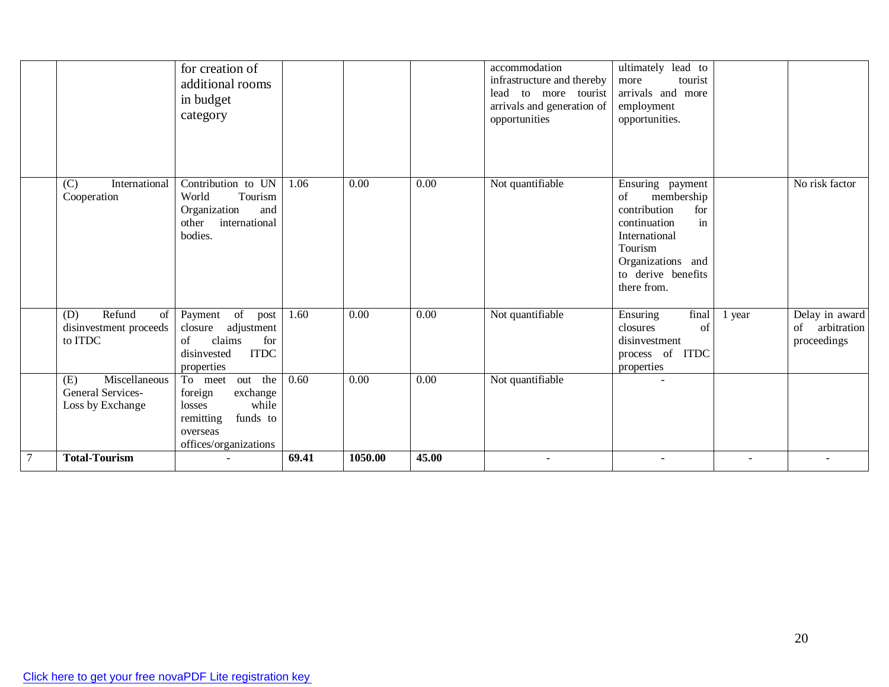| | | | | | | | | | |
|---|---|---|---|---|---|---|---|---|---|
| | | for creation of additional rooms in budget category | | | | accommodation infrastructure and thereby lead to more tourist arrivals and generation of opportunities | ultimately lead to more tourist arrivals and more employment opportunities. | | |
| | (C) International Cooperation | Contribution to UN World Tourism Organization and other international bodies. | 1.06 | 0.00 | 0.00 | Not quantifiable | Ensuring payment of membership contribution for continuation in International Tourism Organizations and to derive benefits there from. | | No risk factor |
| | (D) Refund of disinvestment proceeds to ITDC | Payment of post closure adjustment of claims for disinvested ITDC properties | 1.60 | 0.00 | 0.00 | Not quantifiable | Ensuring final closures of disinvestment process of ITDC properties | 1 year | Delay in award of arbitration proceedings |
| | (E) Miscellaneous General Services-Loss by Exchange | To meet out the foreign exchange losses while remitting funds to overseas offices/organizations | 0.60 | 0.00 | 0.00 | Not quantifiable | - | | |
| 7 | **Total-Tourism** | - | **69.41** | **1050.00** | **45.00** | - | - | - | - |

Click here to get your free novaPDF Lite registration key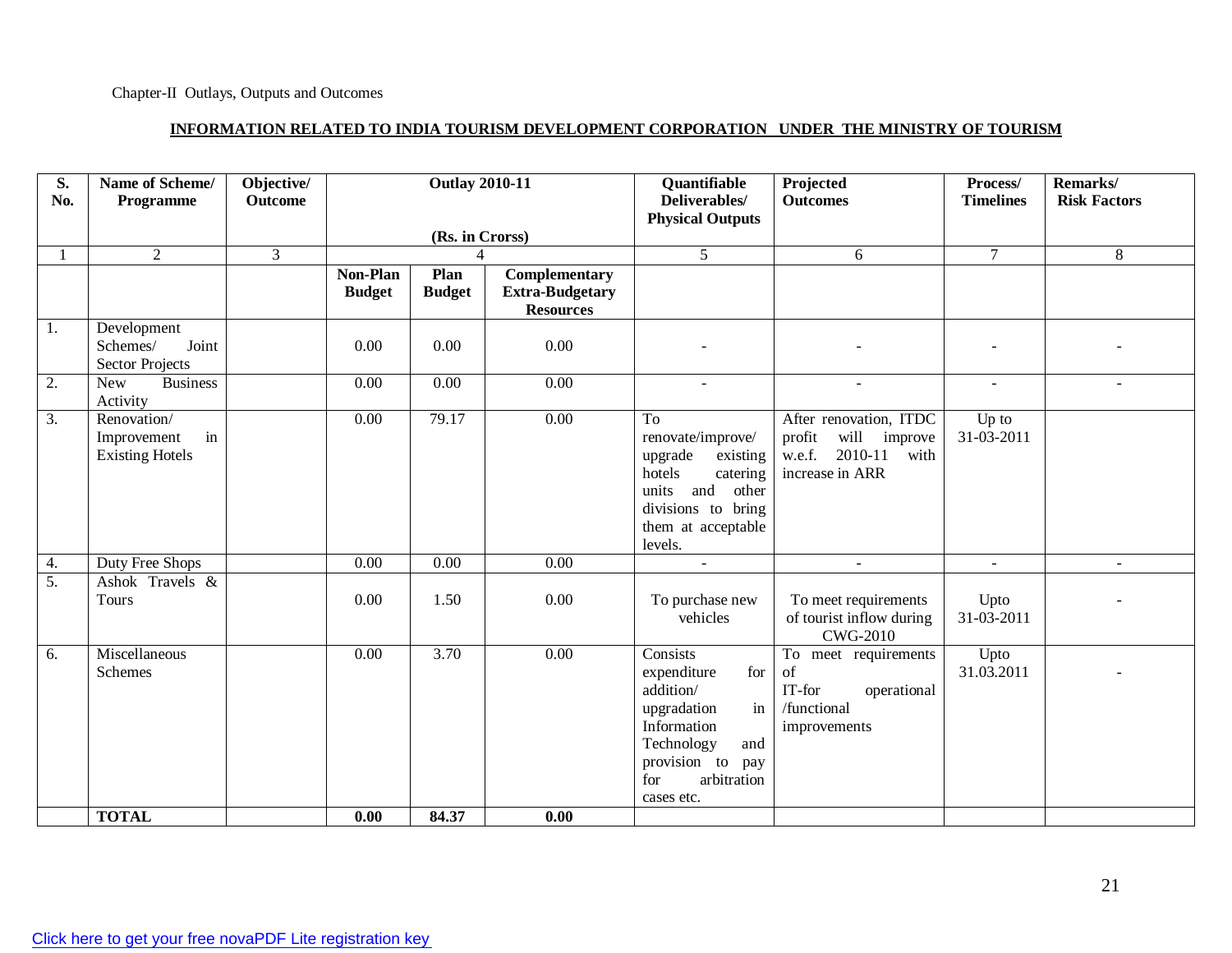Chapter-II Outlays, Outputs and Outcomes

**INFORMATION RELATED TO INDIA TOURISM DEVELOPMENT CORPORATION UNDER THE MINISTRY OF TOURISM**

| S. No. | Name of Scheme/ Programme | Objective/ Outcome | Outlay 2010-11 (Rs. in Crorss) | | | Quantifiable Deliverables/ Physical Outputs | Projected Outcomes | Process/ Timelines | Remarks/ Risk Factors |
|---|---|---|---|---|---|---|---|---|---|
| 1 | 2 | 3 | 4 | | | 5 | 6 | 7 | 8 |
| | | | **Non-Plan Budget** | **Plan Budget** | **Complementary Extra-Budgetary Resources** | | | | |
| 1. | Development Schemes/ Joint Sector Projects | | 0.00 | 0.00 | 0.00 | - | - | - | - |
| 2. | New Business Activity | | 0.00 | 0.00 | 0.00 | - | - | - | - |
| 3. | Renovation/ Improvement in Existing Hotels | | 0.00 | 79.17 | 0.00 | To renovate/improve/ upgrade existing hotels catering units and other divisions to bring them at acceptable levels. | After renovation, ITDC profit will improve w.e.f. 2010-11 with increase in ARR | Up to 31-03-2011 | |
| 4. | Duty Free Shops | | 0.00 | 0.00 | 0.00 | - | - | - | - |
| 5. | Ashok Travels & Tours | | 0.00 | 1.50 | 0.00 | To purchase new vehicles | To meet requirements of tourist inflow during CWG-2010 | Upto 31-03-2011 | - |
| 6. | Miscellaneous Schemes | | 0.00 | 3.70 | 0.00 | Consists expenditure for addition/ upgradation in Information Technology and provision to pay for arbitration cases etc. | To meet requirements of IT-for operational /functional improvements | Upto 31.03.2011 | - |
| | **TOTAL** | | **0.00** | **84.37** | **0.00** | | | | |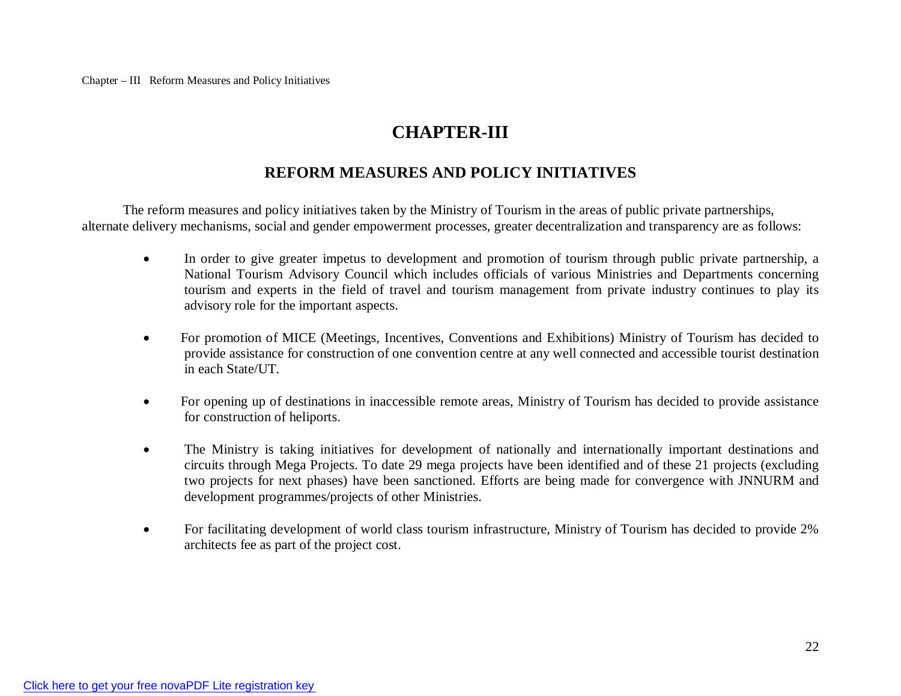# CHAPTER-III

## REFORM MEASURES AND POLICY INITIATIVES

The reform measures and policy initiatives taken by the Ministry of Tourism in the areas of public private partnerships, alternate delivery mechanisms, social and gender empowerment processes, greater decentralization and transparency are as follows:

- In order to give greater impetus to development and promotion of tourism through public private partnership, a National Tourism Advisory Council which includes officials of various Ministries and Departments concerning tourism and experts in the field of travel and tourism management from private industry continues to play its advisory role for the important aspects.

- For promotion of MICE (Meetings, Incentives, Conventions and Exhibitions) Ministry of Tourism has decided to provide assistance for construction of one convention centre at any well connected and accessible tourist destination in each State/UT.

- For opening up of destinations in inaccessible remote areas, Ministry of Tourism has decided to provide assistance for construction of heliports.

- The Ministry is taking initiatives for development of nationally and internationally important destinations and circuits through Mega Projects. To date 29 mega projects have been identified and of these 21 projects (excluding two projects for next phases) have been sanctioned. Efforts are being made for convergence with JNNURM and development programmes/projects of other Ministries.

- For facilitating development of world class tourism infrastructure, Ministry of Tourism has decided to provide 2% architects fee as part of the project cost.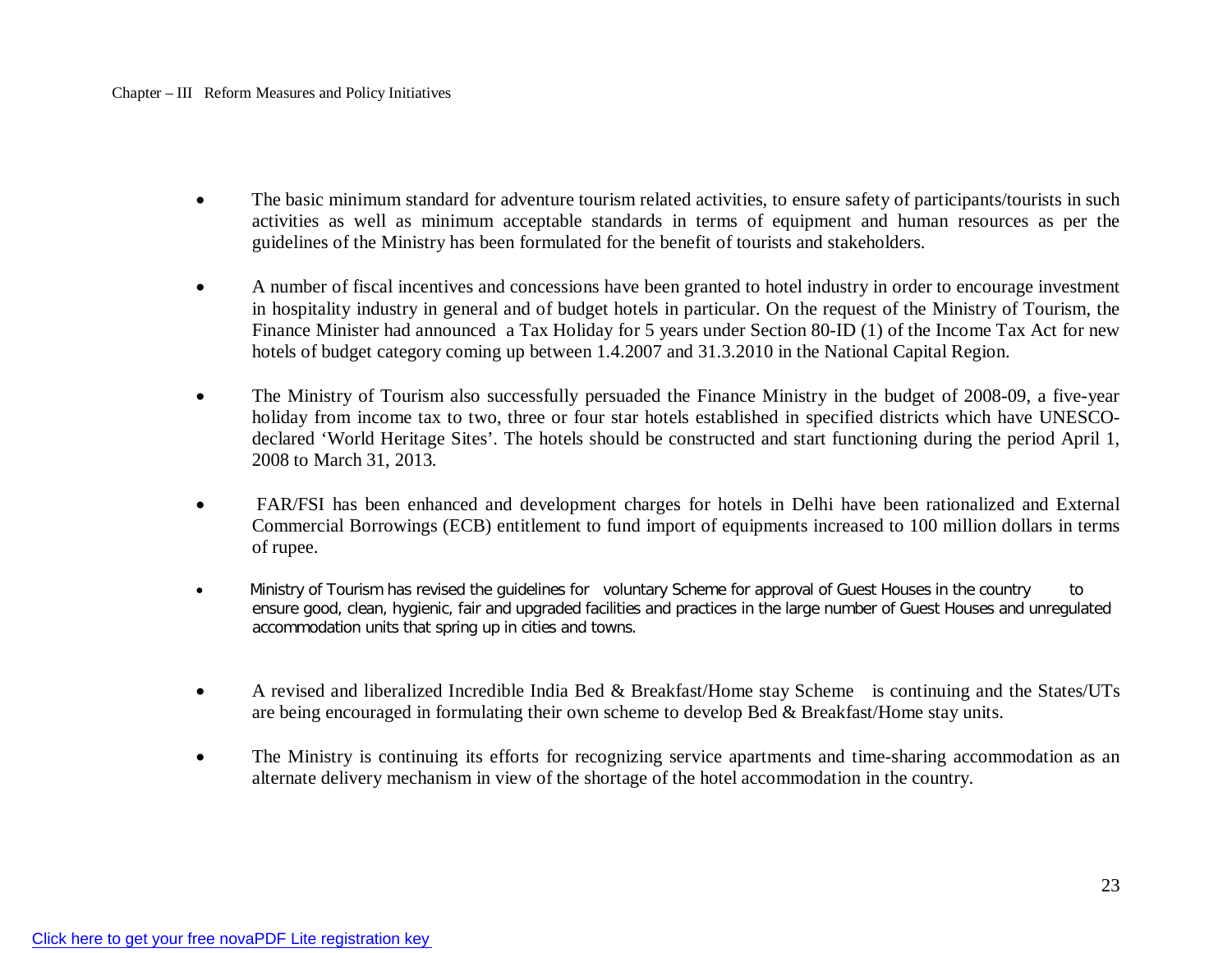- The basic minimum standard for adventure tourism related activities, to ensure safety of participants/tourists in such activities as well as minimum acceptable standards in terms of equipment and human resources as per the guidelines of the Ministry has been formulated for the benefit of tourists and stakeholders.

- A number of fiscal incentives and concessions have been granted to hotel industry in order to encourage investment in hospitality industry in general and of budget hotels in particular. On the request of the Ministry of Tourism, the Finance Minister had announced a Tax Holiday for 5 years under Section 80-ID (1) of the Income Tax Act for new hotels of budget category coming up between 1.4.2007 and 31.3.2010 in the National Capital Region.

- The Ministry of Tourism also successfully persuaded the Finance Ministry in the budget of 2008-09, a five-year holiday from income tax to two, three or four star hotels established in specified districts which have UNESCO-declared 'World Heritage Sites'. The hotels should be constructed and start functioning during the period April 1, 2008 to March 31, 2013.

- FAR/FSI has been enhanced and development charges for hotels in Delhi have been rationalized and External Commercial Borrowings (ECB) entitlement to fund import of equipments increased to 100 million dollars in terms of rupee.

- Ministry of Tourism has revised the guidelines for voluntary Scheme for approval of Guest Houses in the country to ensure good, clean, hygienic, fair and upgraded facilities and practices in the large number of Guest Houses and unregulated accommodation units that spring up in cities and towns.

- A revised and liberalized Incredible India Bed & Breakfast/Home stay Scheme is continuing and the States/UTs are being encouraged in formulating their own scheme to develop Bed & Breakfast/Home stay units.

- The Ministry is continuing its efforts for recognizing service apartments and time-sharing accommodation as an alternate delivery mechanism in view of the shortage of the hotel accommodation in the country.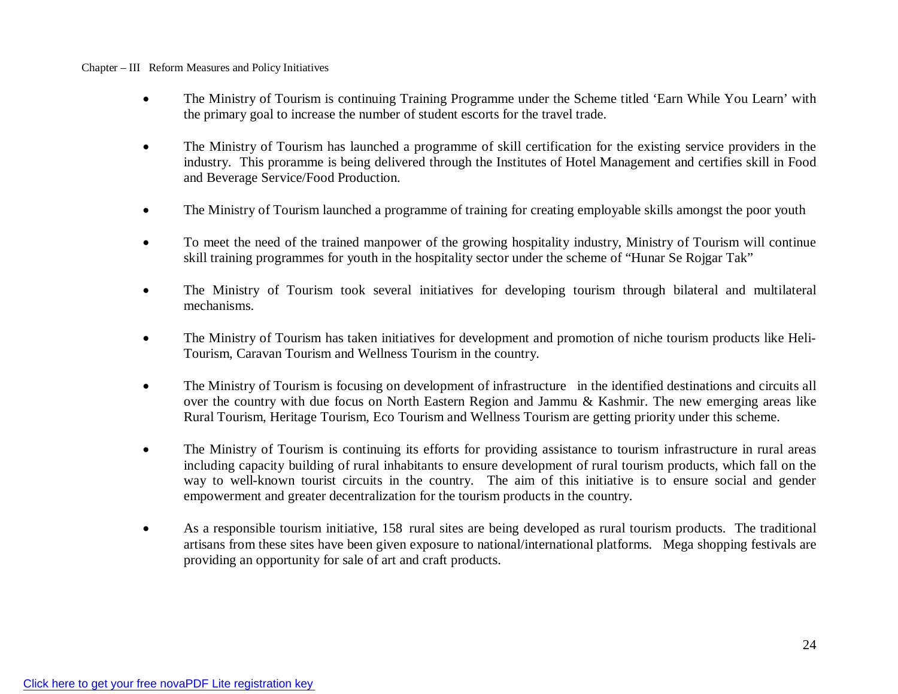- The Ministry of Tourism is continuing Training Programme under the Scheme titled 'Earn While You Learn' with the primary goal to increase the number of student escorts for the travel trade.

- The Ministry of Tourism has launched a programme of skill certification for the existing service providers in the industry. This proramme is being delivered through the Institutes of Hotel Management and certifies skill in Food and Beverage Service/Food Production.

- The Ministry of Tourism launched a programme of training for creating employable skills amongst the poor youth

- To meet the need of the trained manpower of the growing hospitality industry, Ministry of Tourism will continue skill training programmes for youth in the hospitality sector under the scheme of "Hunar Se Rojgar Tak"

- The Ministry of Tourism took several initiatives for developing tourism through bilateral and multilateral mechanisms.

- The Ministry of Tourism has taken initiatives for development and promotion of niche tourism products like Heli-Tourism, Caravan Tourism and Wellness Tourism in the country.

- The Ministry of Tourism is focusing on development of infrastructure in the identified destinations and circuits all over the country with due focus on North Eastern Region and Jammu & Kashmir. The new emerging areas like Rural Tourism, Heritage Tourism, Eco Tourism and Wellness Tourism are getting priority under this scheme.

- The Ministry of Tourism is continuing its efforts for providing assistance to tourism infrastructure in rural areas including capacity building of rural inhabitants to ensure development of rural tourism products, which fall on the way to well-known tourist circuits in the country. The aim of this initiative is to ensure social and gender empowerment and greater decentralization for the tourism products in the country.

- As a responsible tourism initiative, 158 rural sites are being developed as rural tourism products. The traditional artisans from these sites have been given exposure to national/international platforms. Mega shopping festivals are providing an opportunity for sale of art and craft products.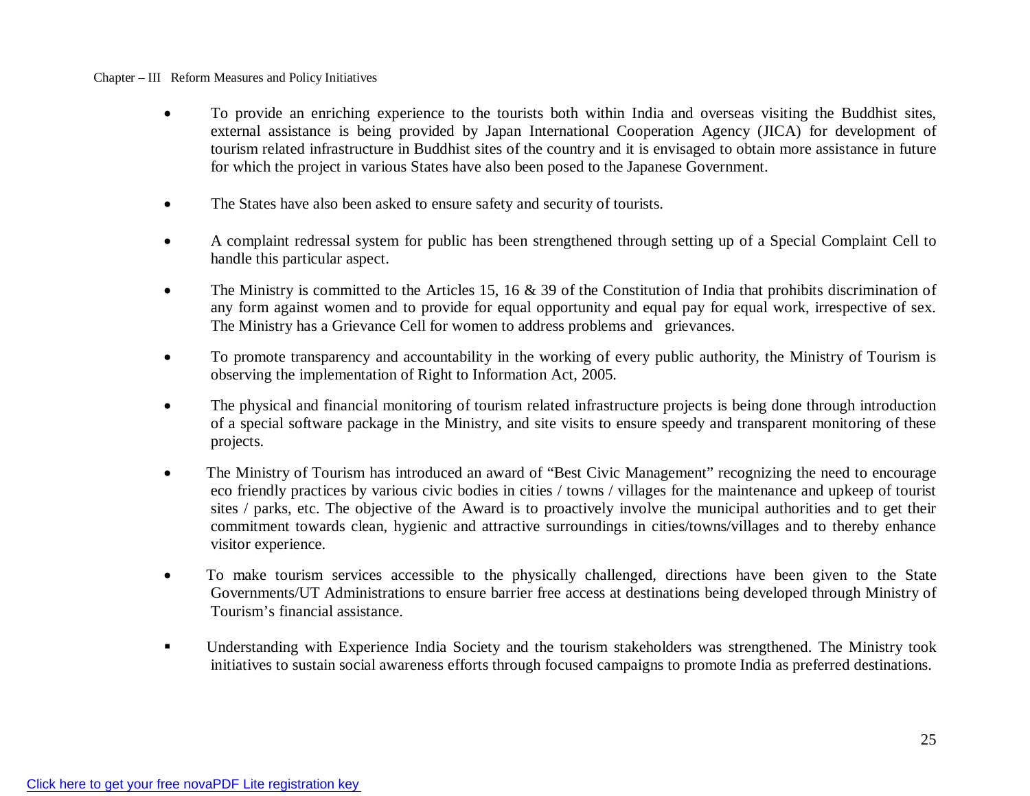- To provide an enriching experience to the tourists both within India and overseas visiting the Buddhist sites, external assistance is being provided by Japan International Cooperation Agency (JICA) for development of tourism related infrastructure in Buddhist sites of the country and it is envisaged to obtain more assistance in future for which the project in various States have also been posed to the Japanese Government.

- The States have also been asked to ensure safety and security of tourists.

- A complaint redressal system for public has been strengthened through setting up of a Special Complaint Cell to handle this particular aspect.

- The Ministry is committed to the Articles 15, 16 & 39 of the Constitution of India that prohibits discrimination of any form against women and to provide for equal opportunity and equal pay for equal work, irrespective of sex. The Ministry has a Grievance Cell for women to address problems and grievances.

- To promote transparency and accountability in the working of every public authority, the Ministry of Tourism is observing the implementation of Right to Information Act, 2005.

- The physical and financial monitoring of tourism related infrastructure projects is being done through introduction of a special software package in the Ministry, and site visits to ensure speedy and transparent monitoring of these projects.

- The Ministry of Tourism has introduced an award of "Best Civic Management" recognizing the need to encourage eco friendly practices by various civic bodies in cities / towns / villages for the maintenance and upkeep of tourist sites / parks, etc. The objective of the Award is to proactively involve the municipal authorities and to get their commitment towards clean, hygienic and attractive surroundings in cities/towns/villages and to thereby enhance visitor experience.

- To make tourism services accessible to the physically challenged, directions have been given to the State Governments/UT Administrations to ensure barrier free access at destinations being developed through Ministry of Tourism's financial assistance.

- Understanding with Experience India Society and the tourism stakeholders was strengthened. The Ministry took initiatives to sustain social awareness efforts through focused campaigns to promote India as preferred destinations.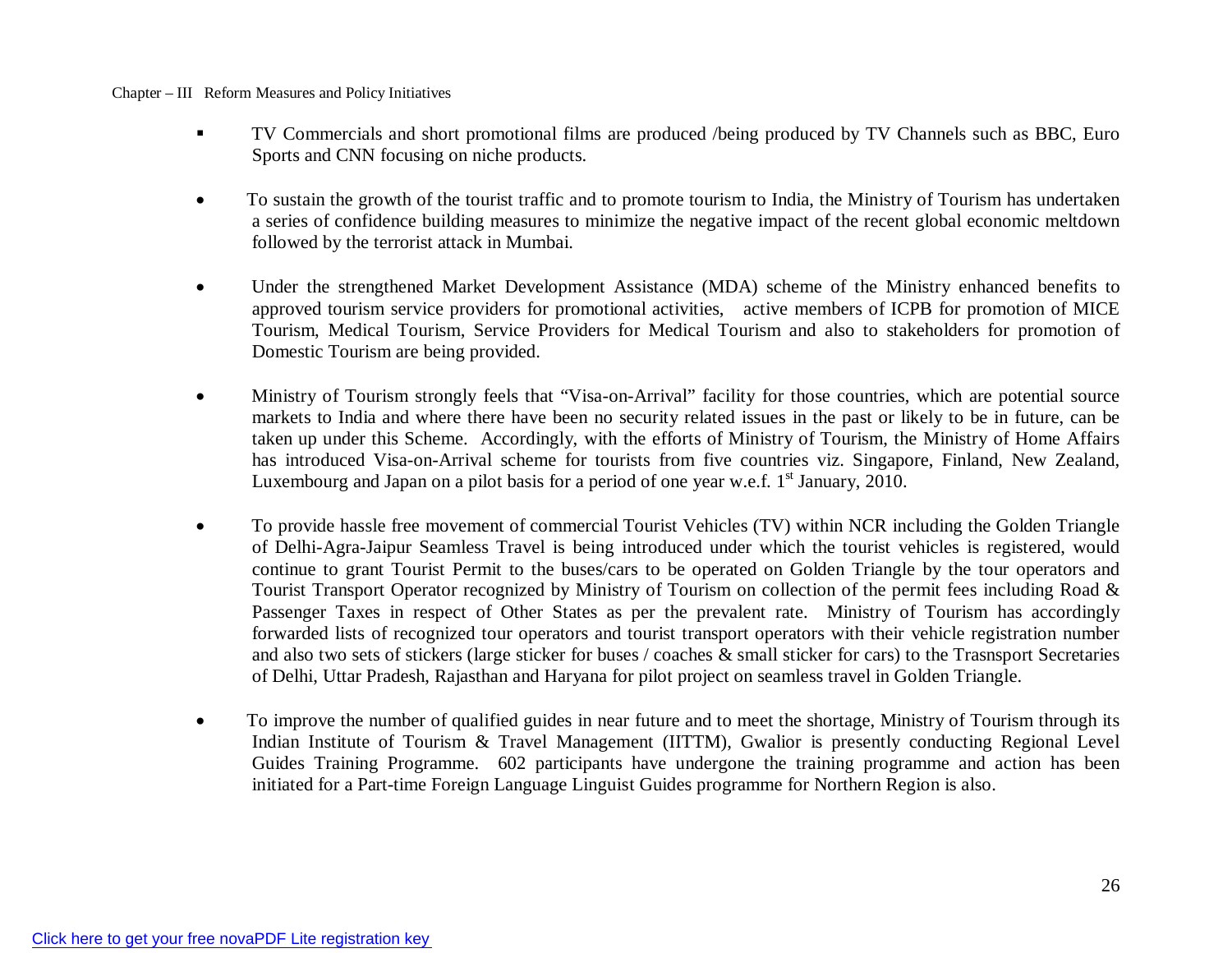- TV Commercials and short promotional films are produced /being produced by TV Channels such as BBC, Euro Sports and CNN focusing on niche products.

- To sustain the growth of the tourist traffic and to promote tourism to India, the Ministry of Tourism has undertaken a series of confidence building measures to minimize the negative impact of the recent global economic meltdown followed by the terrorist attack in Mumbai.

- Under the strengthened Market Development Assistance (MDA) scheme of the Ministry enhanced benefits to approved tourism service providers for promotional activities, active members of ICPB for promotion of MICE Tourism, Medical Tourism, Service Providers for Medical Tourism and also to stakeholders for promotion of Domestic Tourism are being provided.

- Ministry of Tourism strongly feels that "Visa-on-Arrival" facility for those countries, which are potential source markets to India and where there have been no security related issues in the past or likely to be in future, can be taken up under this Scheme. Accordingly, with the efforts of Ministry of Tourism, the Ministry of Home Affairs has introduced Visa-on-Arrival scheme for tourists from five countries viz. Singapore, Finland, New Zealand, Luxembourg and Japan on a pilot basis for a period of one year w.e.f. 1st January, 2010.

- To provide hassle free movement of commercial Tourist Vehicles (TV) within NCR including the Golden Triangle of Delhi-Agra-Jaipur Seamless Travel is being introduced under which the tourist vehicles is registered, would continue to grant Tourist Permit to the buses/cars to be operated on Golden Triangle by the tour operators and Tourist Transport Operator recognized by Ministry of Tourism on collection of the permit fees including Road & Passenger Taxes in respect of Other States as per the prevalent rate. Ministry of Tourism has accordingly forwarded lists of recognized tour operators and tourist transport operators with their vehicle registration number and also two sets of stickers (large sticker for buses / coaches & small sticker for cars) to the Trasnsport Secretaries of Delhi, Uttar Pradesh, Rajasthan and Haryana for pilot project on seamless travel in Golden Triangle.

- To improve the number of qualified guides in near future and to meet the shortage, Ministry of Tourism through its Indian Institute of Tourism & Travel Management (IITTM), Gwalior is presently conducting Regional Level Guides Training Programme. 602 participants have undergone the training programme and action has been initiated for a Part-time Foreign Language Linguist Guides programme for Northern Region is also.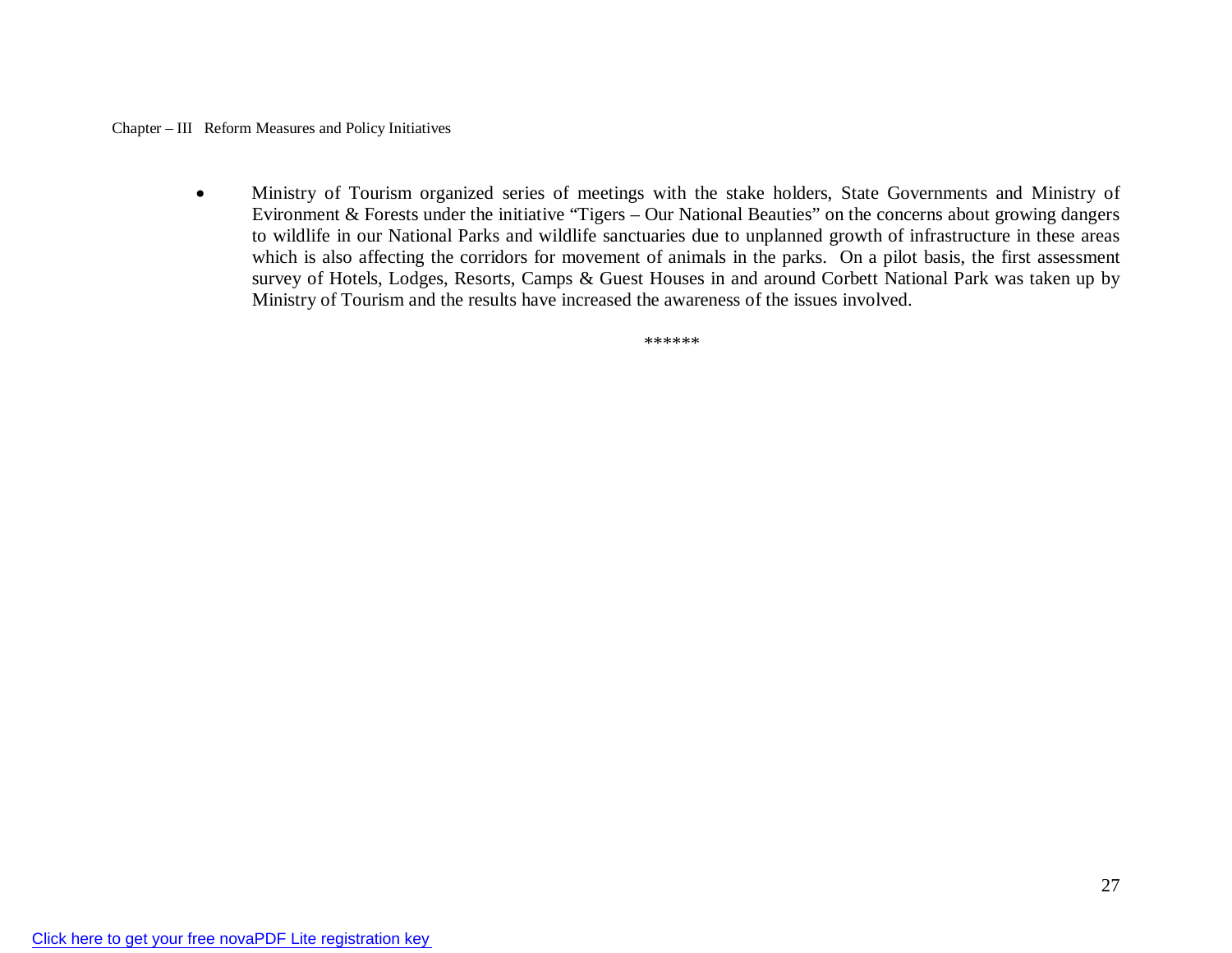- Ministry of Tourism organized series of meetings with the stake holders, State Governments and Ministry of Evironment & Forests under the initiative "Tigers – Our National Beauties" on the concerns about growing dangers to wildlife in our National Parks and wildlife sanctuaries due to unplanned growth of infrastructure in these areas which is also affecting the corridors for movement of animals in the parks. On a pilot basis, the first assessment survey of Hotels, Lodges, Resorts, Camps & Guest Houses in and around Corbett National Park was taken up by Ministry of Tourism and the results have increased the awareness of the issues involved.

******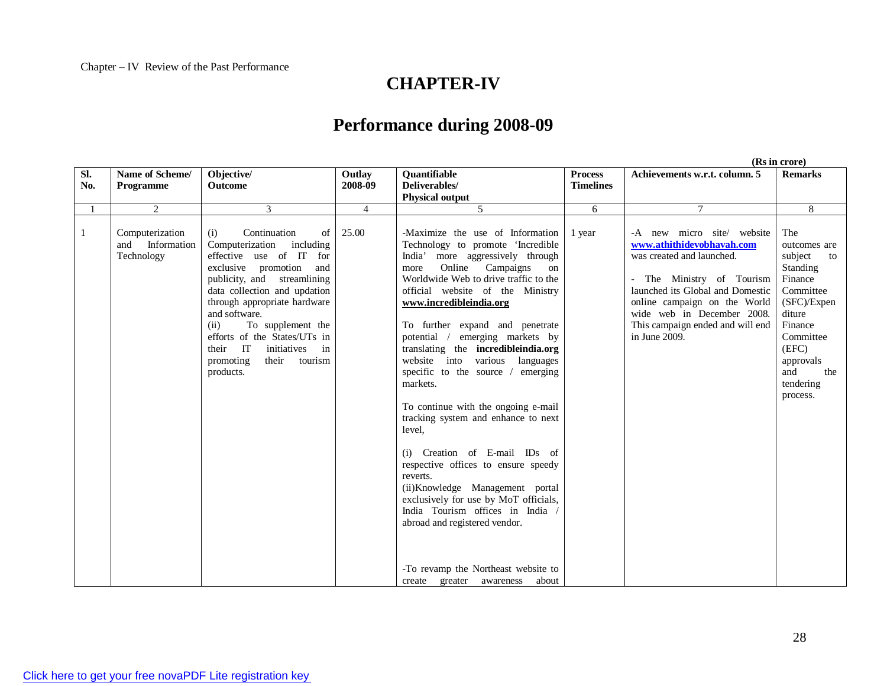# CHAPTER-IV

## Performance during 2008-09

(Rs in crore)

| Sl. No. | Name of Scheme/ Programme | Objective/ Outcome | Outlay 2008-09 | Quantifiable Deliverables/ Physical output | Process Timelines | Achievements w.r.t. column. 5 | Remarks |
|---|---|---|---|---|---|---|---|
| 1 | 2 | 3 | 4 | 5 | 6 | 7 | 8 |
| 1 | Computerization and Information Technology | (i) Continuation of Computerization including effective use of IT for exclusive promotion and publicity, and streamlining data collection and updation through appropriate hardware and software.<br>(ii) To supplement the efforts of the States/UTs in their IT initiatives in promoting their tourism products. | 25.00 | -Maximize the use of Information Technology to promote 'Incredible India' more aggressively through more Online Campaigns on Worldwide Web to drive traffic to the official website of the Ministry **www.incredibleindia.org**<br><br>To further expand and penetrate potential / emerging markets by translating the **incredibleindia.org** website into various languages specific to the source / emerging markets.<br><br>To continue with the ongoing e-mail tracking system and enhance to next level,<br><br>(i) Creation of E-mail IDs of respective offices to ensure speedy reverts.<br>(ii)Knowledge Management portal exclusively for use by MoT officials, India Tourism offices in India / abroad and registered vendor.<br><br>-To revamp the Northeast website to create greater awareness about | 1 year | -A new micro site/ website **www.athithidevobhavah.com** was created and launched.<br><br>- The Ministry of Tourism launched its Global and Domestic online campaign on the World wide web in December 2008. This campaign ended and will end in June 2009. | The outcomes are subject to Standing Finance Committee (SFC)/Expenditure Finance Committee (EFC) approvals and the tendering process. |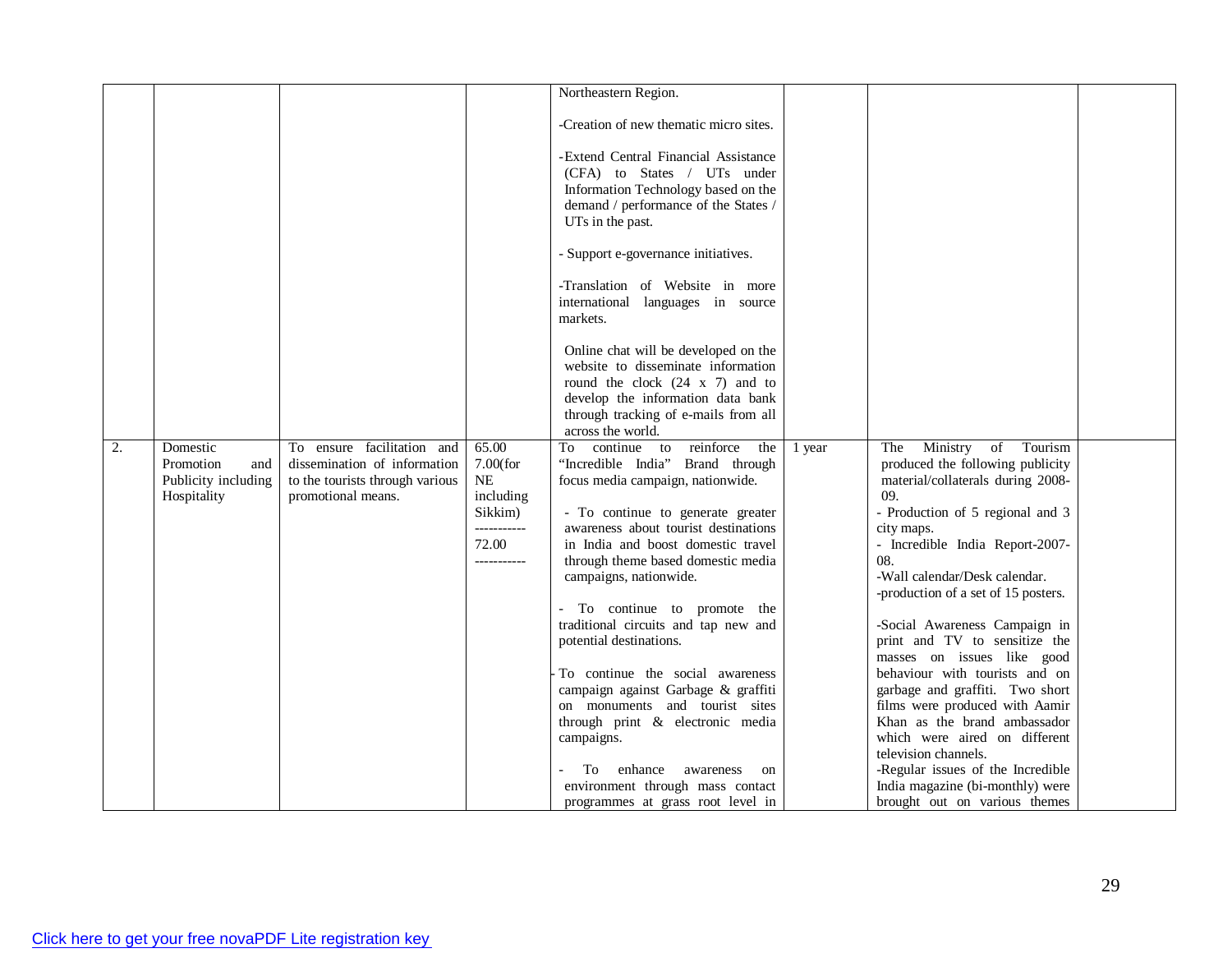| | | | | | | | |
|---|---|---|---|---|---|---|---|
| | | | | Northeastern Region.<br><br>-Creation of new thematic micro sites.<br><br>-Extend Central Financial Assistance (CFA) to States / UTs under Information Technology based on the demand / performance of the States / UTs in the past.<br><br>- Support e-governance initiatives.<br><br>-Translation of Website in more international languages in source markets.<br><br>Online chat will be developed on the website to disseminate information round the clock (24 x 7) and to develop the information data bank through tracking of e-mails from all across the world. | | | |
| 2. | Domestic Promotion and Publicity including Hospitality | To ensure facilitation and dissemination of information to the tourists through various promotional means. | 65.00<br>7.00(for NE including Sikkim)<br>----------<br>72.00<br>---------- | To continue to reinforce the "Incredible India" Brand through focus media campaign, nationwide.<br><br>- To continue to generate greater awareness about tourist destinations in India and boost domestic travel through theme based domestic media campaigns, nationwide.<br><br>- To continue to promote the traditional circuits and tap new and potential destinations.<br><br>- To continue the social awareness campaign against Garbage & graffiti on monuments and tourist sites through print & electronic media campaigns.<br><br>- To enhance awareness on environment through mass contact programmes at grass root level in | 1 year | The Ministry of Tourism produced the following publicity material/collaterals during 2008-09.<br>- Production of 5 regional and 3 city maps.<br>- Incredible India Report-2007-08.<br>-Wall calendar/Desk calendar.<br>-production of a set of 15 posters.<br><br>-Social Awareness Campaign in print and TV to sensitize the masses on issues like good behaviour with tourists and on garbage and graffiti. Two short films were produced with Aamir Khan as the brand ambassador which were aired on different television channels.<br>-Regular issues of the Incredible India magazine (bi-monthly) were brought out on various themes | |

Click here to get your free novaPDF Lite registration key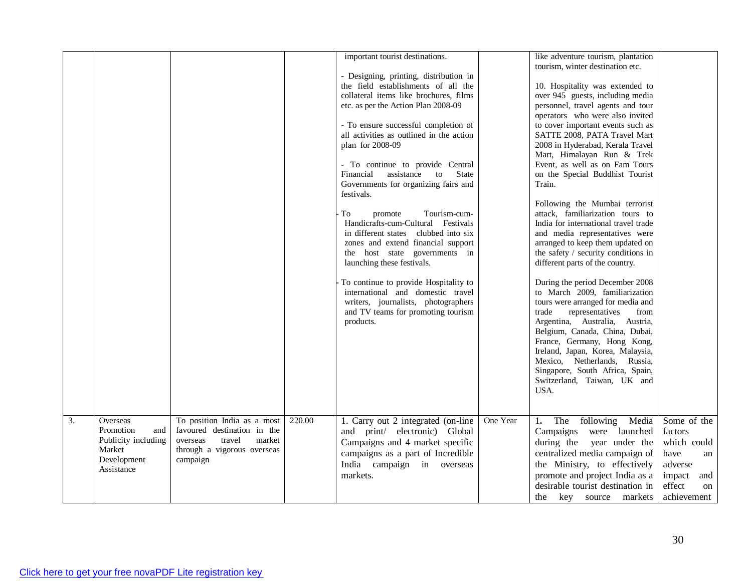| | | | | | | | |
|---|---|---|---|---|---|---|---|
| | | | | important tourist destinations.<br><br>- Designing, printing, distribution in the field establishments of all the collateral items like brochures, films etc. as per the Action Plan 2008-09<br><br>- To ensure successful completion of all activities as outlined in the action plan for 2008-09<br><br>- To continue to provide Central Financial assistance to State Governments for organizing fairs and festivals.<br><br>- To promote Tourism-cum-Handicrafts-cum-Cultural Festivals in different states clubbed into six zones and extend financial support the host state governments in launching these festivals.<br><br>- To continue to provide Hospitality to international and domestic travel writers, journalists, photographers and TV teams for promoting tourism products. | | like adventure tourism, plantation tourism, winter destination etc.<br><br>10. Hospitality was extended to over 945 guests, including media personnel, travel agents and tour operators who were also invited to cover important events such as SATTE 2008, PATA Travel Mart 2008 in Hyderabad, Kerala Travel Mart, Himalayan Run & Trek Event, as well as on Fam Tours on the Special Buddhist Tourist Train.<br><br>Following the Mumbai terrorist attack, familiarization tours to India for international travel trade and media representatives were arranged to keep them updated on the safety / security conditions in different parts of the country.<br><br>During the period December 2008 to March 2009, familiarization tours were arranged for media and trade representatives from Argentina, Australia, Austria, Belgium, Canada, China, Dubai, France, Germany, Hong Kong, Ireland, Japan, Korea, Malaysia, Mexico, Netherlands, Russia, Singapore, South Africa, Spain, Switzerland, Taiwan, UK and USA. | |
| 3. | Overseas Promotion and Publicity including Market Development Assistance | To position India as a most favoured destination in the overseas travel market through a vigorous overseas campaign | 220.00 | 1. Carry out 2 integrated (on-line and print/ electronic) Global Campaigns and 4 market specific campaigns as a part of Incredible India campaign in overseas markets. | One Year | 1. The following Media Campaigns were launched during the year under the centralized media campaign of the Ministry, to effectively promote and project India as a desirable tourist destination in the key source markets | Some of the factors which could have an adverse impact and effect on achievement |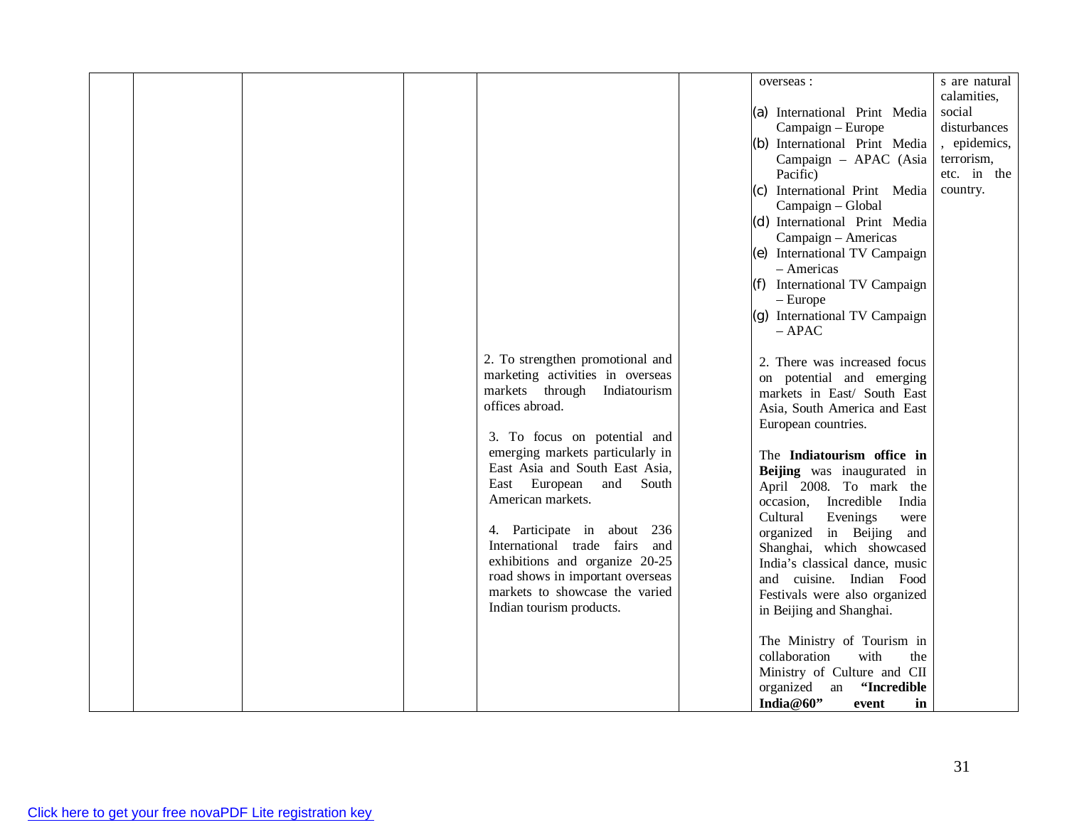| | | | | | | | |
|---|---|---|---|---|---|---|---|
| | | | | 2. To strengthen promotional and marketing activities in overseas markets through Indiatourism offices abroad.<br><br>3. To focus on potential and emerging markets particularly in East Asia and South East Asia, East European and South American markets.<br><br>4. Participate in about 236 International trade fairs and exhibitions and organize 20-25 road shows in important overseas markets to showcase the varied Indian tourism products. | | overseas :<br>(a) International Print Media Campaign – Europe<br>(b) International Print Media Campaign – APAC (Asia Pacific)<br>(c) International Print Media Campaign – Global<br>(d) International Print Media Campaign – Americas<br>(e) International TV Campaign – Americas<br>(f) International TV Campaign – Europe<br>(g) International TV Campaign – APAC<br><br>2. There was increased focus on potential and emerging markets in East/ South East Asia, South America and East European countries.<br><br>The **Indiatourism office in Beijing** was inaugurated in April 2008. To mark the occasion, Incredible India Cultural Evenings were organized in Beijing and Shanghai, which showcased India's classical dance, music and cuisine. Indian Food Festivals were also organized in Beijing and Shanghai.<br><br>The Ministry of Tourism in collaboration with the Ministry of Culture and CII organized an **"Incredible India@60" event in** | s are natural calamities, social disturbances, epidemics, terrorism, etc. in the country. |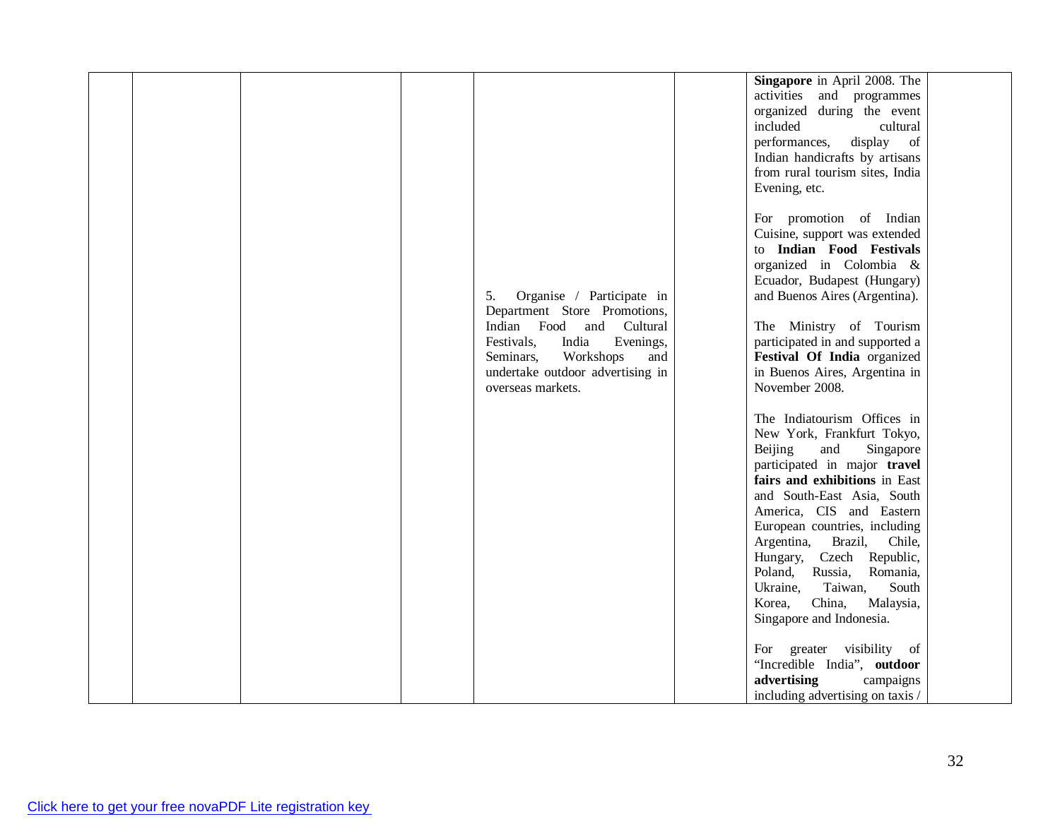| | | | | | | | |
|---|---|---|---|---|---|---|---|
| | | | | 5. Organise / Participate in Department Store Promotions, Indian Food and Cultural Festivals, India Evenings, Seminars, Workshops and undertake outdoor advertising in overseas markets. | | **Singapore** in April 2008. The activities and programmes organized during the event included cultural performances, display of Indian handicrafts by artisans from rural tourism sites, India Evening, etc.<br><br>For promotion of Indian Cuisine, support was extended to **Indian Food Festivals** organized in Colombia & Ecuador, Budapest (Hungary) and Buenos Aires (Argentina).<br><br>The Ministry of Tourism participated in and supported a **Festival Of India** organized in Buenos Aires, Argentina in November 2008.<br><br>The Indiatourism Offices in New York, Frankfurt Tokyo, Beijing and Singapore participated in major **travel fairs and exhibitions** in East and South-East Asia, South America, CIS and Eastern European countries, including Argentina, Brazil, Chile, Hungary, Czech Republic, Poland, Russia, Romania, Ukraine, Taiwan, South Korea, China, Malaysia, Singapore and Indonesia.<br><br>For greater visibility of "Incredible India", **outdoor advertising** campaigns including advertising on taxis / | |

Click here to get your free novaPDF Lite registration key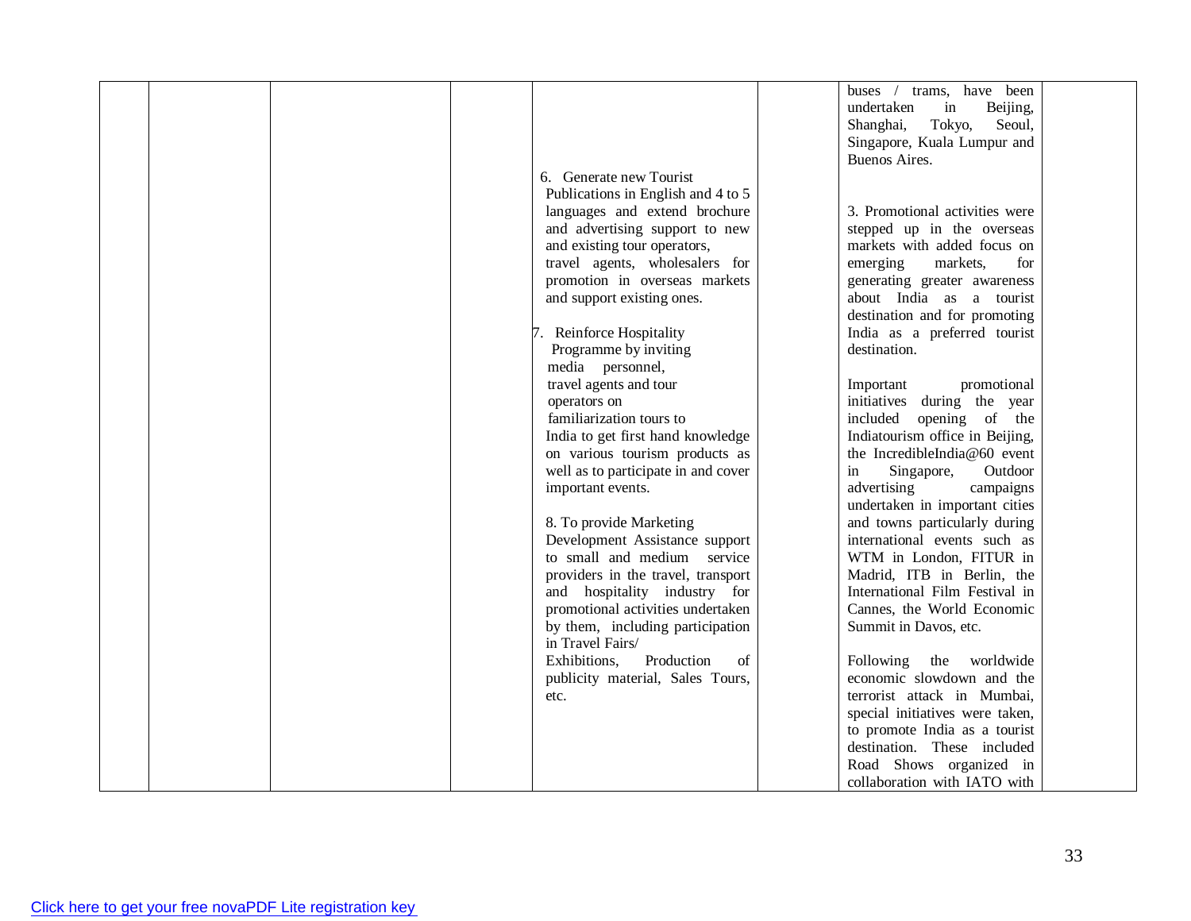| | | | | | | | |
|---|---|---|---|---|---|---|---|
| | | | | 6. Generate new Tourist Publications in English and 4 to 5 languages and extend brochure and advertising support to new and existing tour operators, travel agents, wholesalers for promotion in overseas markets and support existing ones.<br><br>7. Reinforce Hospitality Programme by inviting media personnel, travel agents and tour operators on familiarization tours to India to get first hand knowledge on various tourism products as well as to participate in and cover important events.<br><br>8. To provide Marketing Development Assistance support to small and medium service providers in the travel, transport and hospitality industry for promotional activities undertaken by them, including participation in Travel Fairs/ Exhibitions, Production of publicity material, Sales Tours, etc. | | buses / trams, have been undertaken in Beijing, Shanghai, Tokyo, Seoul, Singapore, Kuala Lumpur and Buenos Aires.<br><br>3. Promotional activities were stepped up in the overseas markets with added focus on emerging markets, for generating greater awareness about India as a tourist destination and for promoting India as a preferred tourist destination.<br><br>Important promotional initiatives during the year included opening of the Indiatourism office in Beijing, the IncredibleIndia@60 event in Singapore, Outdoor advertising campaigns undertaken in important cities and towns particularly during international events such as WTM in London, FITUR in Madrid, ITB in Berlin, the International Film Festival in Cannes, the World Economic Summit in Davos, etc.<br><br>Following the worldwide economic slowdown and the terrorist attack in Mumbai, special initiatives were taken, to promote India as a tourist destination. These included Road Shows organized in collaboration with IATO with | |

Click here to get your free novaPDF Lite registration key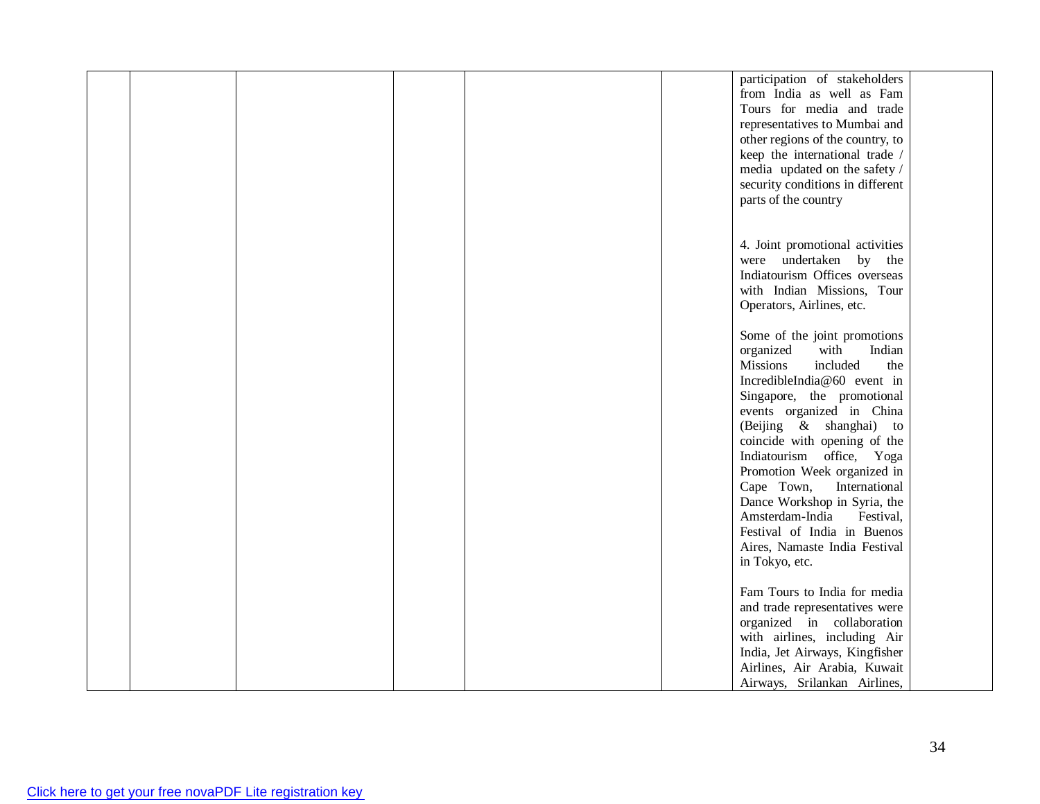|  |  |  |  |  |  | participation of stakeholders from India as well as Fam Tours for media and trade representatives to Mumbai and other regions of the country, to keep the international trade / media updated on the safety / security conditions in different parts of the country<br><br>4. Joint promotional activities were undertaken by the Indiatourism Offices overseas with Indian Missions, Tour Operators, Airlines, etc.<br><br>Some of the joint promotions organized with Indian Missions included the IncredibleIndia@60 event in Singapore, the promotional events organized in China (Beijing & shanghai) to coincide with opening of the Indiatourism office, Yoga Promotion Week organized in Cape Town, International Dance Workshop in Syria, the Amsterdam-India Festival, Festival of India in Buenos Aires, Namaste India Festival in Tokyo, etc.<br><br>Fam Tours to India for media and trade representatives were organized in collaboration with airlines, including Air India, Jet Airways, Kingfisher Airlines, Air Arabia, Kuwait Airways, Srilankan Airlines, |  |
|---|---|---|---|---|---|---|---|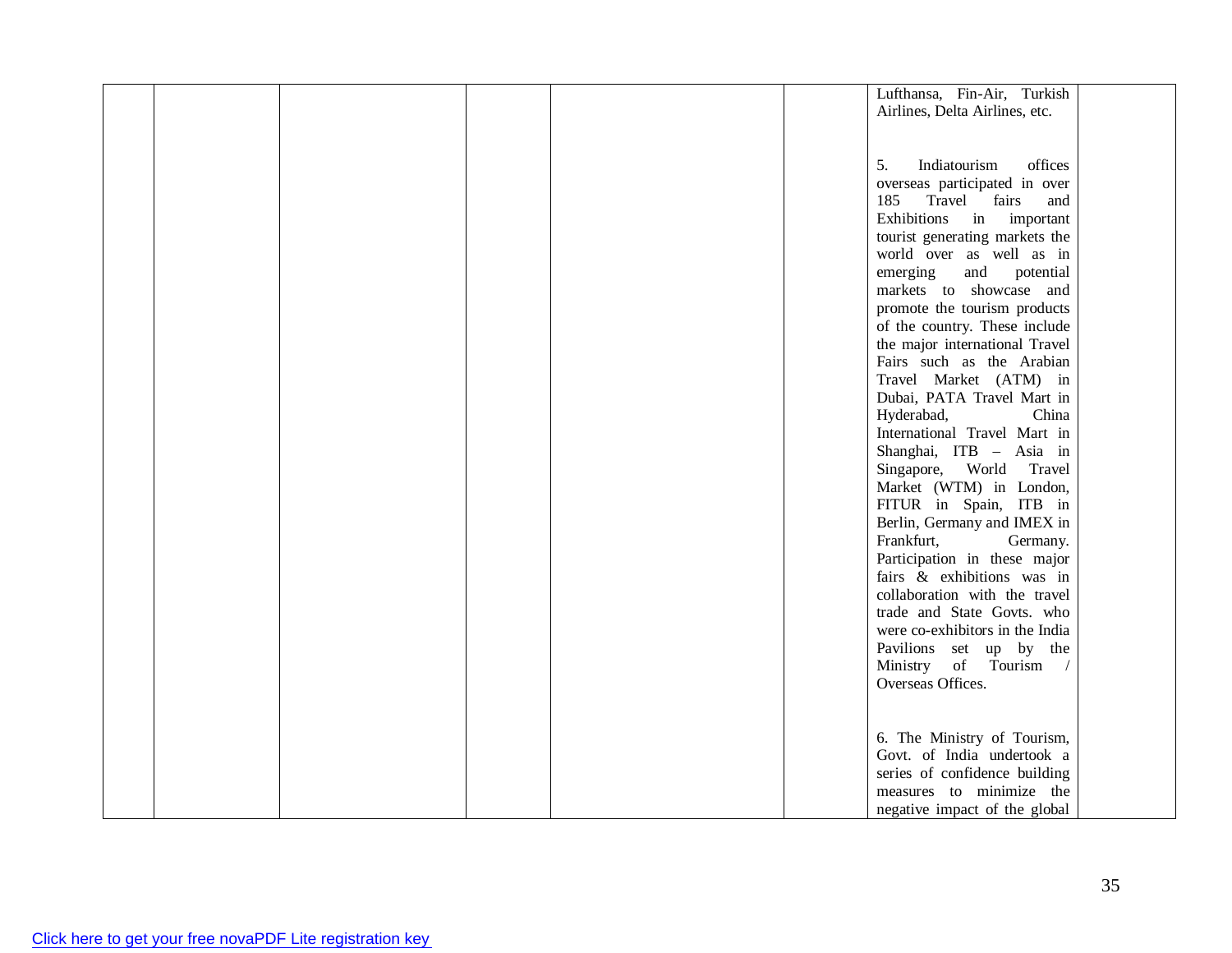|  |  |  |  |  |  | Lufthansa, Fin-Air, Turkish Airlines, Delta Airlines, etc.<br><br>5. Indiatourism offices overseas participated in over 185 Travel fairs and Exhibitions in important tourist generating markets the world over as well as in emerging and potential markets to showcase and promote the tourism products of the country. These include the major international Travel Fairs such as the Arabian Travel Market (ATM) in Dubai, PATA Travel Mart in Hyderabad, China International Travel Mart in Shanghai, ITB – Asia in Singapore, World Travel Market (WTM) in London, FITUR in Spain, ITB in Berlin, Germany and IMEX in Frankfurt, Germany. Participation in these major fairs & exhibitions was in collaboration with the travel trade and State Govts. who were co-exhibitors in the India Pavilions set up by the Ministry of Tourism / Overseas Offices.<br><br>6. The Ministry of Tourism, Govt. of India undertook a series of confidence building measures to minimize the negative impact of the global |  |
|---|---|---|---|---|---|---|---|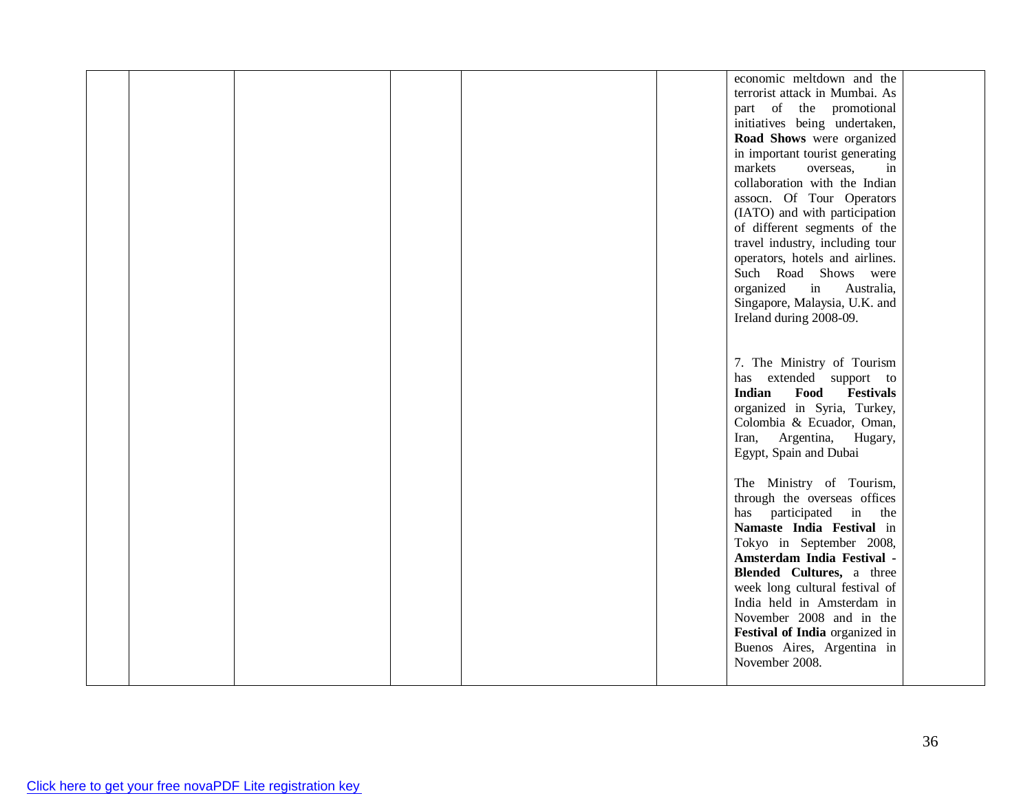|  |  |  |  |  |  | economic meltdown and the terrorist attack in Mumbai. As part of the promotional initiatives being undertaken, **Road Shows** were organized in important tourist generating markets overseas, in collaboration with the Indian assocn. Of Tour Operators (IATO) and with participation of different segments of the travel industry, including tour operators, hotels and airlines. Such Road Shows were organized in Australia, Singapore, Malaysia, U.K. and Ireland during 2008-09.<br><br>7. The Ministry of Tourism has extended support to **Indian Food Festivals** organized in Syria, Turkey, Colombia & Ecuador, Oman, Iran, Argentina, Hugary, Egypt, Spain and Dubai<br><br>The Ministry of Tourism, through the overseas offices has participated in the **Namaste India Festival** in Tokyo in September 2008, **Amsterdam India Festival - Blended Cultures,** a three week long cultural festival of India held in Amsterdam in November 2008 and in the **Festival of India** organized in Buenos Aires, Argentina in November 2008. |  |
|---|---|---|---|---|---|---|---|

Click here to get your free novaPDF Lite registration key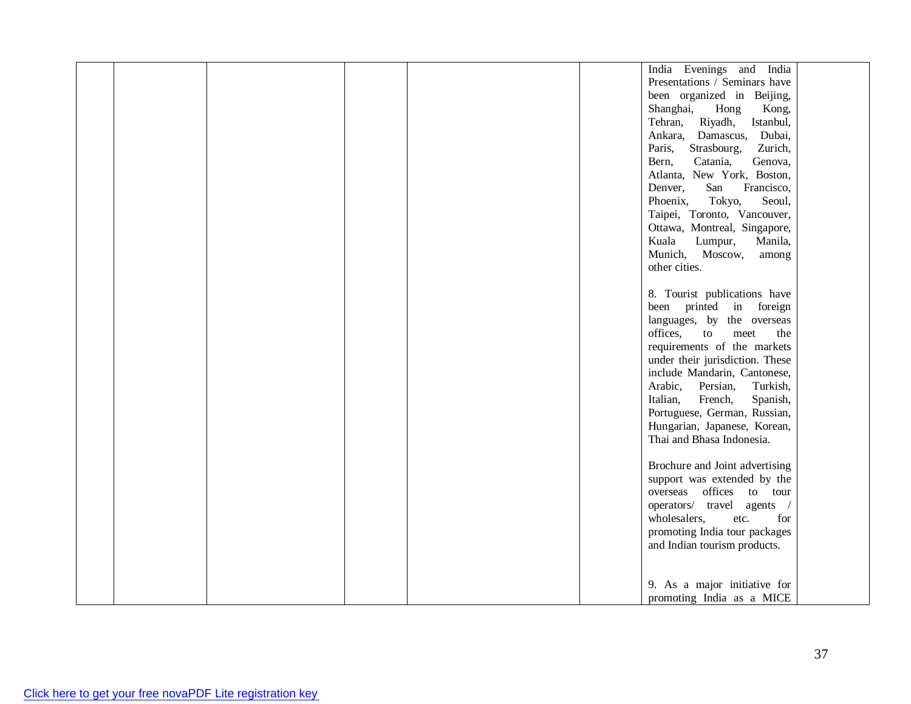| | | | | | | | |
|---|---|---|---|---|---|---|---|
| | | | | | | India Evenings and India Presentations / Seminars have been organized in Beijing, Shanghai, Hong Kong, Tehran, Riyadh, Istanbul, Ankara, Damascus, Dubai, Paris, Strasbourg, Zurich, Bern, Catania, Genova, Atlanta, New York, Boston, Denver, San Francisco, Phoenix, Tokyo, Seoul, Taipei, Toronto, Vancouver, Ottawa, Montreal, Singapore, Kuala Lumpur, Manila, Munich, Moscow, among other cities.<br><br>8. Tourist publications have been printed in foreign languages, by the overseas offices, to meet the requirements of the markets under their jurisdiction. These include Mandarin, Cantonese, Arabic, Persian, Turkish, Italian, French, Spanish, Portuguese, German, Russian, Hungarian, Japanese, Korean, Thai and Bhasa Indonesia.<br><br>Brochure and Joint advertising support was extended by the overseas offices to tour operators/ travel agents / wholesalers, etc. for promoting India tour packages and Indian tourism products.<br><br>9. As a major initiative for promoting India as a MICE | |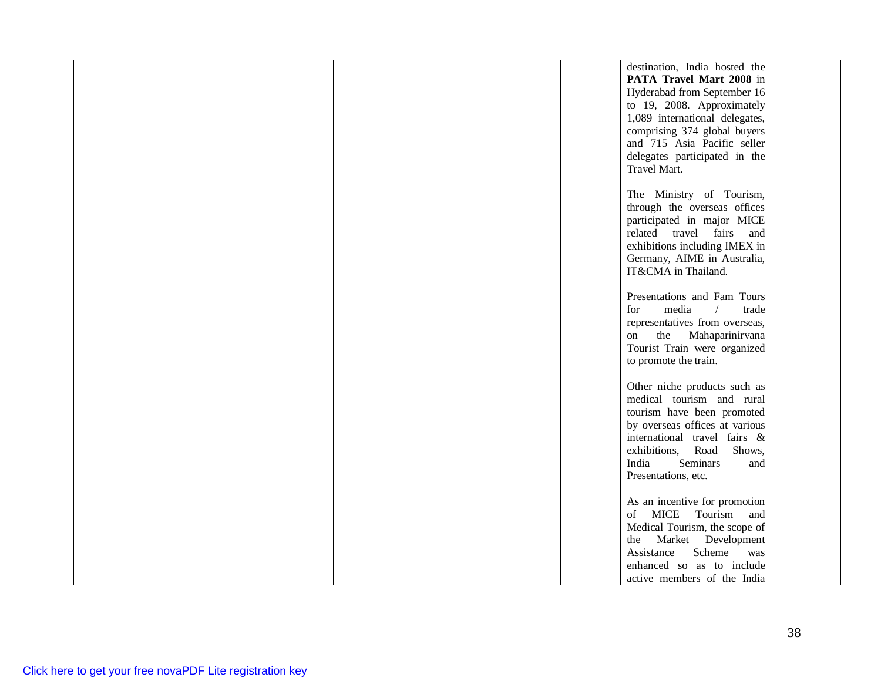|  |  |  |  |  |  |  |  |
|---|---|---|---|---|---|---|---|
|  |  |  |  |  |  | destination, India hosted the **PATA Travel Mart 2008** in Hyderabad from September 16 to 19, 2008. Approximately 1,089 international delegates, comprising 374 global buyers and 715 Asia Pacific seller delegates participated in the Travel Mart.<br><br>The Ministry of Tourism, through the overseas offices participated in major MICE related travel fairs and exhibitions including IMEX in Germany, AIME in Australia, IT&CMA in Thailand.<br><br>Presentations and Fam Tours for media / trade representatives from overseas, on the Mahaparinirvana Tourist Train were organized to promote the train.<br><br>Other niche products such as medical tourism and rural tourism have been promoted by overseas offices at various international travel fairs & exhibitions, Road Shows, India Seminars and Presentations, etc.<br><br>As an incentive for promotion of MICE Tourism and Medical Tourism, the scope of the Market Development Assistance Scheme was enhanced so as to include active members of the India |  |

Click here to get your free novaPDF Lite registration key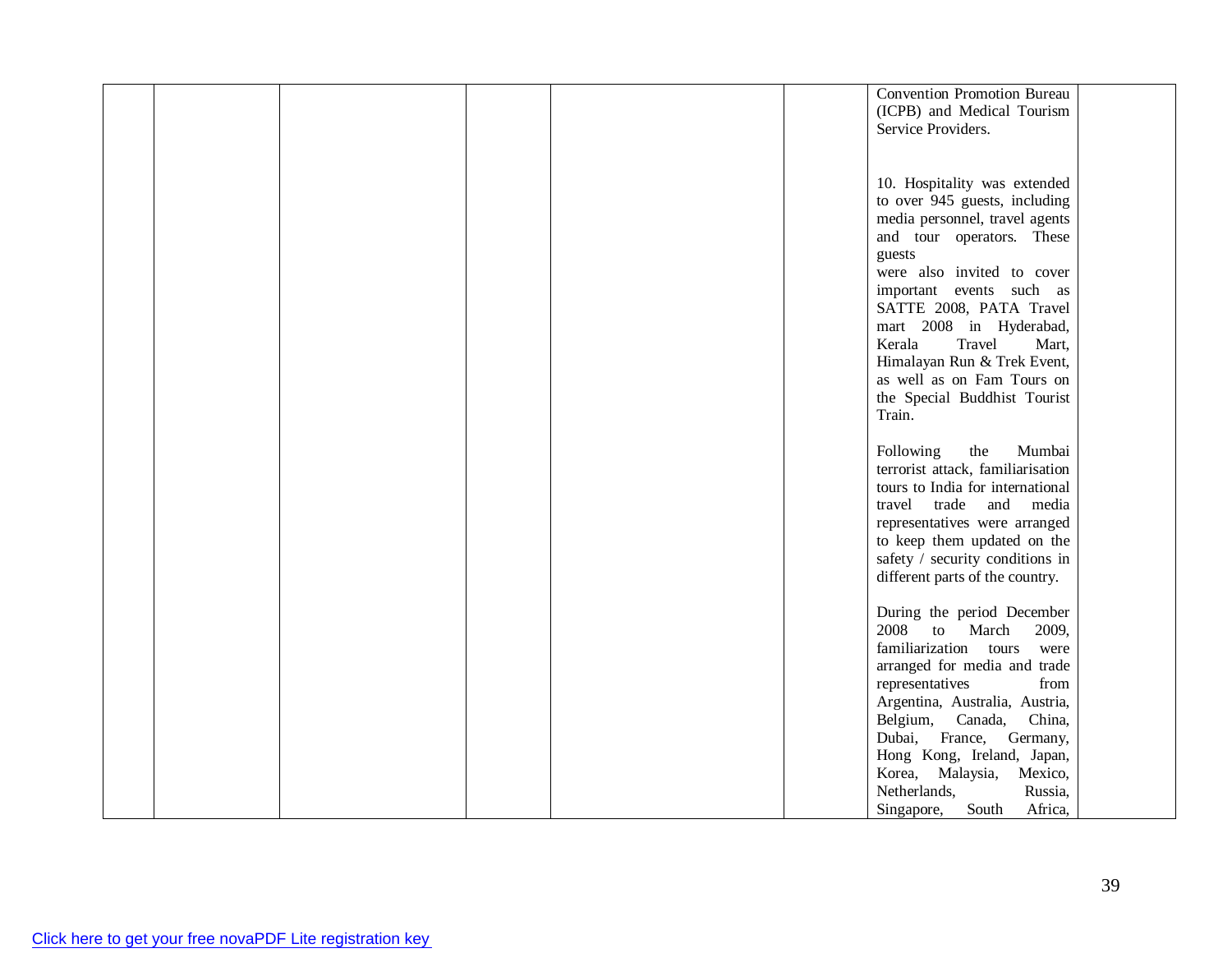|  |  |  |  |  |  |  |  |
|---|---|---|---|---|---|---|---|
|  |  |  |  |  |  | Convention Promotion Bureau (ICPB) and Medical Tourism Service Providers.<br><br>10. Hospitality was extended to over 945 guests, including media personnel, travel agents and tour operators. These guests were also invited to cover important events such as SATTE 2008, PATA Travel mart 2008 in Hyderabad, Kerala Travel Mart, Himalayan Run & Trek Event, as well as on Fam Tours on the Special Buddhist Tourist Train.<br><br>Following the Mumbai terrorist attack, familiarisation tours to India for international travel trade and media representatives were arranged to keep them updated on the safety / security conditions in different parts of the country.<br><br>During the period December 2008 to March 2009, familiarization tours were arranged for media and trade representatives from Argentina, Australia, Austria, Belgium, Canada, China, Dubai, France, Germany, Hong Kong, Ireland, Japan, Korea, Malaysia, Mexico, Netherlands, Russia, Singapore, South Africa, |  |

Click here to get your free novaPDF Lite registration key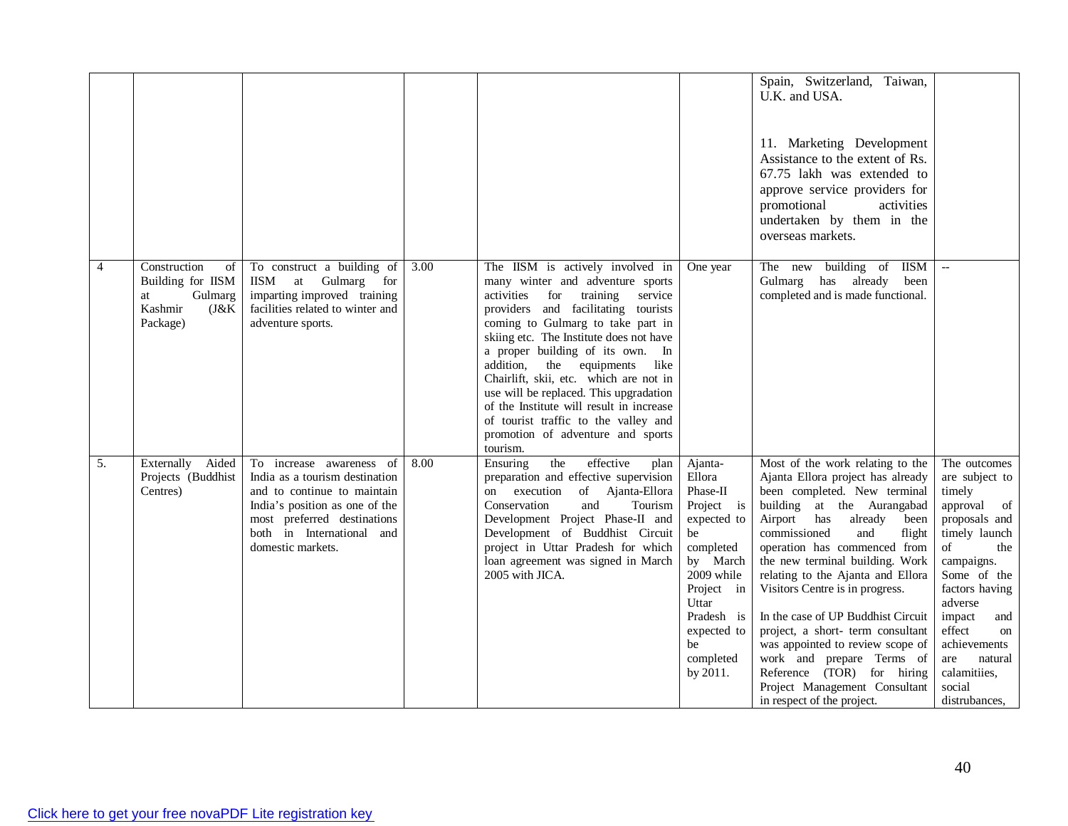| | | | | | | | |
|---|---|---|---|---|---|---|---|
| | | | | | | Spain, Switzerland, Taiwan, U.K. and USA.<br><br>11. Marketing Development Assistance to the extent of Rs. 67.75 lakh was extended to approve service providers for promotional activities undertaken by them in the overseas markets. | |
| 4 | Construction of Building for IISM at Gulmarg Kashmir (J&K Package) | To construct a building of IISM at Gulmarg for imparting improved training facilities related to winter and adventure sports. | 3.00 | The IISM is actively involved in many winter and adventure sports activities for training service providers and facilitating tourists coming to Gulmarg to take part in skiing etc. The Institute does not have a proper building of its own. In addition, the equipments like Chairlift, skii, etc. which are not in use will be replaced. This upgradation of the Institute will result in increase of tourist traffic to the valley and promotion of adventure and sports tourism. | One year | The new building of IISM Gulmarg has already been completed and is made functional. | -- |
| 5. | Externally Aided Projects (Buddhist Centres) | To increase awareness of India as a tourism destination and to continue to maintain India's position as one of the most preferred destinations both in International and domestic markets. | 8.00 | Ensuring the effective plan preparation and effective supervision on execution of Ajanta-Ellora Conservation and Tourism Development Project Phase-II and Development of Buddhist Circuit project in Uttar Pradesh for which loan agreement was signed in March 2005 with JICA. | Ajanta-Ellora Phase-II Project is expected to be completed by March 2009 while Project in Uttar Pradesh is expected to be completed by 2011. | Most of the work relating to the Ajanta Ellora project has already been completed. New terminal building at the Aurangabad Airport has already been commissioned and flight operation has commenced from the new terminal building. Work relating to the Ajanta and Ellora Visitors Centre is in progress.<br><br>In the case of UP Buddhist Circuit project, a short- term consultant was appointed to review scope of work and prepare Terms of Reference (TOR) for hiring Project Management Consultant in respect of the project. | The outcomes are subject to timely approval of proposals and timely launch of the campaigns. Some of the factors having adverse impact and effect on achievements are natural calamitiies, social distrubances, |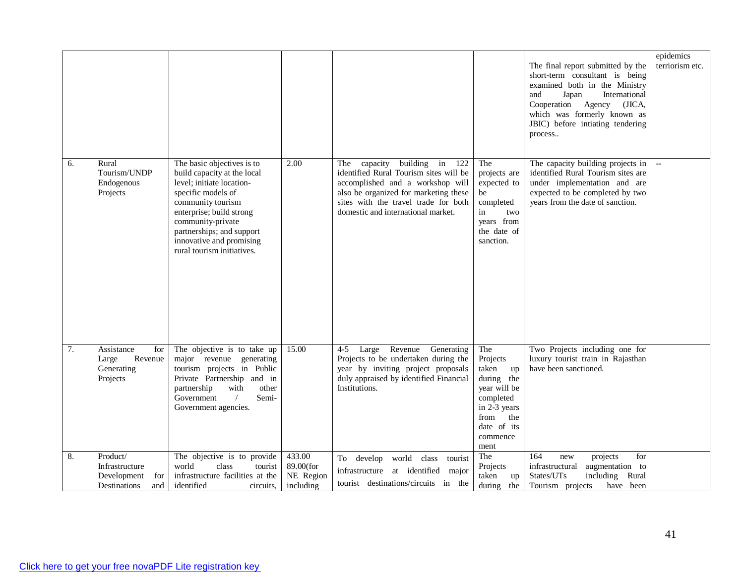| | | | | | | | |
|---|---|---|---|---|---|---|---|
| | | | | | | The final report submitted by the short-term consultant is being examined both in the Ministry and Japan International Cooperation Agency (JICA, which was formerly known as JBIC) before intiating tendering process.. | epidemics terriorism etc. |
| 6. | Rural Tourism/UNDP Endogenous Projects | The basic objectives is to build capacity at the local level; initiate location-specific models of community tourism enterprise; build strong community-private partnerships; and support innovative and promising rural tourism initiatives. | 2.00 | The capacity building in 122 identified Rural Tourism sites will be accomplished and a workshop will also be organized for marketing these sites with the travel trade for both domestic and international market. | The projects are expected to be completed in two years from the date of sanction. | The capacity building projects in identified Rural Tourism sites are under implementation and are expected to be completed by two years from the date of sanction. | -- |
| 7. | Assistance for Large Revenue Generating Projects | The objective is to take up major revenue generating tourism projects in Public Private Partnership and in partnership with other Government / Semi-Government agencies. | 15.00 | 4-5 Large Revenue Generating Projects to be undertaken during the year by inviting project proposals duly appraised by identified Financial Institutions. | The Projects taken up during the year will be completed in 2-3 years from the date of its commence ment | Two Projects including one for luxury tourist train in Rajasthan have been sanctioned. | |
| 8. | Product/ Infrastructure Development for Destinations and | The objective is to provide world class tourist infrastructure facilities at the identified circuits, | 433.00 89.00(for NE Region including | To develop world class tourist infrastructure at identified major tourist destinations/circuits in the | The Projects taken up during the | 164 new projects for infrastructural augmentation to States/UTs including Rural Tourism projects have been | |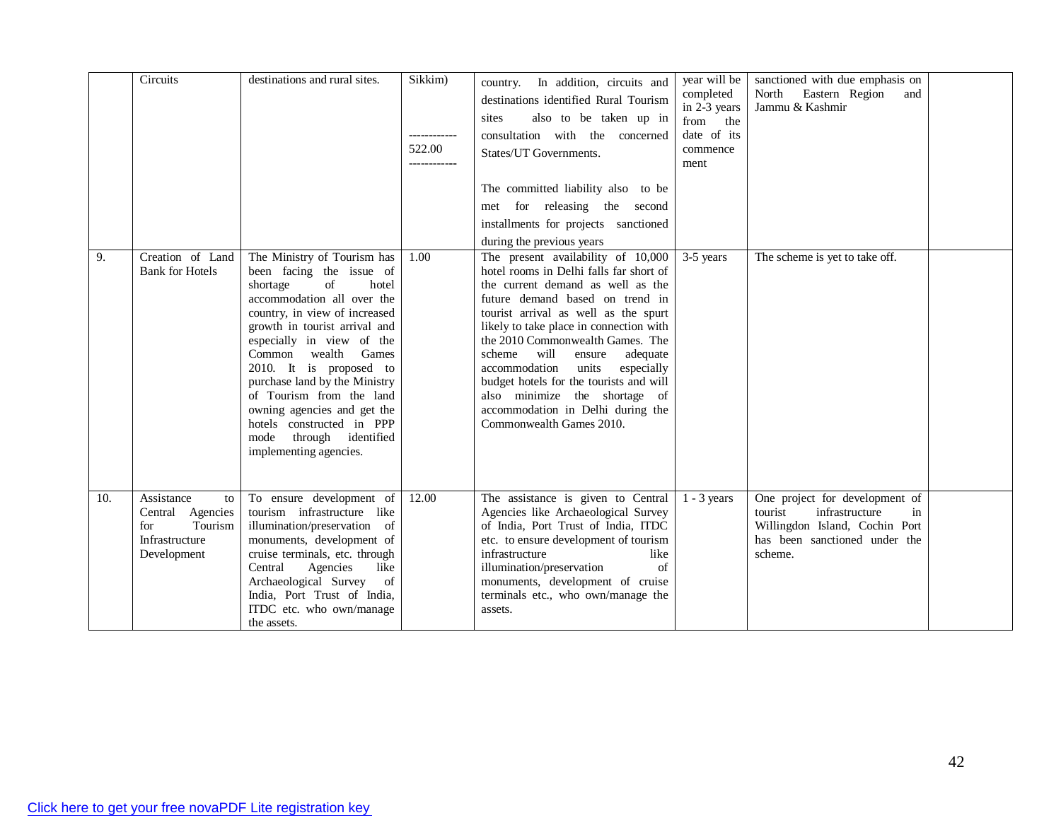|  | Circuits | destinations and rural sites. | Sikkim)<br><br>-----------<br>522.00<br>----------- | country. In addition, circuits and destinations identified Rural Tourism sites also to be taken up in consultation with the concerned States/UT Governments.<br><br>The committed liability also to be met for releasing the second installments for projects sanctioned during the previous years | year will be completed in 2-3 years from the date of its commence ment | sanctioned with due emphasis on North Eastern Region and Jammu & Kashmir |  |
|---|---|---|---|---|---|---|---|
| 9. | Creation of Land Bank for Hotels | The Ministry of Tourism has been facing the issue of shortage of hotel accommodation all over the country, in view of increased growth in tourist arrival and especially in view of the Common wealth Games 2010. It is proposed to purchase land by the Ministry of Tourism from the land owning agencies and get the hotels constructed in PPP mode through identified implementing agencies. | 1.00 | The present availability of 10,000 hotel rooms in Delhi falls far short of the current demand as well as the future demand based on trend in tourist arrival as well as the spurt likely to take place in connection with the 2010 Commonwealth Games. The scheme will ensure adequate accommodation units especially budget hotels for the tourists and will also minimize the shortage of accommodation in Delhi during the Commonwealth Games 2010. | 3-5 years | The scheme is yet to take off. |  |
| 10. | Assistance to Central Agencies for Tourism Infrastructure Development | To ensure development of tourism infrastructure like illumination/preservation of monuments, development of cruise terminals, etc. through Central Agencies like Archaeological Survey of India, Port Trust of India, ITDC etc. who own/manage the assets. | 12.00 | The assistance is given to Central Agencies like Archaeological Survey of India, Port Trust of India, ITDC etc. to ensure development of tourism infrastructure like illumination/preservation of monuments, development of cruise terminals etc., who own/manage the assets. | 1 - 3 years | One project for development of tourist infrastructure in Willingdon Island, Cochin Port has been sanctioned under the scheme. |  |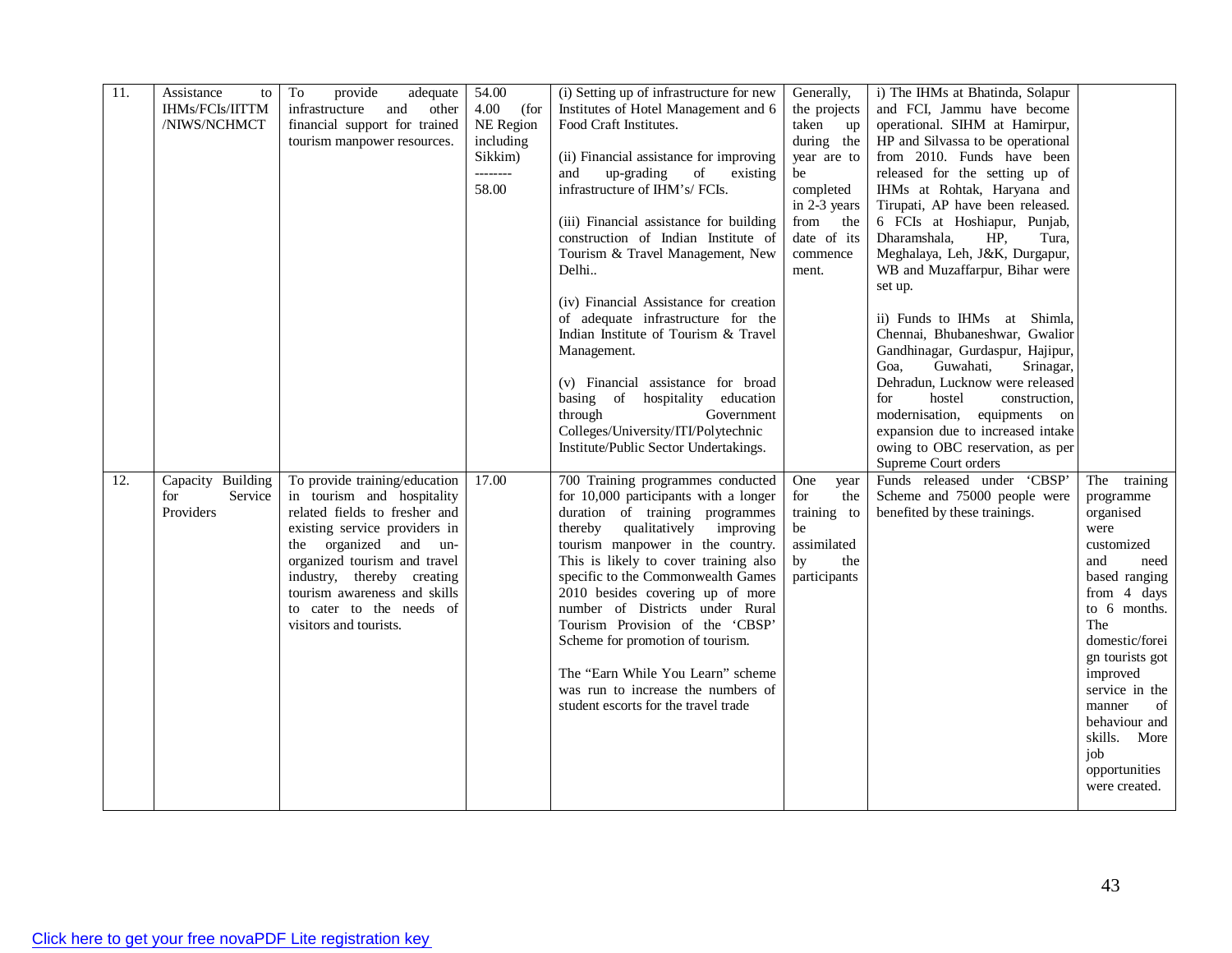| 11. | Assistance to IHMs/FCIs/IITTM /NIWS/NCHMCT | To provide adequate infrastructure and other financial support for trained tourism manpower resources. | 54.00<br>4.00 (for NE Region including Sikkim)<br>--------<br>58.00 | (i) Setting up of infrastructure for new Institutes of Hotel Management and 6 Food Craft Institutes.<br><br>(ii) Financial assistance for improving and up-grading of existing infrastructure of IHM's/ FCIs.<br><br>(iii) Financial assistance for building construction of Indian Institute of Tourism & Travel Management, New Delhi..<br><br>(iv) Financial Assistance for creation of adequate infrastructure for the Indian Institute of Tourism & Travel Management.<br><br>(v) Financial assistance for broad basing of hospitality education through Government Colleges/University/ITI/Polytechnic Institute/Public Sector Undertakings. | Generally, the projects taken up during the year are to be completed in 2-3 years from the date of its commence ment. | i) The IHMs at Bhatinda, Solapur and FCI, Jammu have become operational. SIHM at Hamirpur, HP and Silvassa to be operational from 2010. Funds have been released for the setting up of IHMs at Rohtak, Haryana and Tirupati, AP have been released. 6 FCIs at Hoshiapur, Punjab, Dharamshala, HP, Tura, Meghalaya, Leh, J&K, Durgapur, WB and Muzaffarpur, Bihar were set up.<br><br>ii) Funds to IHMs at Shimla, Chennai, Bhubaneshwar, Gwalior Gandhinagar, Gurdaspur, Hajipur, Goa, Guwahati, Srinagar, Dehradun, Lucknow were released for hostel construction, modernisation, equipments on expansion due to increased intake owing to OBC reservation, as per Supreme Court orders | |
|---|---|---|---|---|---|---|---|
| 12. | Capacity Building for Service Providers | To provide training/education in tourism and hospitality related fields to fresher and existing service providers in the organized and un-organized tourism and travel industry, thereby creating tourism awareness and skills to cater to the needs of visitors and tourists. | 17.00 | 700 Training programmes conducted for 10,000 participants with a longer duration of training programmes thereby qualitatively improving tourism manpower in the country. This is likely to cover training also specific to the Commonwealth Games 2010 besides covering up of more number of Districts under Rural Tourism Provision of the 'CBSP' Scheme for promotion of tourism.<br><br>The "Earn While You Learn" scheme was run to increase the numbers of student escorts for the travel trade | One year for the training to be assimilated by the participants | Funds released under 'CBSP' Scheme and 75000 people were benefited by these trainings. | The training programme organised were customized and need based ranging from 4 days to 6 months. The domestic/foreign tourists got improved service in the manner of behaviour and skills. More job opportunities were created. |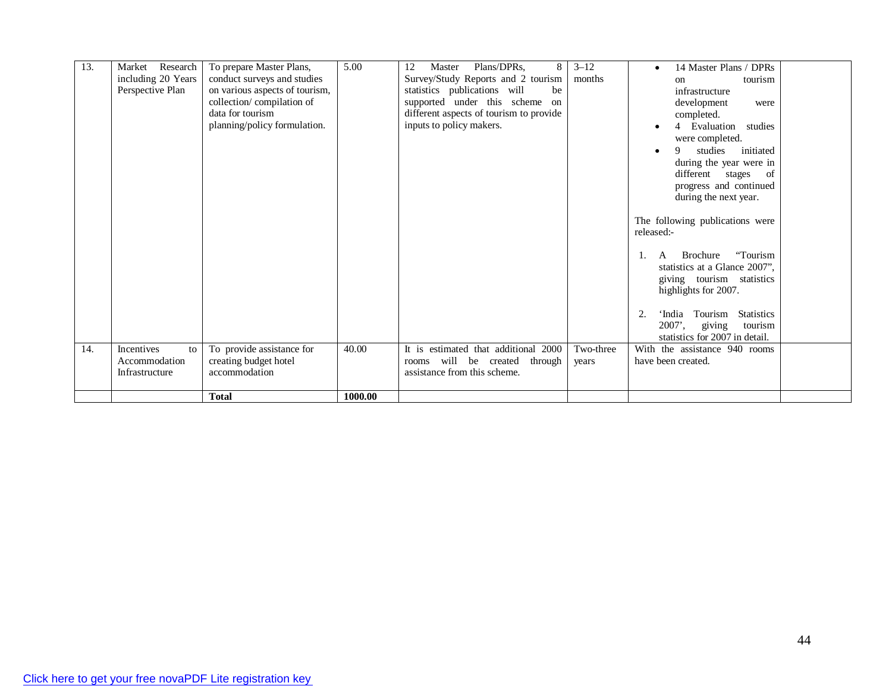| 13. | Market Research including 20 Years Perspective Plan | To prepare Master Plans, conduct surveys and studies on various aspects of tourism, collection/ compilation of data for tourism planning/policy formulation. | 5.00 | 12 Master Plans/DPRs, 8 Survey/Study Reports and 2 tourism statistics publications will be supported under this scheme on different aspects of tourism to provide inputs to policy makers. | 3–12 months | • 14 Master Plans / DPRs on tourism infrastructure development were completed.<br>• 4 Evaluation studies were completed.<br>• 9 studies initiated during the year were in different stages of progress and continued during the next year.<br><br>The following publications were released:-<br><br>1. A Brochure "Tourism statistics at a Glance 2007", giving tourism statistics highlights for 2007.<br><br>2. 'India Tourism Statistics 2007', giving tourism statistics for 2007 in detail. | |
|---|---|---|---|---|---|---|---|
| 14. | Incentives to Accommodation Infrastructure | To provide assistance for creating budget hotel accommodation | 40.00 | It is estimated that additional 2000 rooms will be created through assistance from this scheme. | Two-three years | With the assistance 940 rooms have been created. | |
| | | **Total** | **1000.00** | | | | |

[Click here to get your free novaPDF Lite registration key]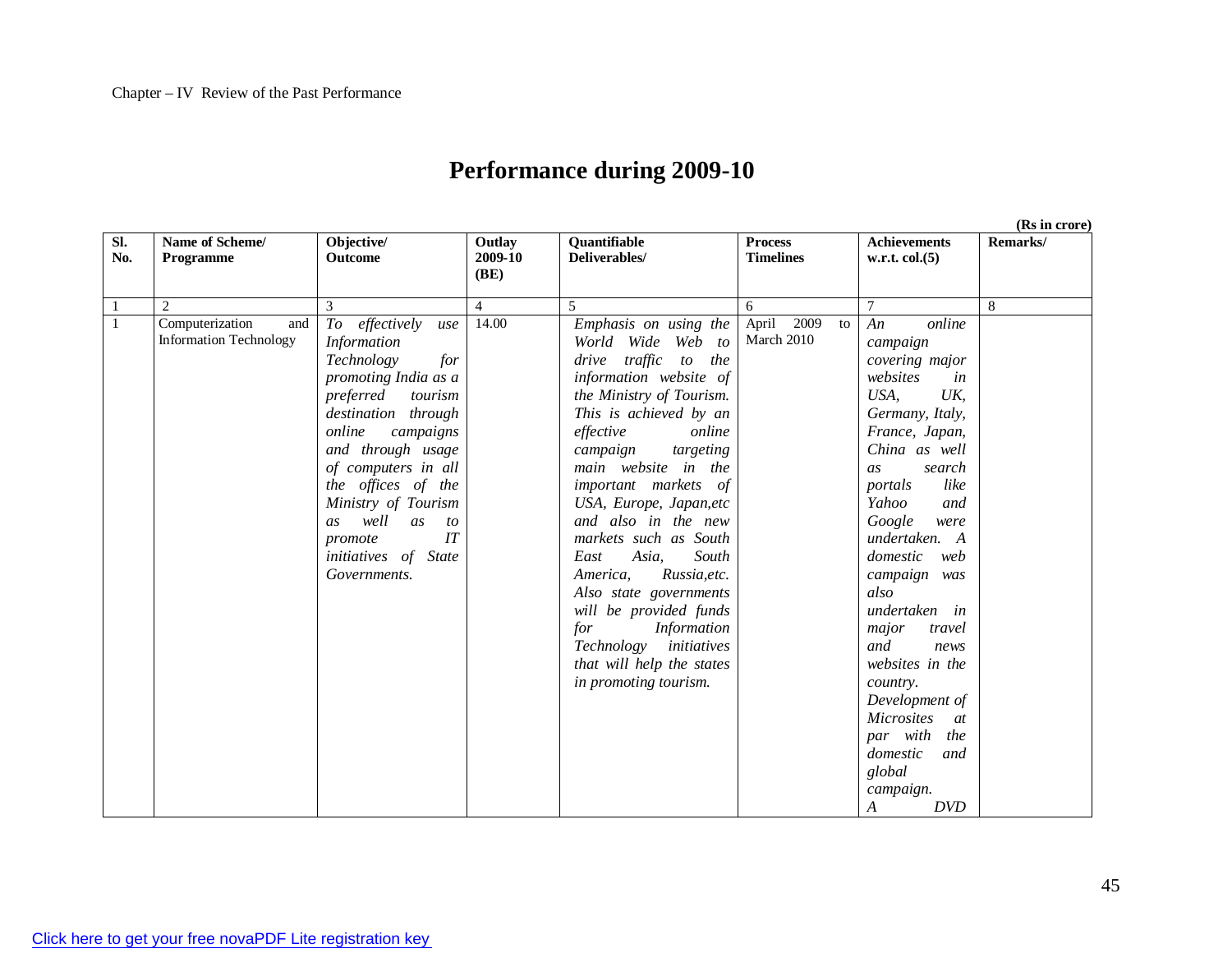Chapter – IV Review of the Past Performance

# Performance during 2009-10

(Rs in crore)

| Sl. No. | Name of Scheme/ Programme | Objective/ Outcome | Outlay 2009-10 (BE) | Quantifiable Deliverables/ | Process Timelines | Achievements w.r.t. col.(5) | Remarks/ |
|---|---|---|---|---|---|---|---|
| 1 | 2 | 3 | 4 | 5 | 6 | 7 | 8 |
| 1 | Computerization and Information Technology | *To effectively use Information Technology for promoting India as a preferred tourism destination through online campaigns and through usage of computers in all the offices of the Ministry of Tourism as well as to promote IT initiatives of State Governments.* | 14.00 | *Emphasis on using the World Wide Web to drive traffic to the information website of the Ministry of Tourism. This is achieved by an effective online campaign targeting main website in the important markets of USA, Europe, Japan,etc and also in the new markets such as South East Asia, South America, Russia,etc. Also state governments will be provided funds for Information Technology initiatives that will help the states in promoting tourism.* | April 2009 to March 2010 | *An online campaign covering major websites in USA, UK, Germany, Italy, France, Japan, China as well as search portals like Yahoo and Google were undertaken. A domestic web campaign was also undertaken in major travel and news websites in the country. Development of Microsites at par with the domestic and global campaign. A DVD* | |

[Click here to get your free novaPDF Lite registration key](#)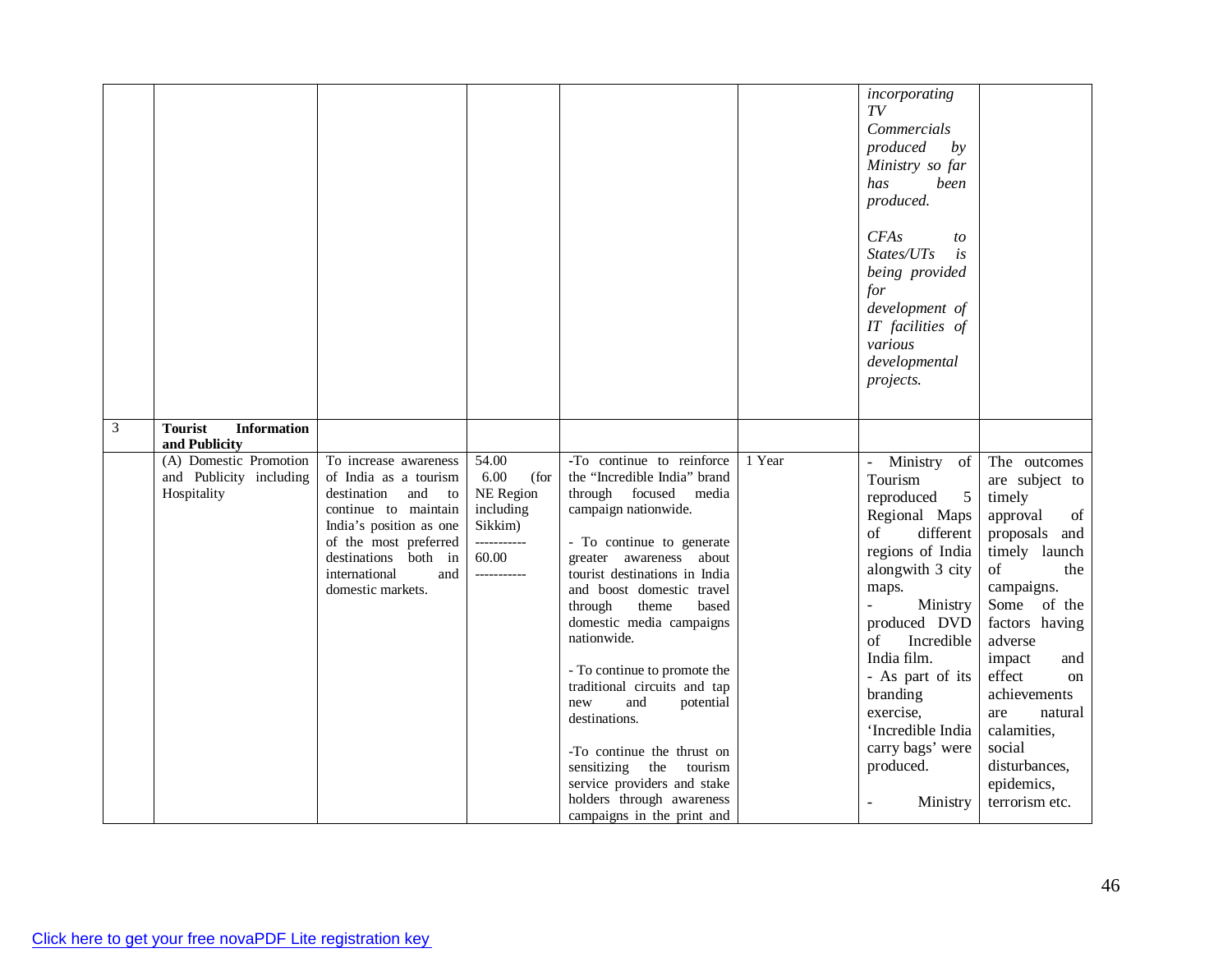| | | | | | | | |
|---|---|---|---|---|---|---|---|
| | | | | | | *incorporating TV Commercials produced by Ministry so far has been produced.* *CFAs to States/UTs is being provided for development of IT facilities of various developmental projects.* | |
| 3 | **Tourist Information and Publicity** | | | | | | |
| | (A) Domestic Promotion and Publicity including Hospitality | To increase awareness of India as a tourism destination and to continue to maintain India's position as one of the most preferred destinations both in international and domestic markets. | 54.00<br>6.00 (for NE Region including Sikkim)<br>-----------<br>60.00<br>----------- | -To continue to reinforce the "Incredible India" brand through focused media campaign nationwide.<br><br>- To continue to generate greater awareness about tourist destinations in India and boost domestic travel through theme based domestic media campaigns nationwide.<br><br>- To continue to promote the traditional circuits and tap new and potential destinations.<br><br>-To continue the thrust on sensitizing the tourism service providers and stake holders through awareness campaigns in the print and | 1 Year | - Ministry of Tourism reproduced 5 Regional Maps of different regions of India alongwith 3 city maps.<br>- Ministry produced DVD of Incredible India film.<br>- As part of its branding exercise, 'Incredible India carry bags' were produced.<br><br>- Ministry | The outcomes are subject to timely approval of proposals and timely launch of the campaigns. Some of the factors having adverse impact and effect on achievements are natural calamities, social disturbances, epidemics, terrorism etc. |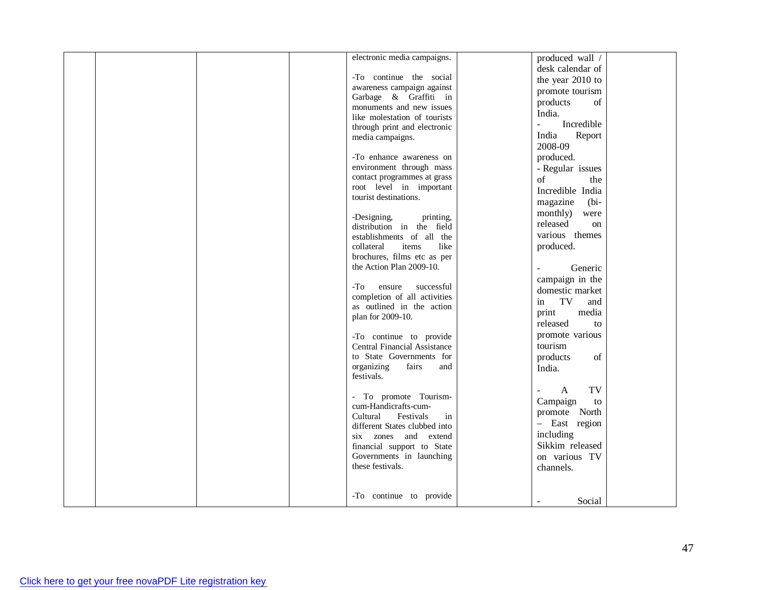| | | | | | | | |
|---|---|---|---|---|---|---|---|
| | | | | electronic media campaigns.<br><br>-To continue the social awareness campaign against Garbage & Graffiti in monuments and new issues like molestation of tourists through print and electronic media campaigns.<br><br>-To enhance awareness on environment through mass contact programmes at grass root level in important tourist destinations.<br><br>-Designing, printing, distribution in the field establishments of all the collateral items like brochures, films etc as per the Action Plan 2009-10.<br><br>-To ensure successful completion of all activities as outlined in the action plan for 2009-10.<br><br>-To continue to provide Central Financial Assistance to State Governments for organizing fairs and festivals.<br><br>- To promote Tourism-cum-Handicrafts-cum-Cultural Festivals in different States clubbed into six zones and extend financial support to State Governments in launching these festivals.<br><br>-To continue to provide | | produced wall / desk calendar of the year 2010 to promote tourism products of India.<br>- Incredible India Report 2008-09 produced.<br>- Regular issues of the Incredible India magazine (bi-monthly) were released on various themes produced.<br><br>- Generic campaign in the domestic market in TV and print media released to promote various tourism products of India.<br><br>- A TV Campaign to promote North – East region including Sikkim released on various TV channels.<br><br>- Social | |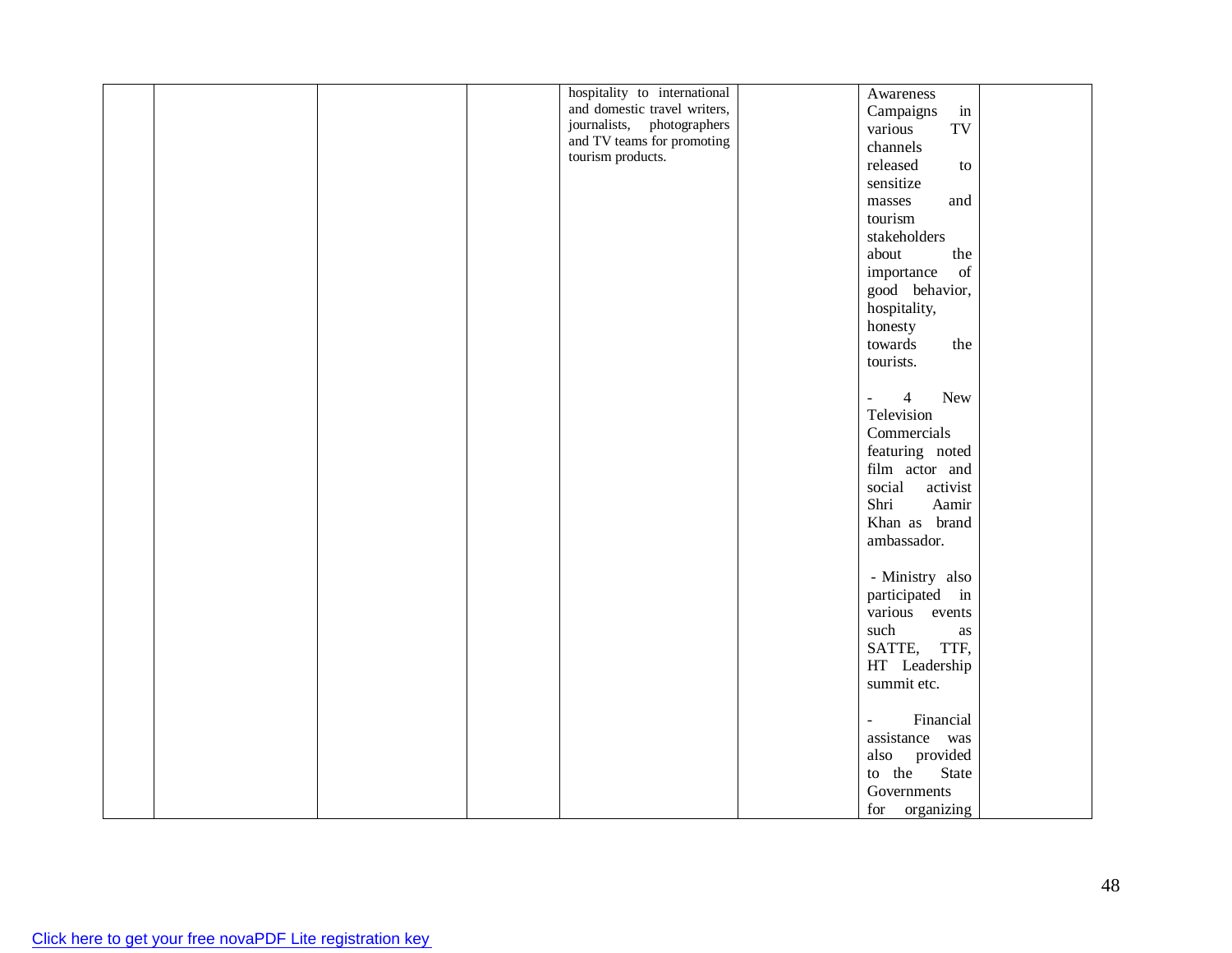| | | | | | | | |
|---|---|---|---|---|---|---|---|
| | | | | hospitality to international and domestic travel writers, journalists, photographers and TV teams for promoting tourism products. | | Awareness Campaigns in various TV channels released to sensitize masses and tourism stakeholders about the importance of good behavior, hospitality, honesty towards the tourists.<br><br>- 4 New Television Commercials featuring noted film actor and social activist Shri Aamir Khan as brand ambassador.<br><br>- Ministry also participated in various events such as SATTE, TTF, HT Leadership summit etc.<br><br>- Financial assistance was also provided to the State Governments for organizing | |

Click here to get your free novaPDF Lite registration key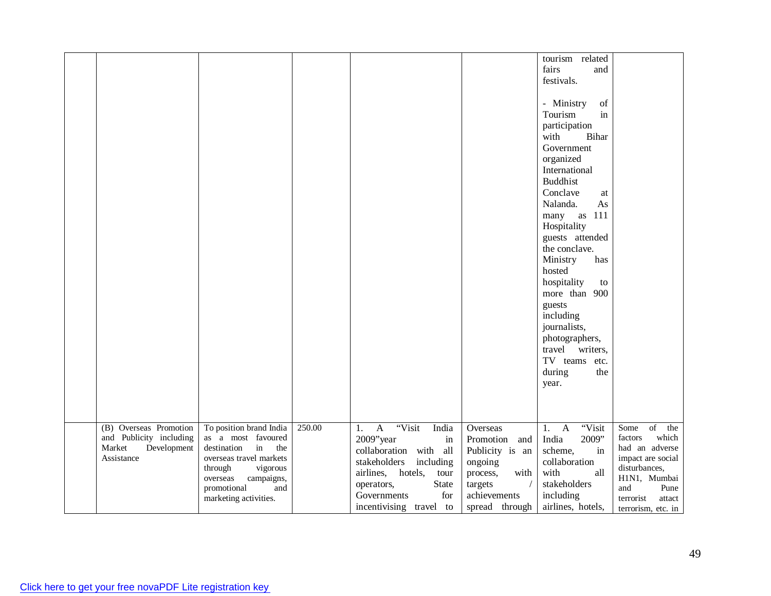| | | | | | | | |
|---|---|---|---|---|---|---|---|
| | | | | | | tourism related fairs and festivals.<br><br>- Ministry of Tourism in participation with Bihar Government organized International Buddhist Conclave at Nalanda. As many as 111 Hospitality guests attended the conclave. Ministry has hosted hospitality to more than 900 guests including journalists, photographers, travel writers, TV teams etc. during the year. | |
| | (B) Overseas Promotion and Publicity including Market Development Assistance | To position brand India as a most favoured destination in the overseas travel markets through vigorous overseas campaigns, promotional and marketing activities. | 250.00 | 1. A "Visit India 2009"year in collaboration with all stakeholders including airlines, hotels, tour operators, State Governments for incentivising travel to | Overseas Promotion and Publicity is an ongoing process, with targets / achievements spread through | 1. A "Visit India 2009" scheme, in collaboration with all stakeholders including airlines, hotels, | Some of the factors which had an adverse impact are social disturbances, H1N1, Mumbai and Pune terrorist attact terrorism, etc. in |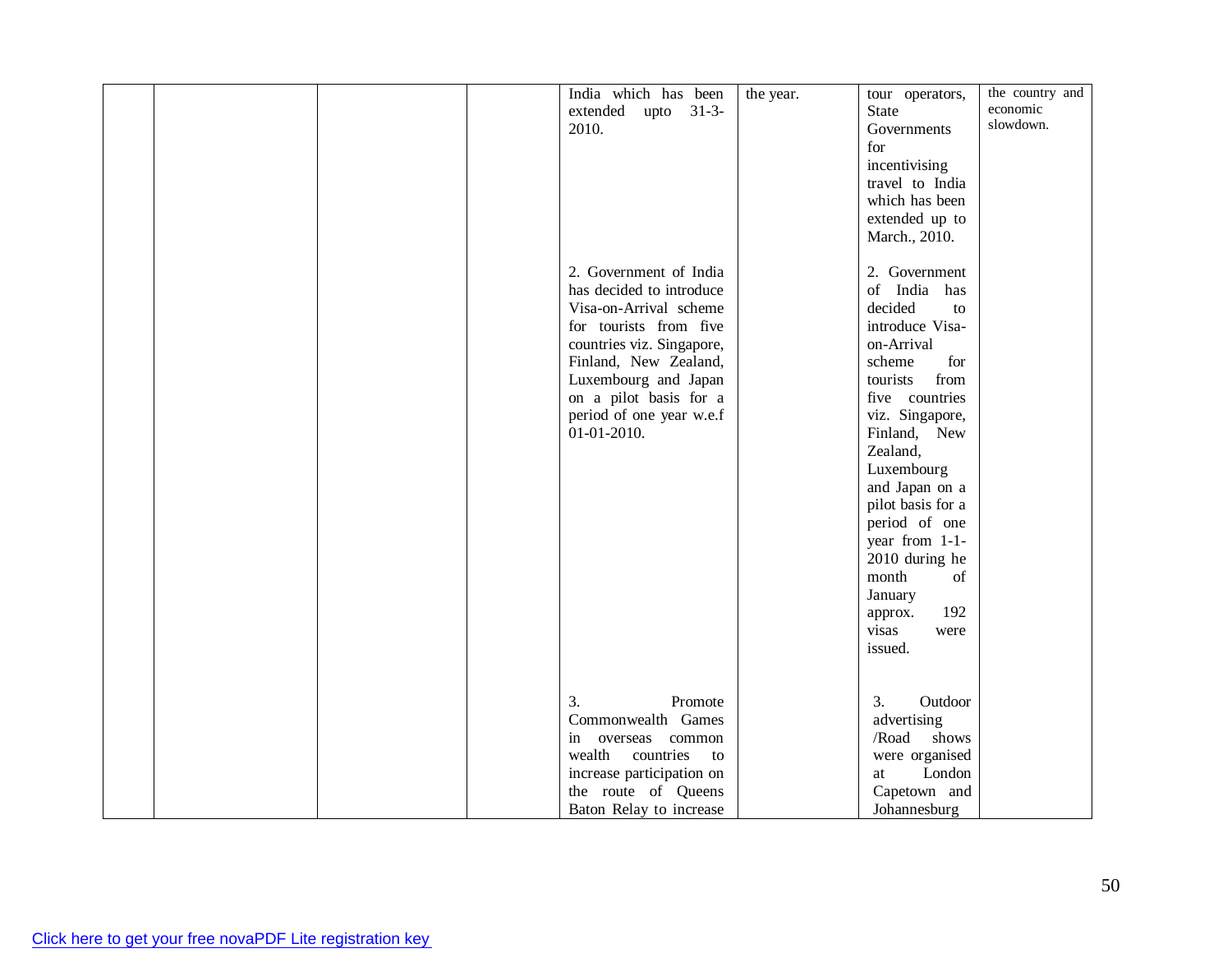| | | | | | | | |
|---|---|---|---|---|---|---|---|
| | | | | India which has been extended upto 31-3-2010. | the year. | tour operators, State Governments for incentivising travel to India which has been extended up to March., 2010. | the country and economic slowdown. |
| | | | | 2. Government of India has decided to introduce Visa-on-Arrival scheme for tourists from five countries viz. Singapore, Finland, New Zealand, Luxembourg and Japan on a pilot basis for a period of one year w.e.f 01-01-2010. | | 2. Government of India has decided to introduce Visa-on-Arrival scheme for tourists from five countries viz. Singapore, Finland, New Zealand, Luxembourg and Japan on a pilot basis for a period of one year from 1-1-2010 during he month of January approx. 192 visas were issued. | |
| | | | | 3. Promote Commonwealth Games in overseas common wealth countries to increase participation on the route of Queens Baton Relay to increase | | 3. Outdoor advertising /Road shows were organised at London Capetown and Johannesburg | |

Click here to get your free novaPDF Lite registration key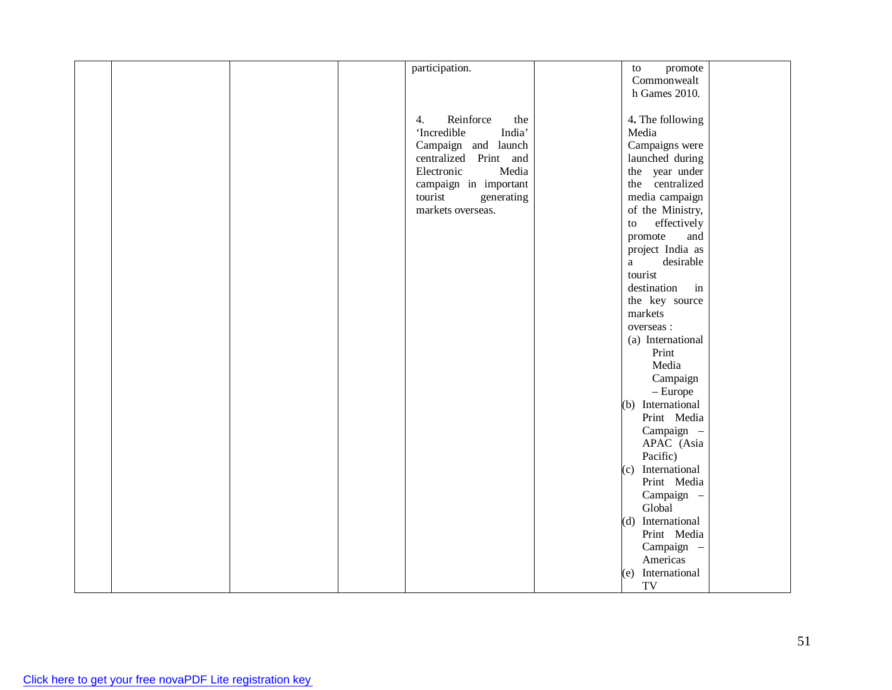|  |  |  |  | participation.<br><br>4. Reinforce the 'Incredible India' Campaign and launch centralized Print and Electronic Media campaign in important tourist generating markets overseas. |  | to promote Commonwealth Games 2010.<br><br>4. The following Media Campaigns were launched during the year under the centralized media campaign of the Ministry, to effectively promote and project India as a desirable tourist destination in the key source markets overseas :<br>(a) International Print Media Campaign – Europe<br>(b) International Print Media Campaign – APAC (Asia Pacific)<br>(c) International Print Media Campaign – Global<br>(d) International Print Media Campaign – Americas<br>(e) International TV |  |
|---|---|---|---|---|---|---|---|

Click here to get your free novaPDF Lite registration key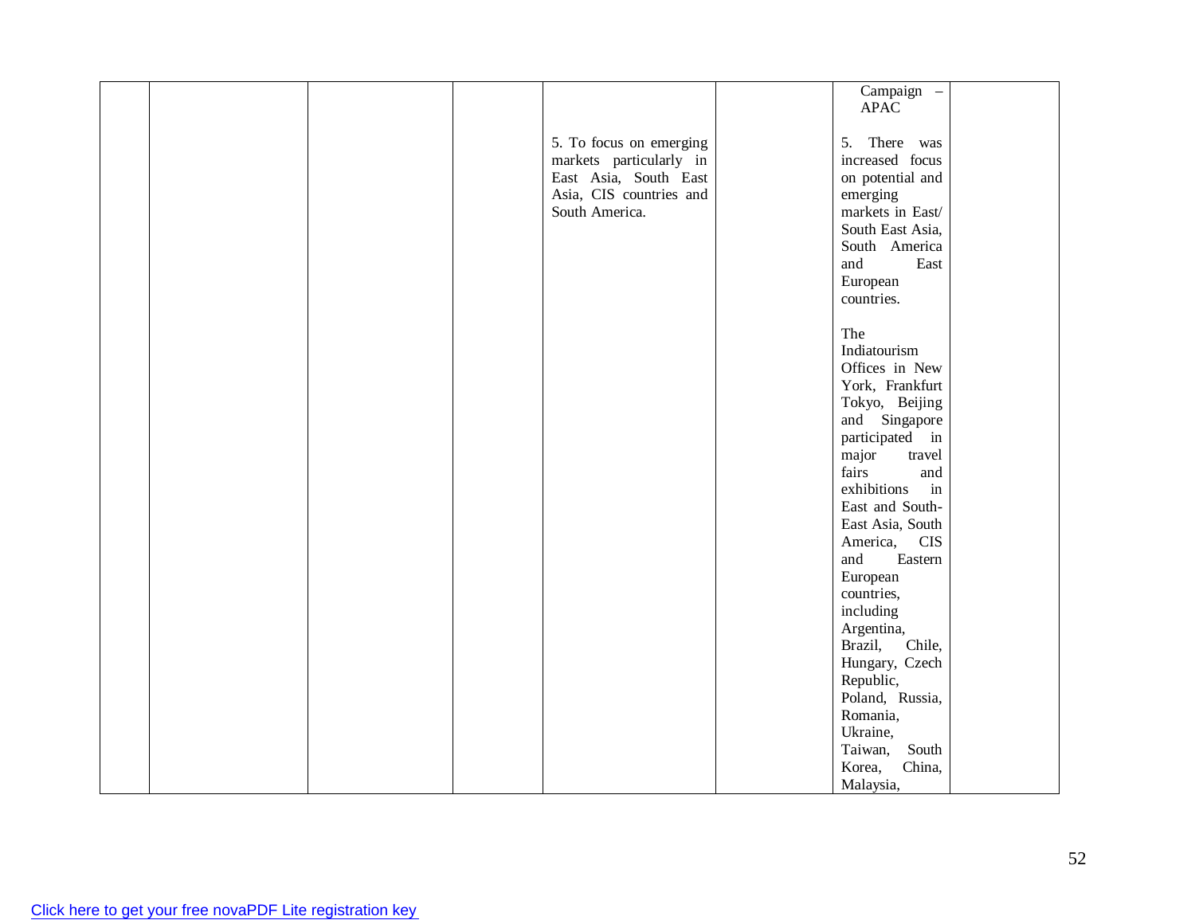| | | | | | | | |
|---|---|---|---|---|---|---|---|
| | | | | | | Campaign – APAC | |
| | | | | 5. To focus on emerging markets particularly in East Asia, South East Asia, CIS countries and South America. | | 5. There was increased focus on potential and emerging markets in East/ South East Asia, South America and East European countries.<br><br>The Indiatourism Offices in New York, Frankfurt Tokyo, Beijing and Singapore participated in major travel fairs and exhibitions in East and South-East Asia, South America, CIS and Eastern European countries, including Argentina, Brazil, Chile, Hungary, Czech Republic, Poland, Russia, Romania, Ukraine, Taiwan, South Korea, China, Malaysia, | |

Click here to get your free novaPDF Lite registration key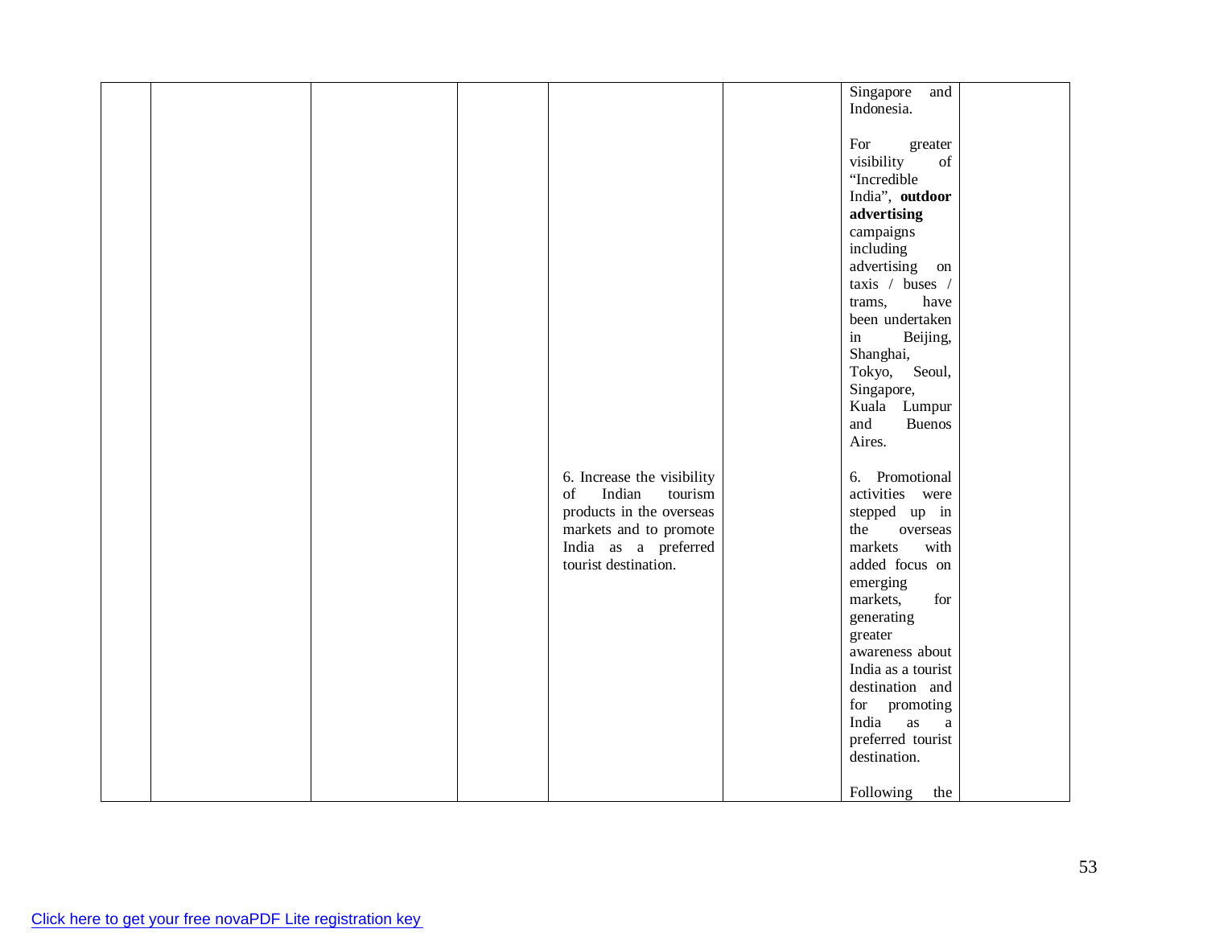|  |  |  |  |  |  |  |  |
|---|---|---|---|---|---|---|---|
|  |  |  |  | 6. Increase the visibility of Indian tourism products in the overseas markets and to promote India as a preferred tourist destination. |  | Singapore and Indonesia.<br><br>For greater visibility of "Incredible India", **outdoor advertising** campaigns including advertising on taxis / buses / trams, have been undertaken in Beijing, Shanghai, Tokyo, Seoul, Singapore, Kuala Lumpur and Buenos Aires.<br><br>6. Promotional activities were stepped up in the overseas markets with added focus on emerging markets, for generating greater awareness about India as a tourist destination and for promoting India as a preferred tourist destination.<br><br>Following the |  |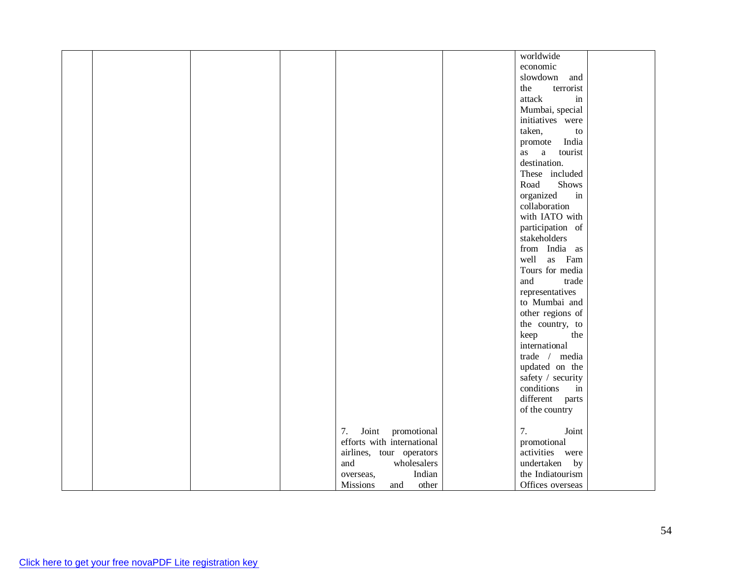|  |  |  |  |  |  |  |  |
|---|---|---|---|---|---|---|---|
|  |  |  |  |  |  | worldwide economic slowdown and the terrorist attack in Mumbai, special initiatives were taken, to promote India as a tourist destination. These included Road Shows organized in collaboration with IATO with participation of stakeholders from India as well as Fam Tours for media and trade representatives to Mumbai and other regions of the country, to keep the international trade / media updated on the safety / security conditions in different parts of the country |  |
|  |  |  |  | 7. Joint promotional efforts with international airlines, tour operators and wholesalers overseas, Indian Missions and other |  | 7. Joint promotional activities were undertaken by the Indiatourism Offices overseas |  |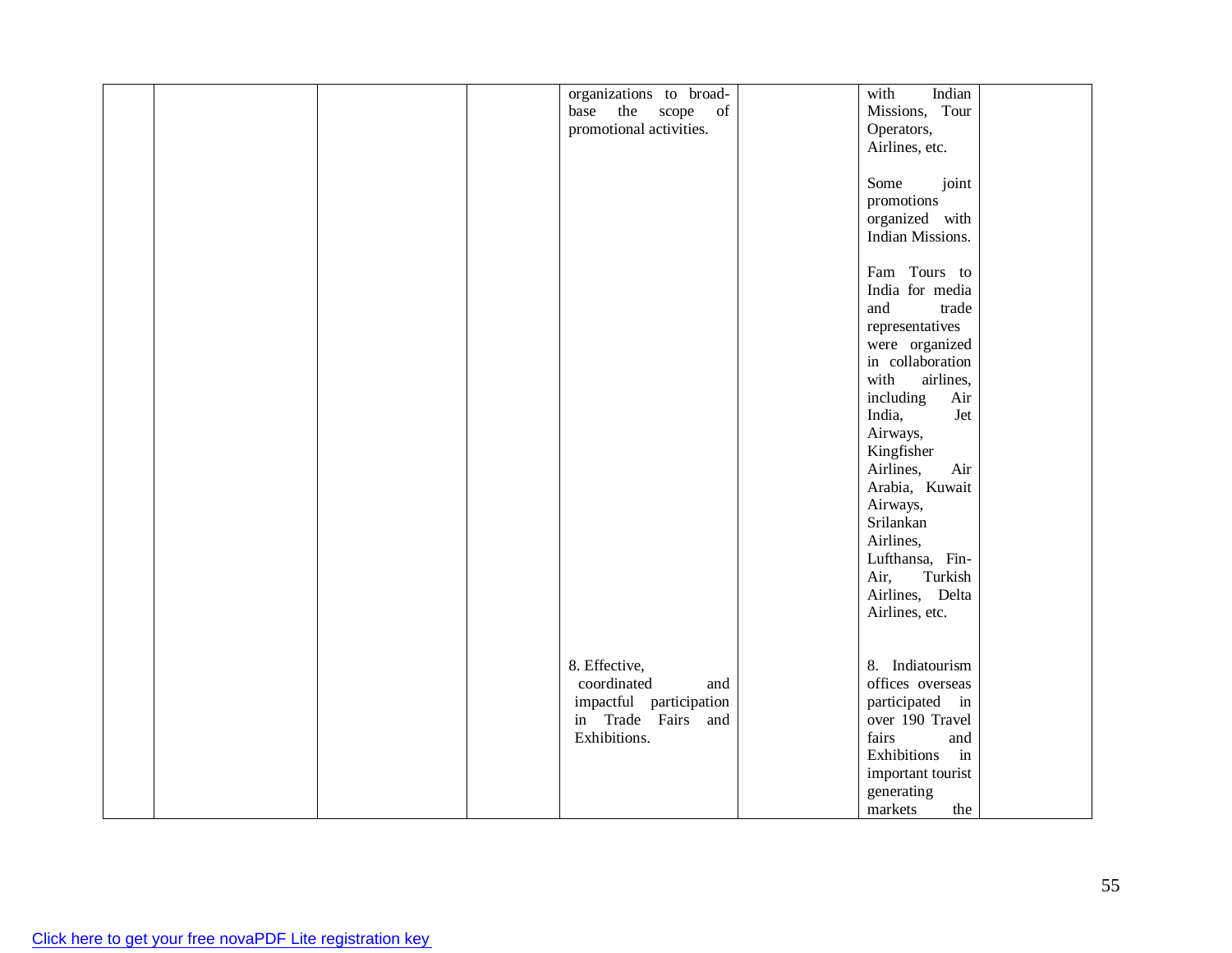| | | | | | | | |
|---|---|---|---|---|---|---|---|
| | | | | organizations to broad-base the scope of promotional activities. | | with Indian Missions, Tour Operators, Airlines, etc.<br><br>Some joint promotions organized with Indian Missions.<br><br>Fam Tours to India for media and trade representatives were organized in collaboration with airlines, including Air India, Jet Airways, Kingfisher Airlines, Air Arabia, Kuwait Airways, Srilankan Airlines, Lufthansa, Fin-Air, Turkish Airlines, Delta Airlines, etc. | |
| | | | | 8. Effective, coordinated and impactful participation in Trade Fairs and Exhibitions. | | 8. Indiatourism offices overseas participated in over 190 Travel fairs and Exhibitions in important tourist generating markets the | |

Click here to get your free novaPDF Lite registration key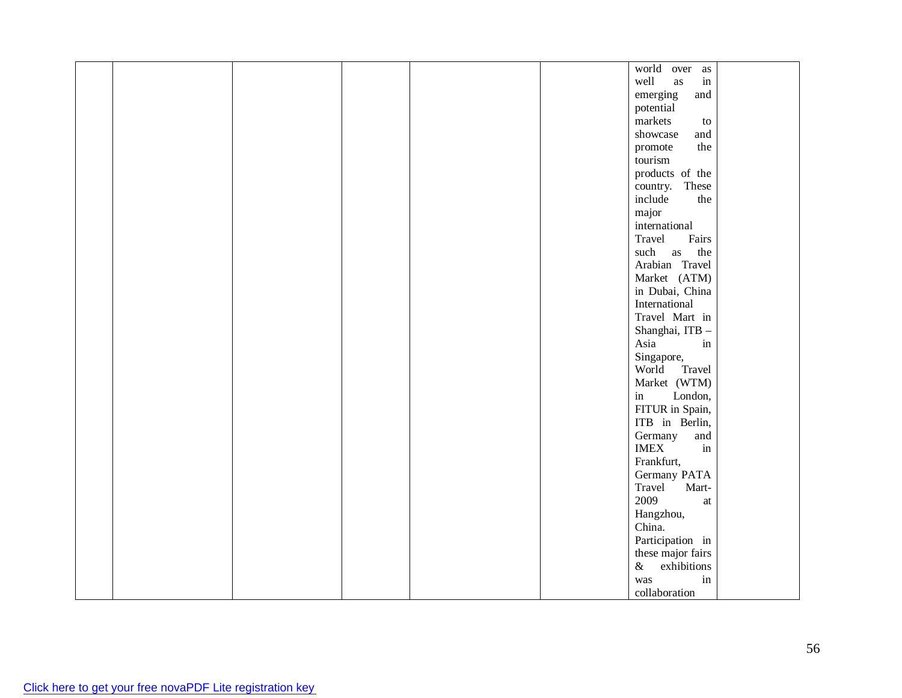| | | | | | | | |
|---|---|---|---|---|---|---|---|
| | | | | | | world over as well as in emerging and potential markets to showcase and promote the tourism products of the country. These include the major international Travel Fairs such as the Arabian Travel Market (ATM) in Dubai, China International Travel Mart in Shanghai, ITB – Asia in Singapore, World Travel Market (WTM) in London, FITUR in Spain, ITB in Berlin, Germany and IMEX in Frankfurt, Germany PATA Travel Mart-2009 at Hangzhou, China. Participation in these major fairs & exhibitions was in collaboration | |

[Click here to get your free novaPDF Lite registration key](Click here to get your free novaPDF Lite registration key)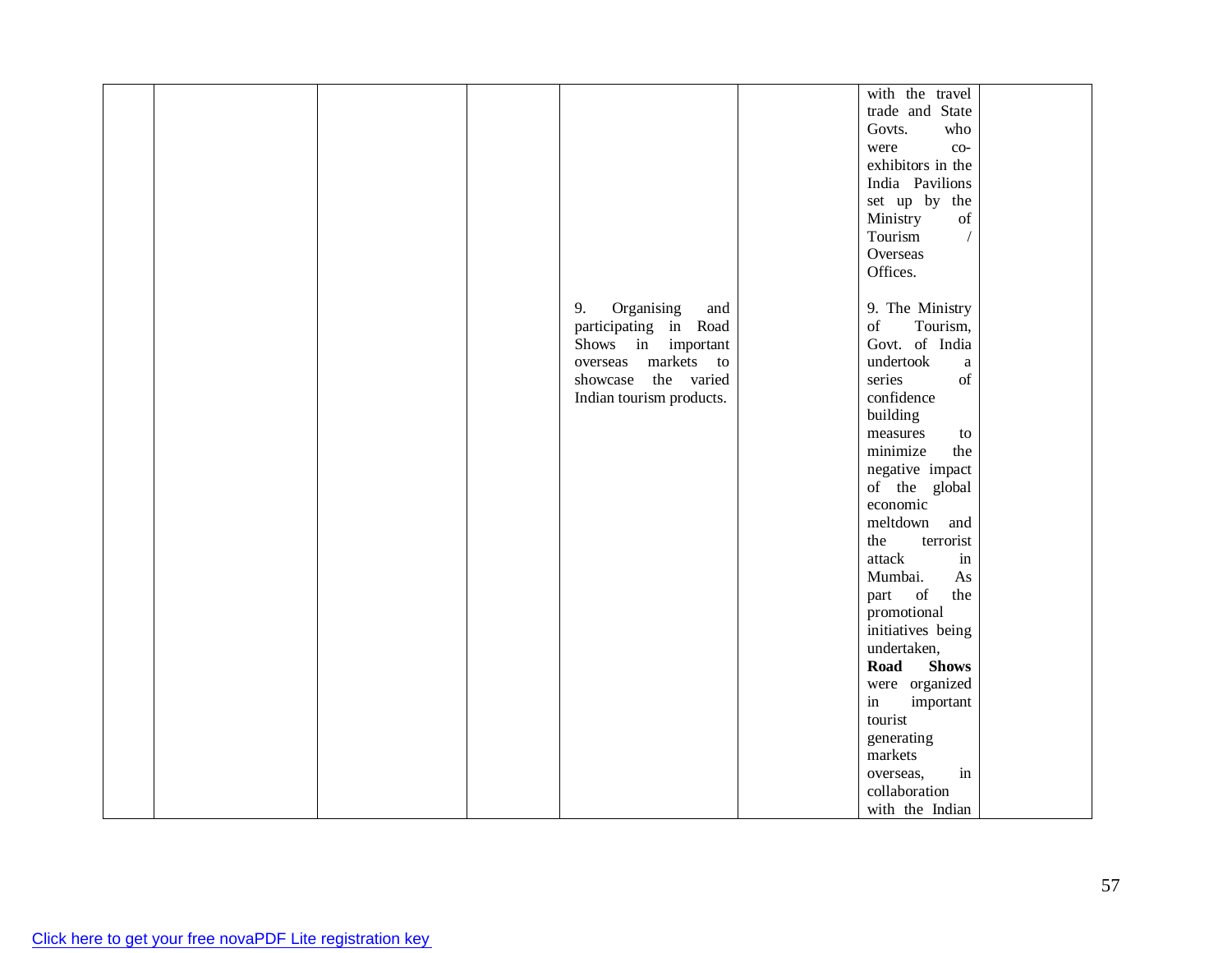|  |  |  |  |  |  |  |  |
|---|---|---|---|---|---|---|---|
|  |  |  |  | 9. Organising and participating in Road Shows in important overseas markets to showcase the varied Indian tourism products. |  | with the travel trade and State Govts. who were co-exhibitors in the India Pavilions set up by the Ministry of Tourism / Overseas Offices.<br><br>9. The Ministry of Tourism, Govt. of India undertook a series of confidence building measures to minimize the negative impact of the global economic meltdown and the terrorist attack in Mumbai. As part of the promotional initiatives being undertaken, **Road Shows** were organized in important tourist generating markets overseas, in collaboration with the Indian |  |

Click here to get your free novaPDF Lite registration key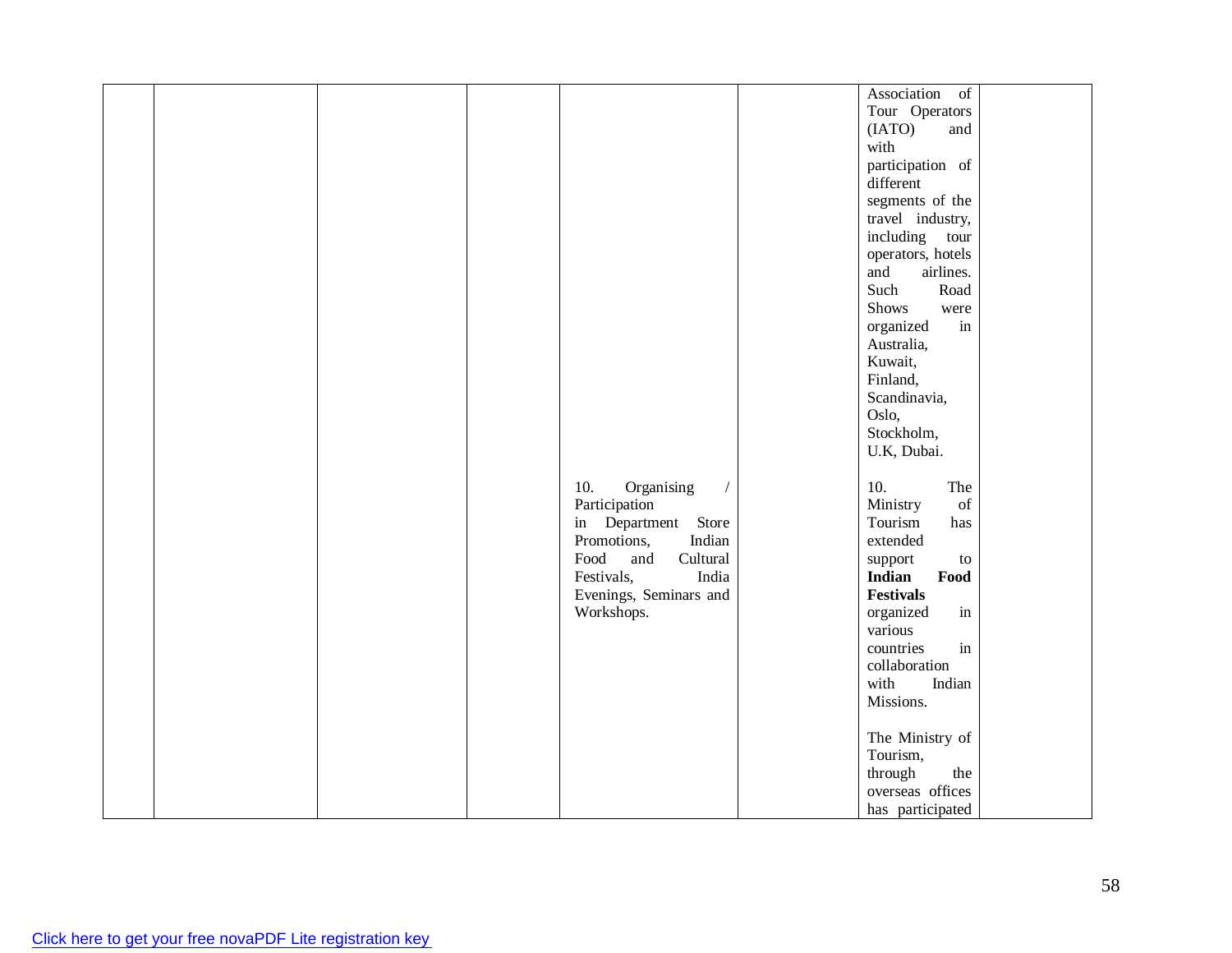|  |  |  |  |  |  |  |  |
|---|---|---|---|---|---|---|---|
|  |  |  |  |  |  | Association of Tour Operators (IATO) and with participation of different segments of the travel industry, including tour operators, hotels and airlines. Such Road Shows were organized in Australia, Kuwait, Finland, Scandinavia, Oslo, Stockholm, U.K, Dubai. |  |
|  |  |  |  | 10. Organising / Participation in Department Store Promotions, Indian Food and Cultural Festivals, India Evenings, Seminars and Workshops. |  | 10. The Ministry of Tourism has extended support to **Indian Food Festivals** organized in various countries in collaboration with Indian Missions.<br><br>The Ministry of Tourism, through the overseas offices has participated |  |

Click here to get your free novaPDF Lite registration key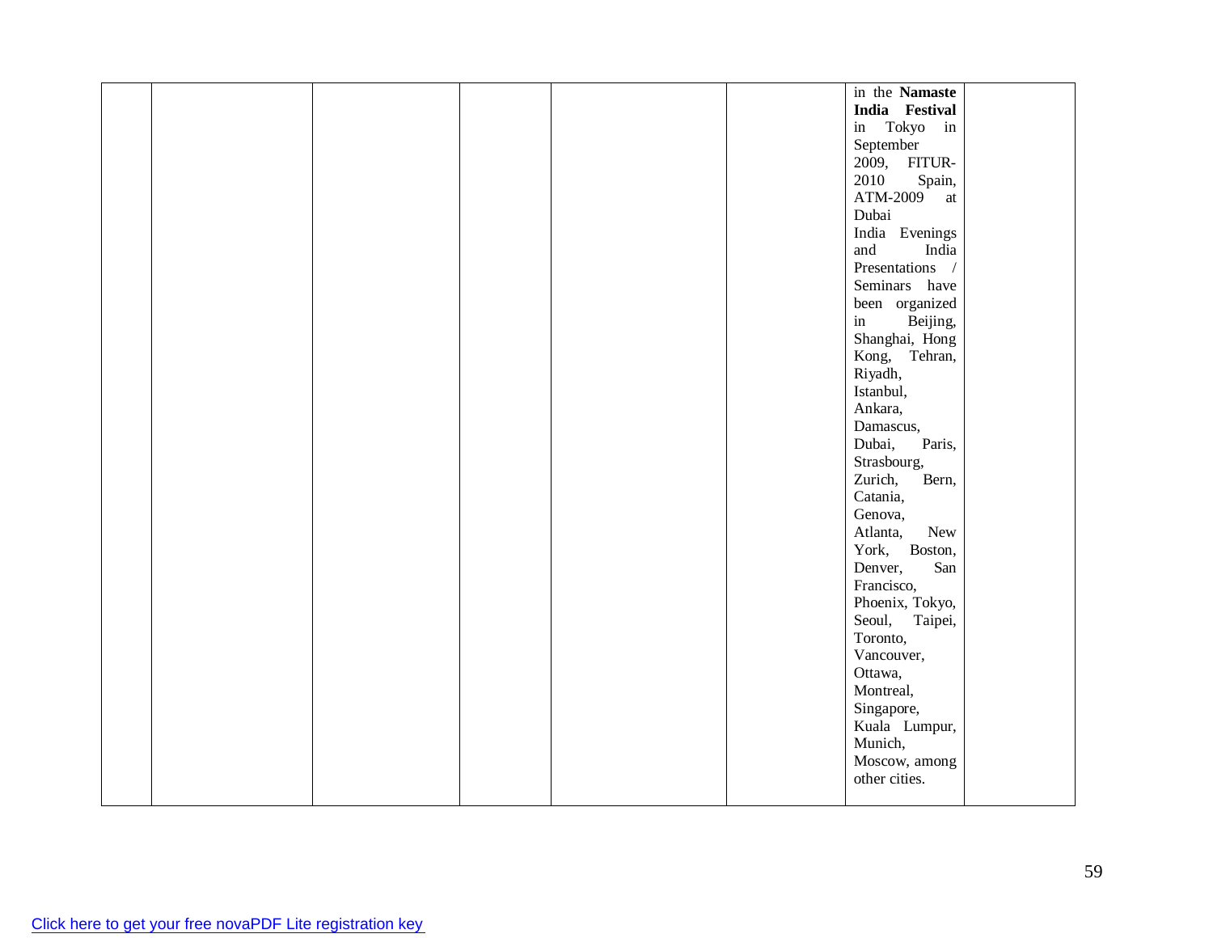|  |  |  |  |  |  |  |  |
|---|---|---|---|---|---|---|---|
|  |  |  |  |  |  | in the **Namaste India Festival** in Tokyo in September 2009, FITUR-2010 Spain, ATM-2009 at Dubai<br>India Evenings and India Presentations / Seminars have been organized in Beijing, Shanghai, Hong Kong, Tehran, Riyadh, Istanbul, Ankara, Damascus, Dubai, Paris, Strasbourg, Zurich, Bern, Catania, Genova, Atlanta, New York, Boston, Denver, San Francisco, Phoenix, Tokyo, Seoul, Taipei, Toronto, Vancouver, Ottawa, Montreal, Singapore, Kuala Lumpur, Munich, Moscow, among other cities. |  |

Click here to get your free novaPDF Lite registration key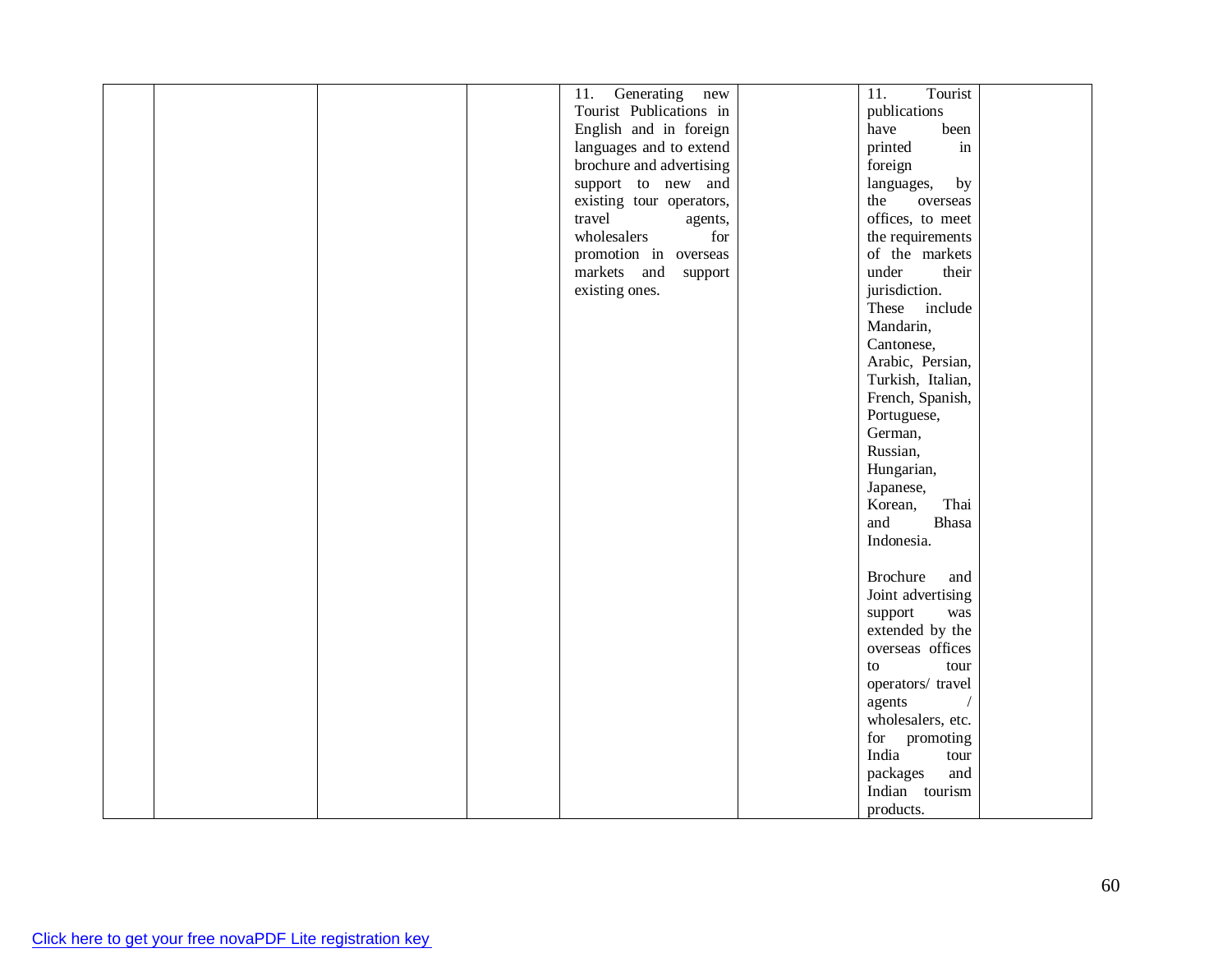| | | | | | | | |
|---|---|---|---|---|---|---|---|
| | | | | 11. Generating new Tourist Publications in English and in foreign languages and to extend brochure and advertising support to new and existing tour operators, travel agents, wholesalers for promotion in overseas markets and support existing ones. | | 11. Tourist publications have been printed in foreign languages, by the overseas offices, to meet the requirements of the markets under their jurisdiction. These include Mandarin, Cantonese, Arabic, Persian, Turkish, Italian, French, Spanish, Portuguese, German, Russian, Hungarian, Japanese, Korean, Thai and Bhasa Indonesia.<br><br>Brochure and Joint advertising support was extended by the overseas offices to tour operators/ travel agents / wholesalers, etc. for promoting India tour packages and Indian tourism products. | |

Click here to get your free novaPDF Lite registration key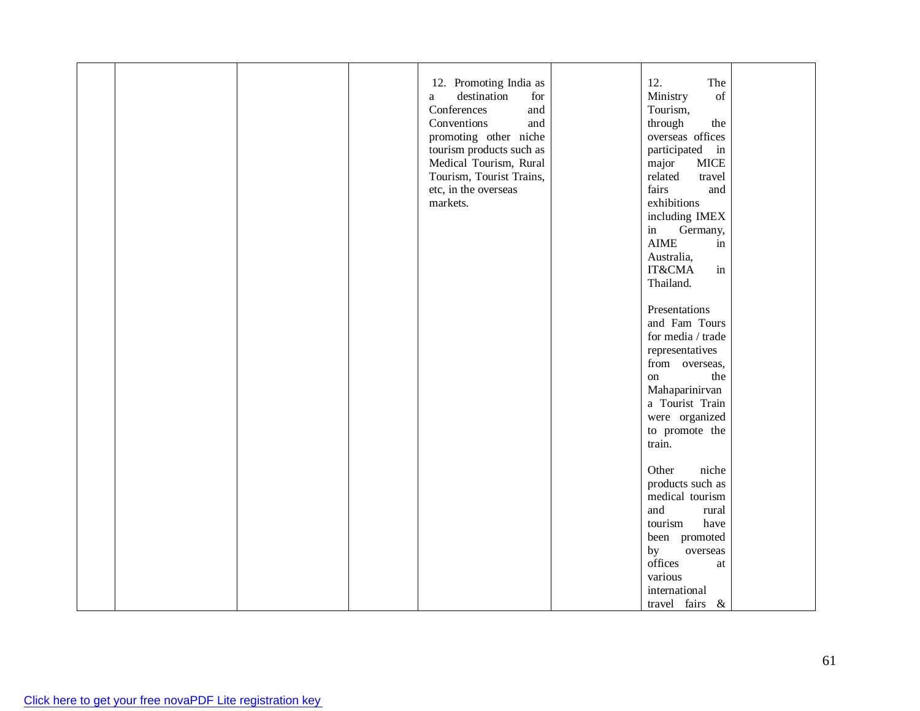|  |  |  |  | 12. Promoting India as a destination for Conferences and Conventions and promoting other niche tourism products such as Medical Tourism, Rural Tourism, Tourist Trains, etc, in the overseas markets. |  | 12. The Ministry of Tourism, through the overseas offices participated in major MICE related travel fairs and exhibitions including IMEX in Germany, AIME in Australia, IT&CMA in Thailand.<br><br>Presentations and Fam Tours for media / trade representatives from overseas, on the Mahaparinirvana Tourist Train were organized to promote the train.<br><br>Other niche products such as medical tourism and rural tourism have been promoted by overseas offices at various international travel fairs & |  |
|---|---|---|---|---|---|---|---|

Click here to get your free novaPDF Lite registration key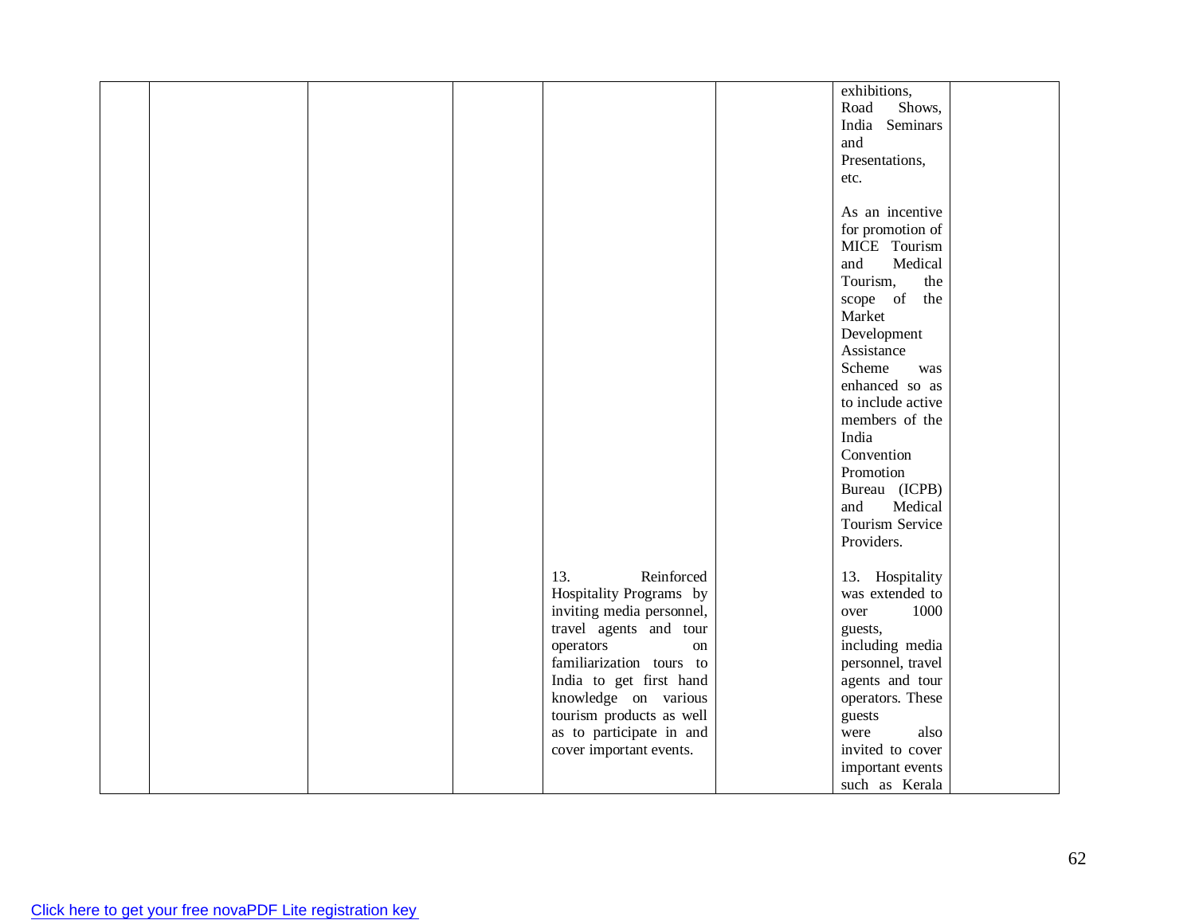| | | | | | | | |
|---|---|---|---|---|---|---|---|
| | | | | | | exhibitions, Road Shows, India Seminars and Presentations, etc.<br><br>As an incentive for promotion of MICE Tourism and Medical Tourism, the scope of the Market Development Assistance Scheme was enhanced so as to include active members of the India Convention Promotion Bureau (ICPB) and Medical Tourism Service Providers. | |
| | | | | 13. Reinforced Hospitality Programs by inviting media personnel, travel agents and tour operators on familiarization tours to India to get first hand knowledge on various tourism products as well as to participate in and cover important events. | | 13. Hospitality was extended to over 1000 guests, including media personnel, travel agents and tour operators. These guests were also invited to cover important events such as Kerala | |

Click here to get your free novaPDF Lite registration key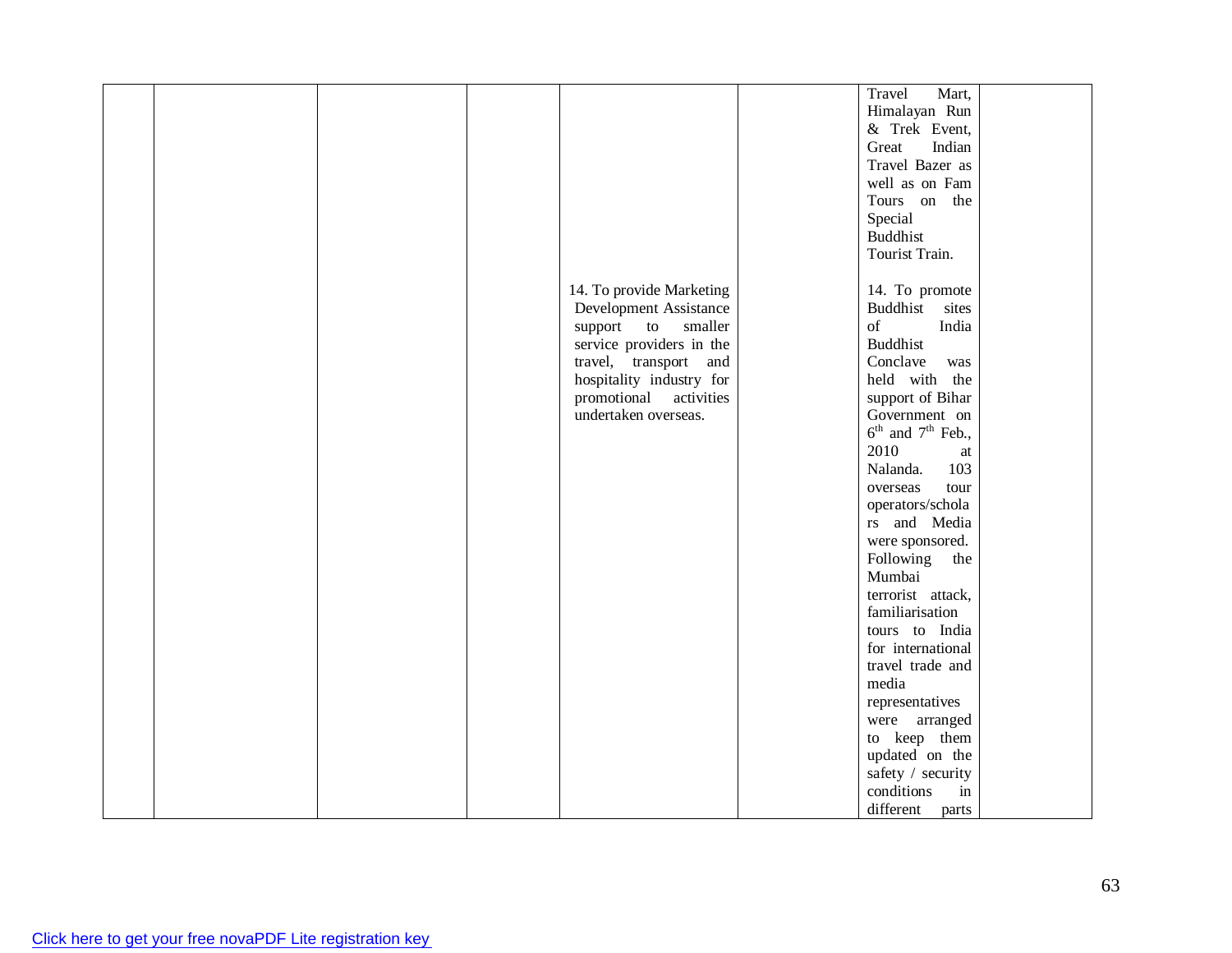| | | | | | | | |
|---|---|---|---|---|---|---|---|
| | | | | | | Travel Mart, Himalayan Run & Trek Event, Great Indian Travel Bazer as well as on Fam Tours on the Special Buddhist Tourist Train. | |
| | | | | 14. To provide Marketing Development Assistance support to smaller service providers in the travel, transport and hospitality industry for promotional activities undertaken overseas. | | 14. To promote Buddhist sites of India Buddhist Conclave was held with the support of Bihar Government on 6th and 7th Feb., 2010 at Nalanda. 103 overseas tour operators/scholars and Media were sponsored. Following the Mumbai terrorist attack, familiarisation tours to India for international travel trade and media representatives were arranged to keep them updated on the safety / security conditions in different parts | |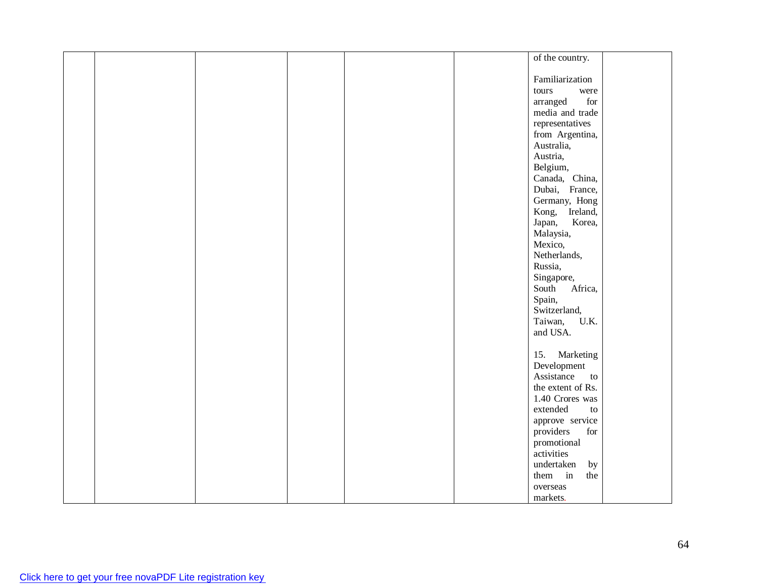|  |  |  |  |  |  |  |  |
|---|---|---|---|---|---|---|---|
|  |  |  |  |  |  | of the country.<br><br>Familiarization tours were arranged for media and trade representatives from Argentina, Australia, Austria, Belgium, Canada, China, Dubai, France, Germany, Hong Kong, Ireland, Japan, Korea, Malaysia, Mexico, Netherlands, Russia, Singapore, South Africa, Spain, Switzerland, Taiwan, U.K. and USA.<br><br>15. Marketing Development Assistance to the extent of Rs. 1.40 Crores was extended to approve service providers for promotional activities undertaken by them in the overseas markets. |  |

Click here to get your free novaPDF Lite registration key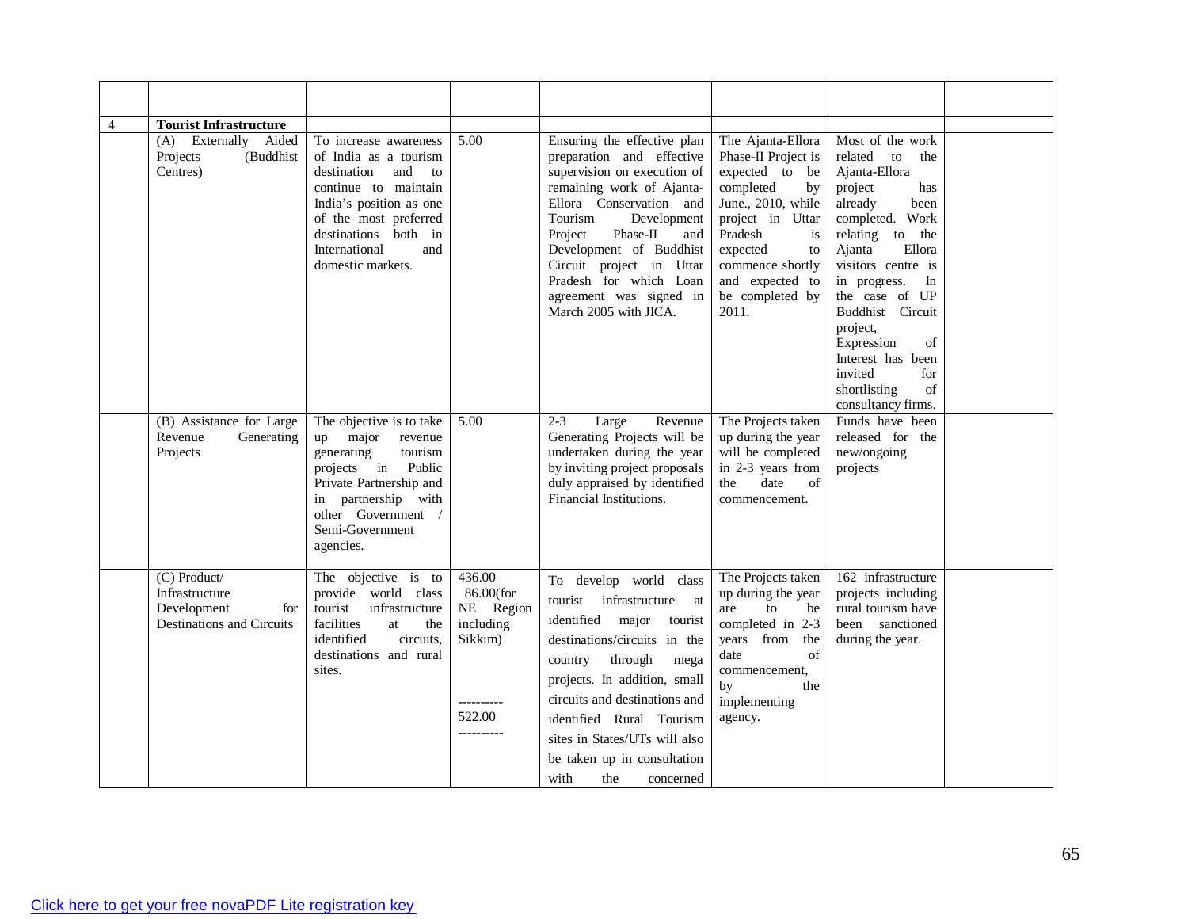| | | | | | | | |
|---|---|---|---|---|---|---|---|
| 4 | **Tourist Infrastructure** | | | | | | |
| | (A) Externally Aided Projects (Buddhist Centres) | To increase awareness of India as a tourism destination and to continue to maintain India's position as one of the most preferred destinations both in International and domestic markets. | 5.00 | Ensuring the effective plan preparation and effective supervision on execution of remaining work of Ajanta-Ellora Conservation and Tourism Development Project Phase-II and Development of Buddhist Circuit project in Uttar Pradesh for which Loan agreement was signed in March 2005 with JICA. | The Ajanta-Ellora Phase-II Project is expected to be completed by June., 2010, while project in Uttar Pradesh is expected to commence shortly and expected to be completed by 2011. | Most of the work related to the Ajanta-Ellora project has already been completed. Work relating to the Ajanta Ellora visitors centre is in progress. In the case of UP Buddhist Circuit project, Expression of Interest has been invited for shortlisting of consultancy firms. | |
| | (B) Assistance for Large Revenue Generating Projects | The objective is to take up major revenue generating tourism projects in Public Private Partnership and in partnership with other Government / Semi-Government agencies. | 5.00 | 2-3 Large Revenue Generating Projects will be undertaken during the year by inviting project proposals duly appraised by identified Financial Institutions. | The Projects taken up during the year will be completed in 2-3 years from the date of commencement. | Funds have been released for the new/ongoing projects | |
| | (C) Product/ Infrastructure Development for Destinations and Circuits | The objective is to provide world class tourist infrastructure facilities at the identified circuits, destinations and rural sites. | 436.00<br>86.00(for NE Region including Sikkim)<br>----------<br>522.00<br>---------- | To develop world class tourist infrastructure at identified major tourist destinations/circuits in the country through mega projects. In addition, small circuits and destinations and identified Rural Tourism sites in States/UTs will also be taken up in consultation with the concerned | The Projects taken up during the year are to be completed in 2-3 years from the date of commencement, by the implementing agency. | 162 infrastructure projects including rural tourism have been sanctioned during the year. | |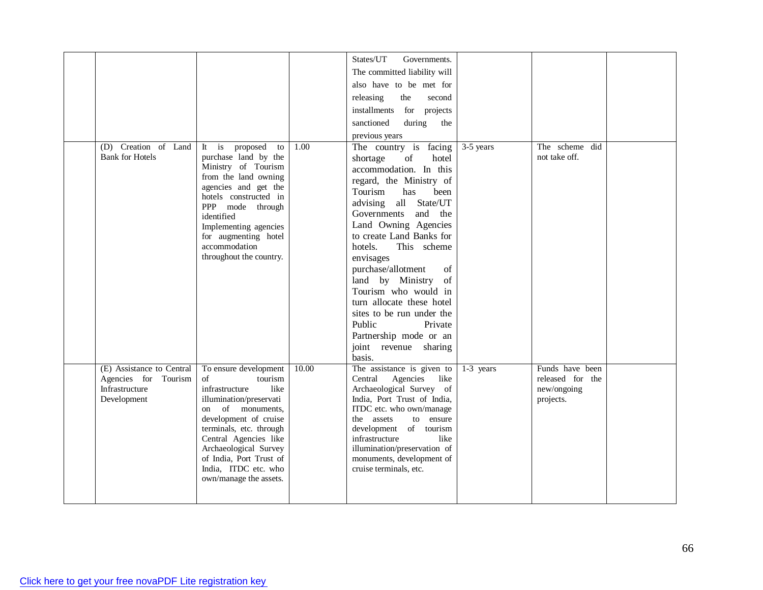|  |  |  |  | States/UT Governments. The committed liability will also have to be met for releasing the second installments for projects sanctioned during the previous years |  |  |  |
|---|---|---|---|---|---|---|---|
|  | (D) Creation of Land Bank for Hotels | It is proposed to purchase land by the Ministry of Tourism from the land owning agencies and get the hotels constructed in PPP mode through identified Implementing agencies for augmenting hotel accommodation throughout the country. | 1.00 | The country is facing shortage of hotel accommodation. In this regard, the Ministry of Tourism has been advising all State/UT Governments and the Land Owning Agencies to create Land Banks for hotels. This scheme envisages purchase/allotment of land by Ministry of Tourism who would in turn allocate these hotel sites to be run under the Public Private Partnership mode or an joint revenue sharing basis. | 3-5 years | The scheme did not take off. |  |
|  | (E) Assistance to Central Agencies for Tourism Infrastructure Development | To ensure development of tourism infrastructure like illumination/preservation of monuments, development of cruise terminals, etc. through Central Agencies like Archaeological Survey of India, Port Trust of India, ITDC etc. who own/manage the assets. | 10.00 | The assistance is given to Central Agencies like Archaeological Survey of India, Port Trust of India, ITDC etc. who own/manage the assets to ensure development of tourism infrastructure like illumination/preservation of monuments, development of cruise terminals, etc. | 1-3 years | Funds have been released for the new/ongoing projects. |  |

Click here to get your free novaPDF Lite registration key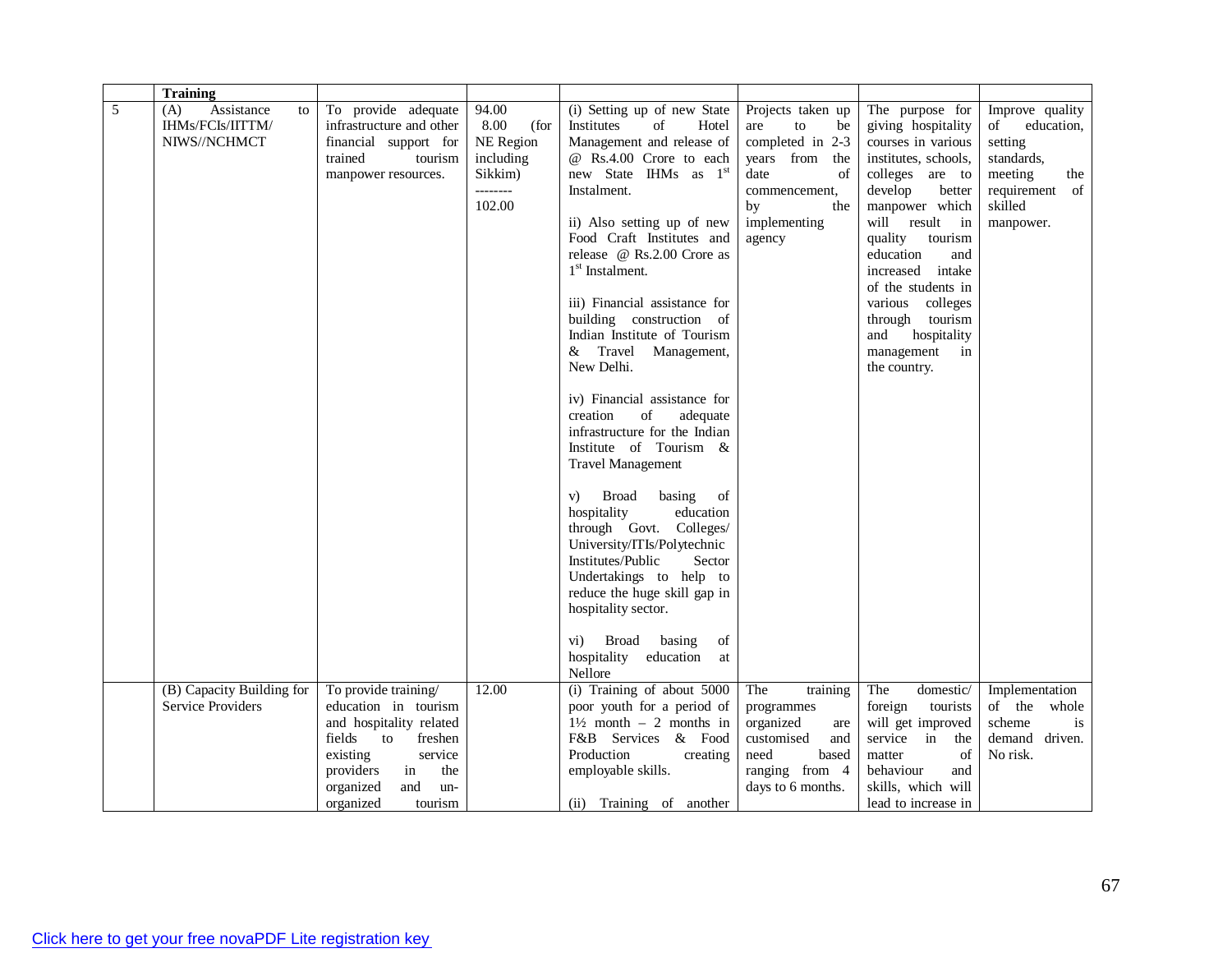| | **Training** | | | | | | |
|---|---|---|---|---|---|---|---|
| 5 | (A) Assistance to IHMs/FCIs/IITTM/ NIWS//NCHMCT | To provide adequate infrastructure and other financial support for trained tourism manpower resources. | 94.00<br>8.00 (for NE Region including Sikkim)<br>--------<br>102.00 | (i) Setting up of new State Institutes of Hotel Management and release of @ Rs.4.00 Crore to each new State IHMs as 1st Instalment.<br><br>ii) Also setting up of new Food Craft Institutes and release @ Rs.2.00 Crore as 1st Instalment.<br><br>iii) Financial assistance for building construction of Indian Institute of Tourism & Travel Management, New Delhi.<br><br>iv) Financial assistance for creation of adequate infrastructure for the Indian Institute of Tourism & Travel Management<br><br>v) Broad basing of hospitality education through Govt. Colleges/ University/ITIs/Polytechnic Institutes/Public Sector Undertakings to help to reduce the huge skill gap in hospitality sector.<br><br>vi) Broad basing of hospitality education at Nellore | Projects taken up are to be completed in 2-3 years from the date of commencement, by the implementing agency | The purpose for giving hospitality courses in various institutes, schools, colleges are to develop better manpower which will result in quality tourism education and increased intake of the students in various colleges through tourism and hospitality management in the country. | Improve quality of education, setting standards, meeting the requirement of skilled manpower. |
| | (B) Capacity Building for Service Providers | To provide training/ education in tourism and hospitality related fields to freshen existing service providers in the organized and un-organized tourism | 12.00 | (i) Training of about 5000 poor youth for a period of 1½ month – 2 months in F&B Services & Food Production creating employable skills.<br><br>(ii) Training of another | The training programmes organized are customised and need based ranging from 4 days to 6 months. | The domestic/ foreign tourists will get improved service in the matter of behaviour and skills, which will lead to increase in | Implementation of the whole scheme is demand driven. No risk. |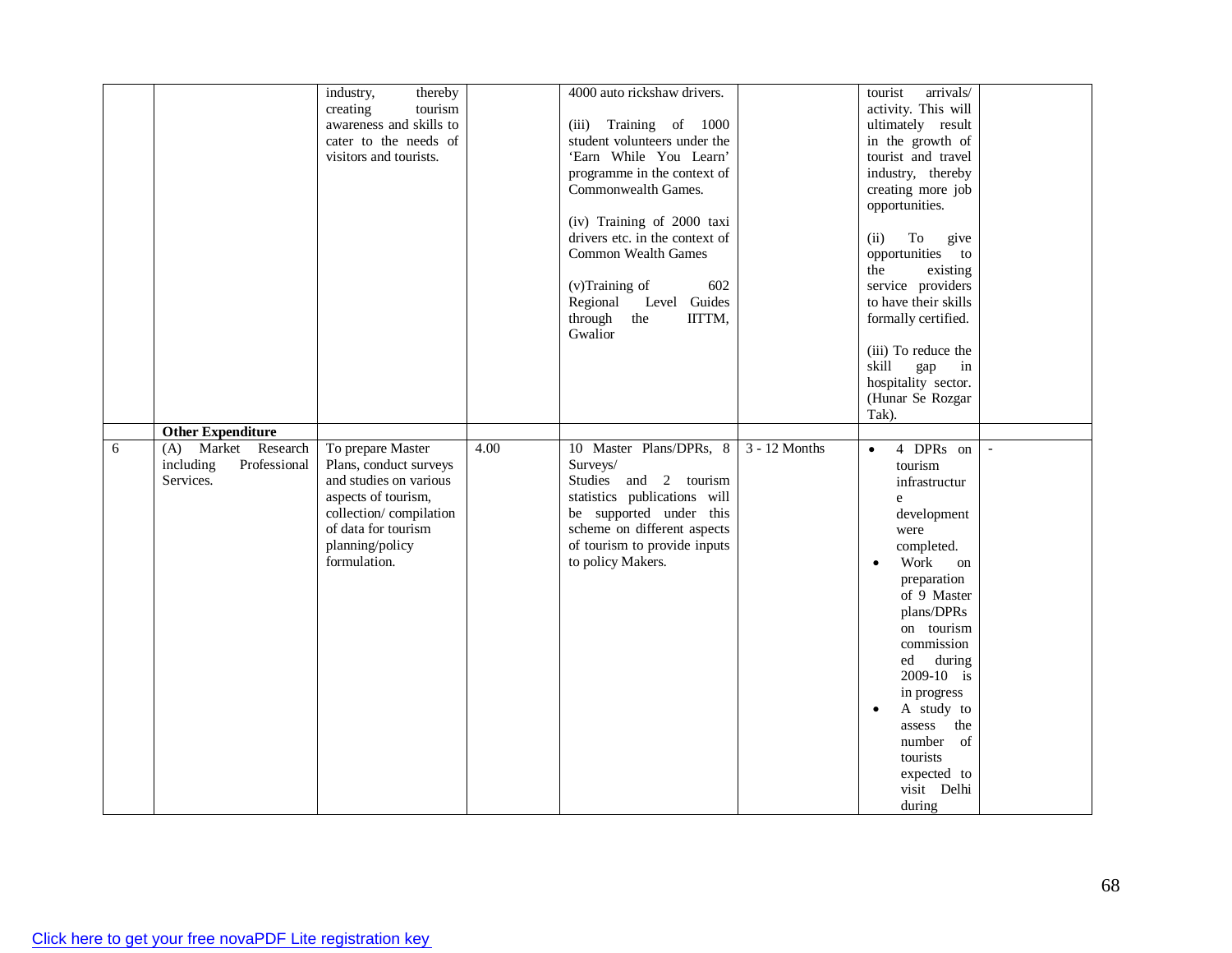| | | | | | | | |
|---|---|---|---|---|---|---|---|
| | | industry, thereby creating tourism awareness and skills to cater to the needs of visitors and tourists. | | 4000 auto rickshaw drivers.<br><br>(iii) Training of 1000 student volunteers under the 'Earn While You Learn' programme in the context of Commonwealth Games.<br><br>(iv) Training of 2000 taxi drivers etc. in the context of Common Wealth Games<br><br>(v)Training of 602 Regional Level Guides through the IITTM, Gwalior | | tourist arrivals/ activity. This will ultimately result in the growth of tourist and travel industry, thereby creating more job opportunities.<br><br>(ii) To give opportunities to the existing service providers to have their skills formally certified.<br><br>(iii) To reduce the skill gap in hospitality sector. (Hunar Se Rozgar Tak). | |
| | **Other Expenditure** | | | | | | |
| 6 | (A) Market Research including Professional Services. | To prepare Master Plans, conduct surveys and studies on various aspects of tourism, collection/ compilation of data for tourism planning/policy formulation. | 4.00 | 10 Master Plans/DPRs, 8 Surveys/ Studies and 2 tourism statistics publications will be supported under this scheme on different aspects of tourism to provide inputs to policy Makers. | 3 - 12 Months | • 4 DPRs on tourism infrastructure development were completed.<br>• Work on preparation of 9 Master plans/DPRs on tourism commissioned during 2009-10 is in progress<br>• A study to assess the number of tourists expected to visit Delhi during | - |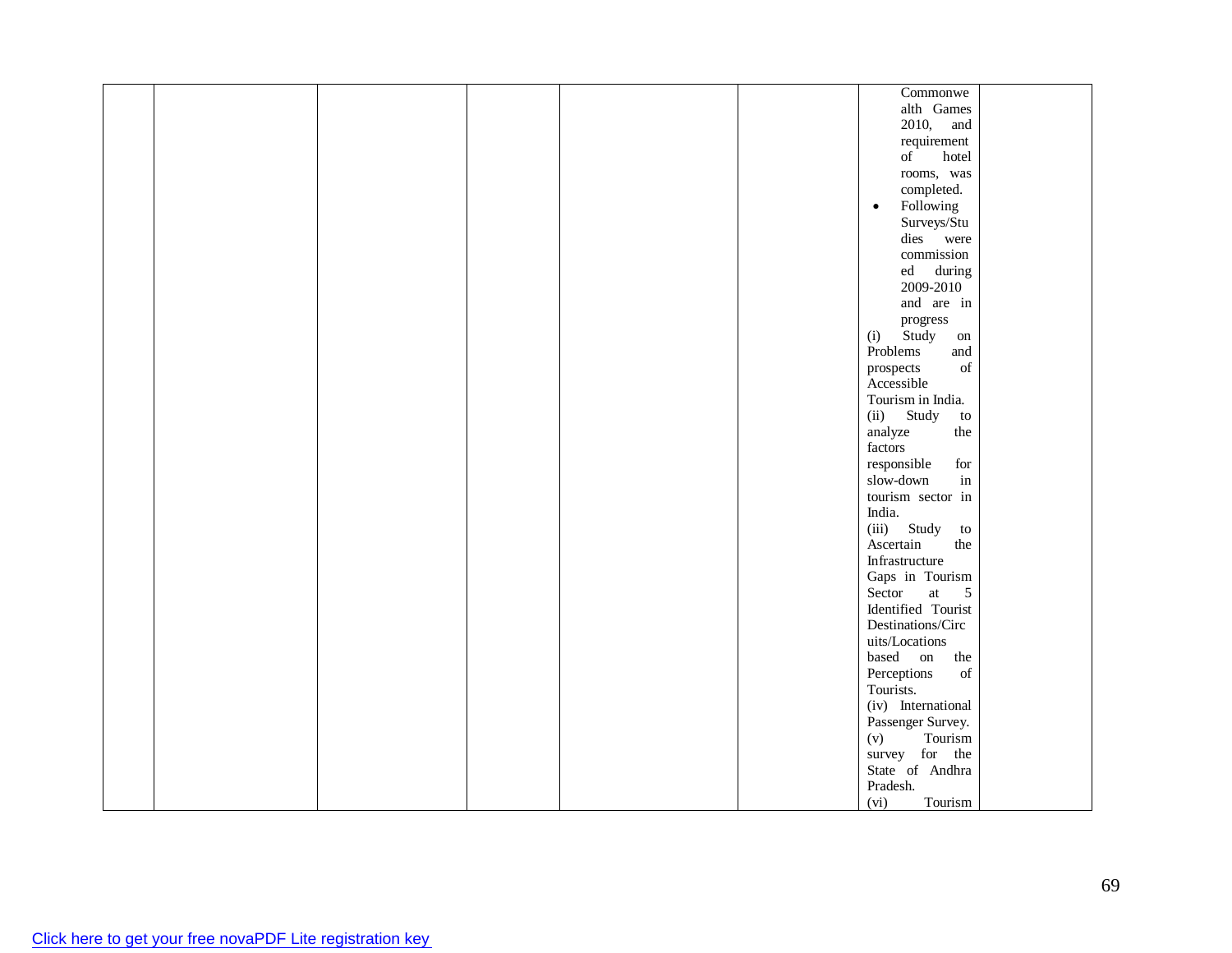|  |  |  |  |  |  | Commonwealth Games 2010, and requirement of hotel rooms, was completed.<br>• Following Surveys/Studies were commissioned during 2009-2010 and are in progress<br>(i) Study on Problems and prospects of Accessible Tourism in India.<br>(ii) Study to analyze the factors responsible for slow-down in tourism sector in India.<br>(iii) Study to Ascertain the Infrastructure Gaps in Tourism Sector at 5 Identified Tourist Destinations/Circuits/Locations based on the Perceptions of Tourists.<br>(iv) International Passenger Survey.<br>(v) Tourism survey for the State of Andhra Pradesh.<br>(vi) Tourism |  |
|---|---|---|---|---|---|---|---|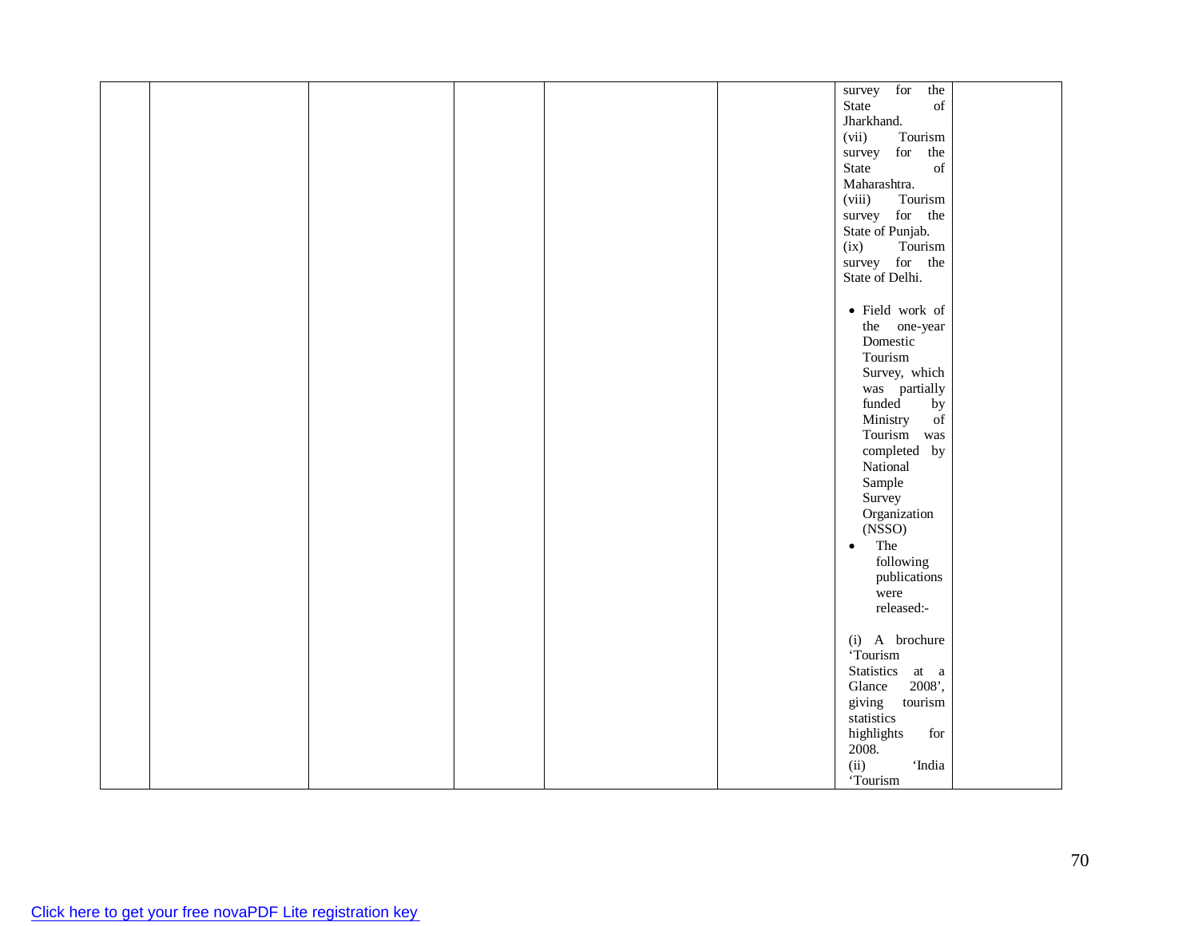| | | | | | | | |
|---|---|---|---|---|---|---|---|
| | | | | | | survey for the State of Jharkhand.<br>(vii) Tourism survey for the State of Maharashtra.<br>(viii) Tourism survey for the State of Punjab.<br>(ix) Tourism survey for the State of Delhi.<br><br>• Field work of the one-year Domestic Tourism Survey, which was partially funded by Ministry of Tourism was completed by National Sample Survey Organization (NSSO)<br>• The following publications were released:-<br><br>(i) A brochure 'Tourism Statistics at a Glance 2008', giving tourism statistics highlights for 2008.<br>(ii) 'India 'Tourism | |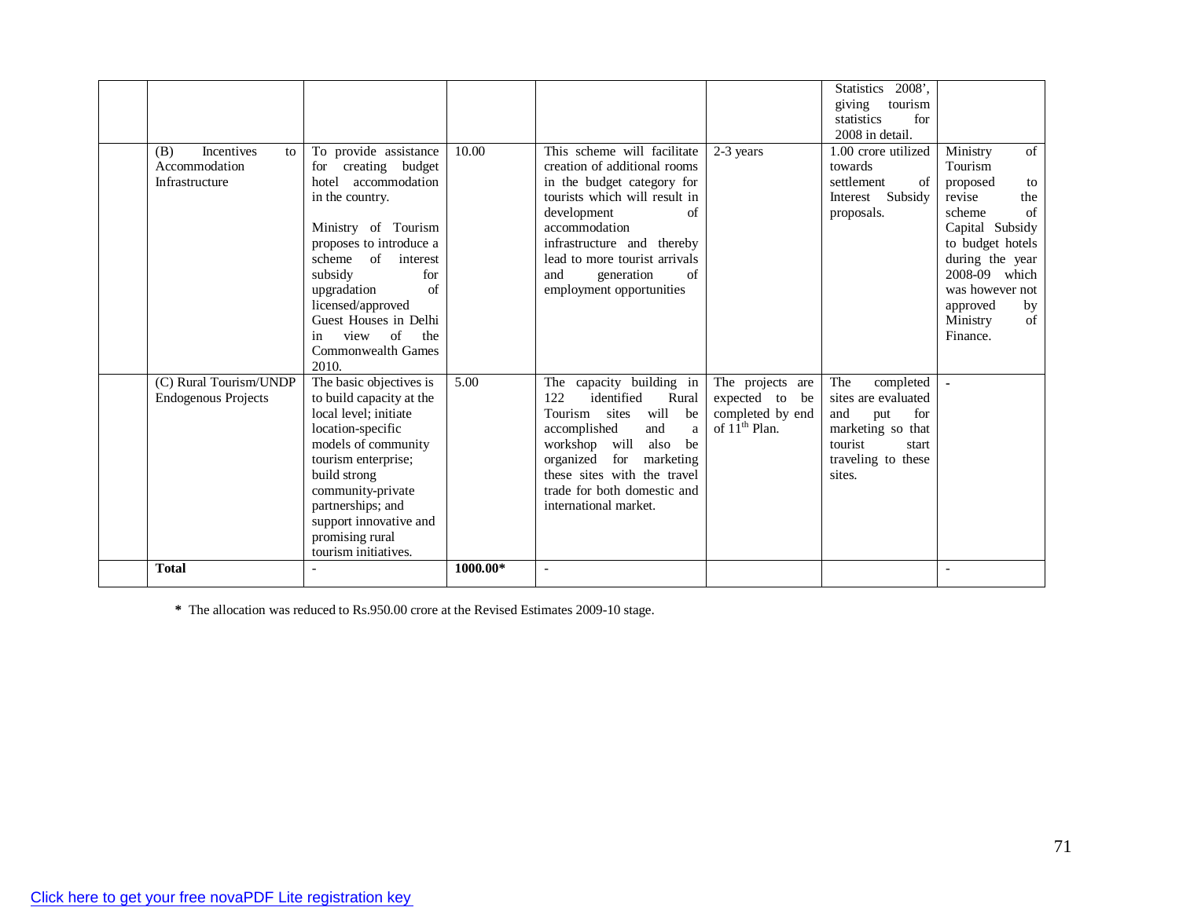| | | | | | | | |
|---|---|---|---|---|---|---|---|
| | | | | | | Statistics 2008', giving tourism statistics for 2008 in detail. | |
| | (B) Incentives to Accommodation Infrastructure | To provide assistance for creating budget hotel accommodation in the country.<br><br>Ministry of Tourism proposes to introduce a scheme of interest subsidy for upgradation of licensed/approved Guest Houses in Delhi in view of the Commonwealth Games 2010. | 10.00 | This scheme will facilitate creation of additional rooms in the budget category for tourists which will result in development of accommodation infrastructure and thereby lead to more tourist arrivals and generation of employment opportunities | 2-3 years | 1.00 crore utilized towards settlement of Interest Subsidy proposals. | Ministry of Tourism proposed to revise the scheme of Capital Subsidy to budget hotels during the year 2008-09 which was however not approved by Ministry of Finance. |
| | (C) Rural Tourism/UNDP Endogenous Projects | The basic objectives is to build capacity at the local level; initiate location-specific models of community tourism enterprise; build strong community-private partnerships; and support innovative and promising rural tourism initiatives. | 5.00 | The capacity building in 122 identified Rural Tourism sites will be accomplished and a workshop will also be organized for marketing these sites with the travel trade for both domestic and international market. | The projects are expected to be completed by end of 11th Plan. | The completed sites are evaluated and put for marketing so that tourist start traveling to these sites. | - |
| | **Total** | - | **1000.00*** | - | | | - |

* The allocation was reduced to Rs.950.00 crore at the Revised Estimates 2009-10 stage.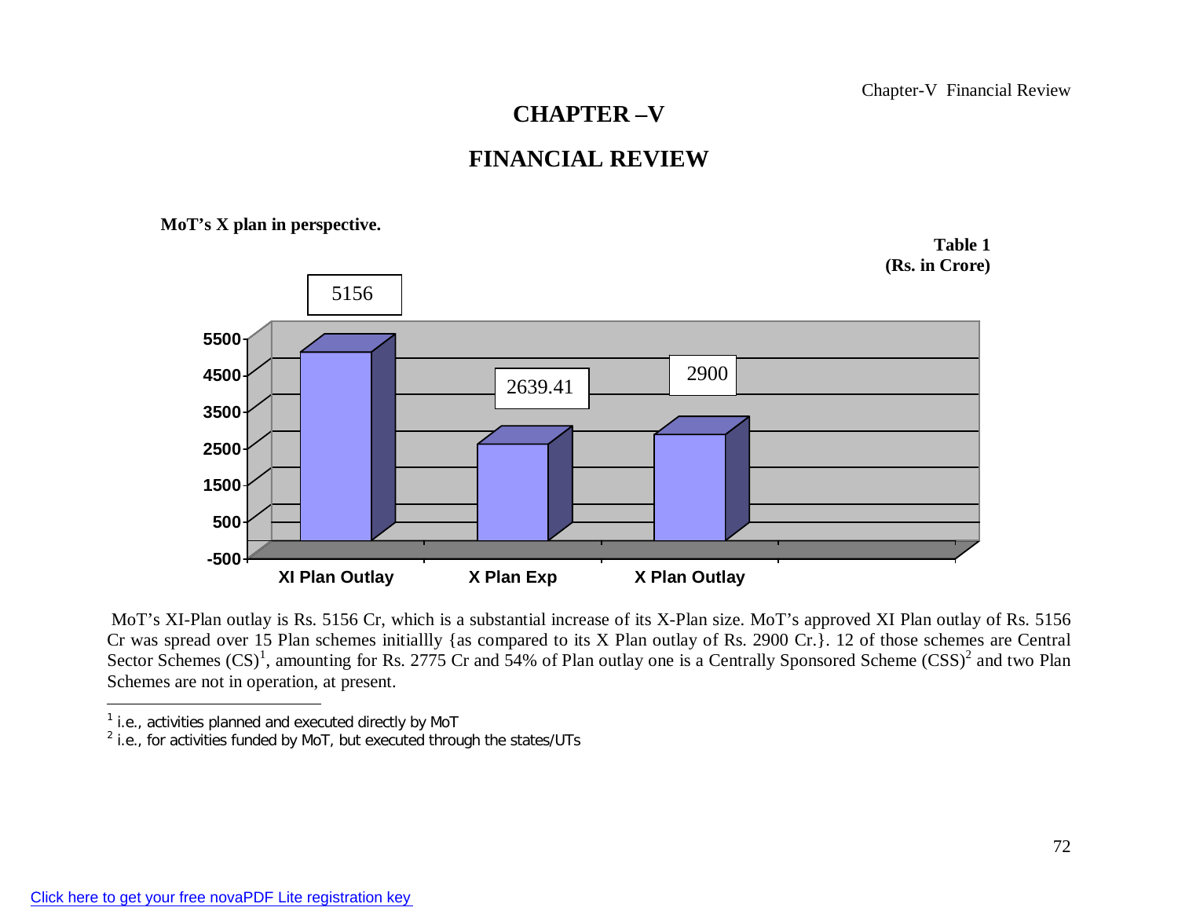# CHAPTER –V

# FINANCIAL REVIEW

**MoT's X plan in perspective.**

**Table 1**
**(Rs. in Crore)**

| | XI Plan Outlay | X Plan Exp | X Plan Outlay |
|---|---|---|---|
| Rs. in Crore | 5156 | 2639.41 | 2900 |

MoT's XI-Plan outlay is Rs. 5156 Cr, which is a substantial increase of its X-Plan size. MoT's approved XI Plan outlay of Rs. 5156 Cr was spread over 15 Plan schemes initiallly {as compared to its X Plan outlay of Rs. 2900 Cr.}. 12 of those schemes are Central Sector Schemes (CS)[1], amounting for Rs. 2775 Cr and 54% of Plan outlay one is a Centrally Sponsored Scheme (CSS)[2] and two Plan Schemes are not in operation, at present.

---

[1] i.e., activities planned and executed directly by MoT

[2] i.e., for activities funded by MoT, but executed through the states/UTs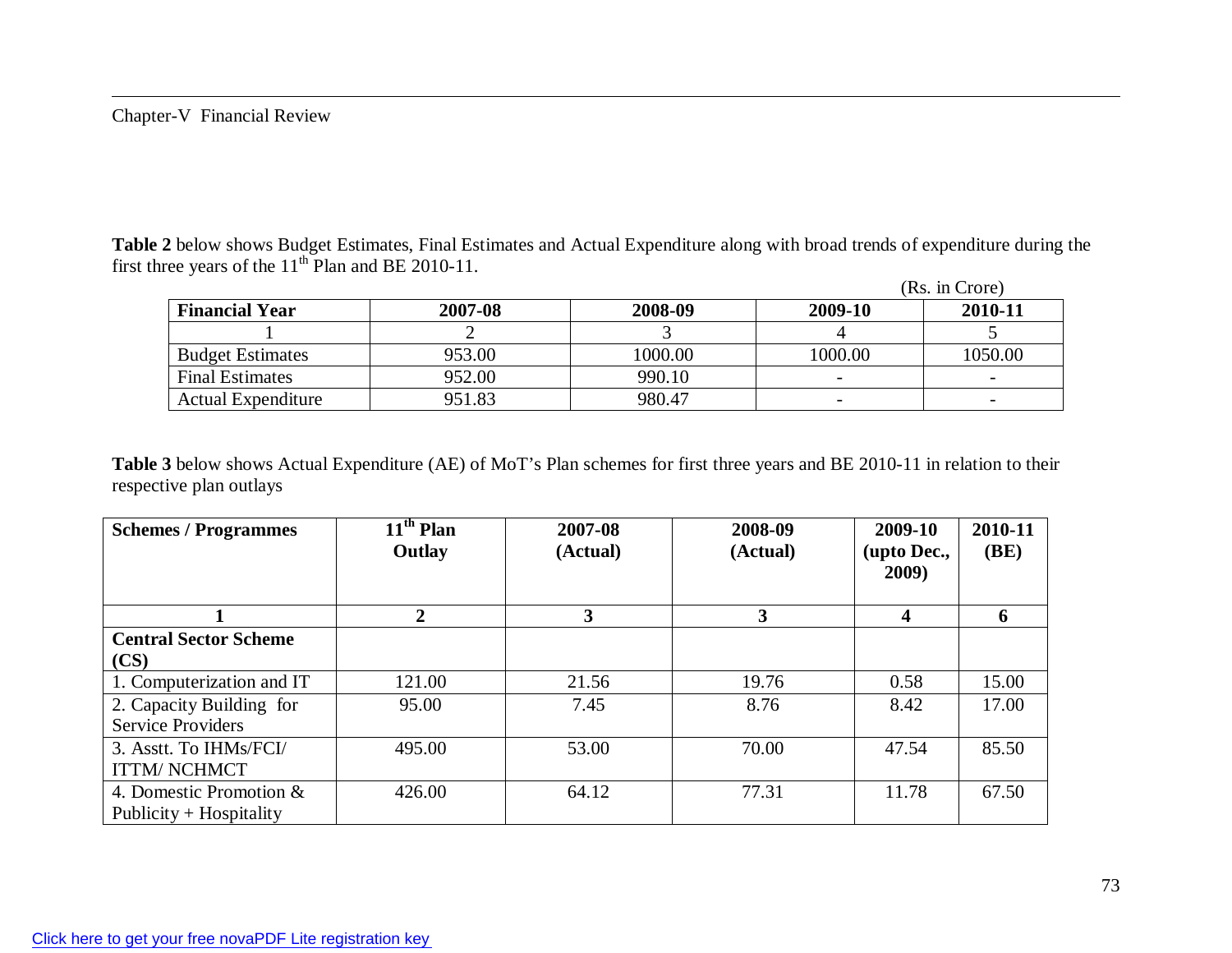Chapter-V Financial Review

**Table 2** below shows Budget Estimates, Final Estimates and Actual Expenditure along with broad trends of expenditure during the first three years of the 11th Plan and BE 2010-11.

(Rs. in Crore)

| **Financial Year** | **2007-08** | **2008-09** | **2009-10** | **2010-11** |
|---|---|---|---|---|
| 1 | 2 | 3 | 4 | 5 |
| Budget Estimates | 953.00 | 1000.00 | 1000.00 | 1050.00 |
| Final Estimates | 952.00 | 990.10 | - | - |
| Actual Expenditure | 951.83 | 980.47 | - | - |

**Table 3** below shows Actual Expenditure (AE) of MoT's Plan schemes for first three years and BE 2010-11 in relation to their respective plan outlays

| **Schemes / Programmes** | **11th Plan Outlay** | **2007-08 (Actual)** | **2008-09 (Actual)** | **2009-10 (upto Dec., 2009)** | **2010-11 (BE)** |
|---|---|---|---|---|---|
| **1** | **2** | **3** | **3** | **4** | **6** |
| **Central Sector Scheme (CS)** | | | | | |
| 1. Computerization and IT | 121.00 | 21.56 | 19.76 | 0.58 | 15.00 |
| 2. Capacity Building for Service Providers | 95.00 | 7.45 | 8.76 | 8.42 | 17.00 |
| 3. Asstt. To IHMs/FCI/ ITTM/ NCHMCT | 495.00 | 53.00 | 70.00 | 47.54 | 85.50 |
| 4. Domestic Promotion & Publicity + Hospitality | 426.00 | 64.12 | 77.31 | 11.78 | 67.50 |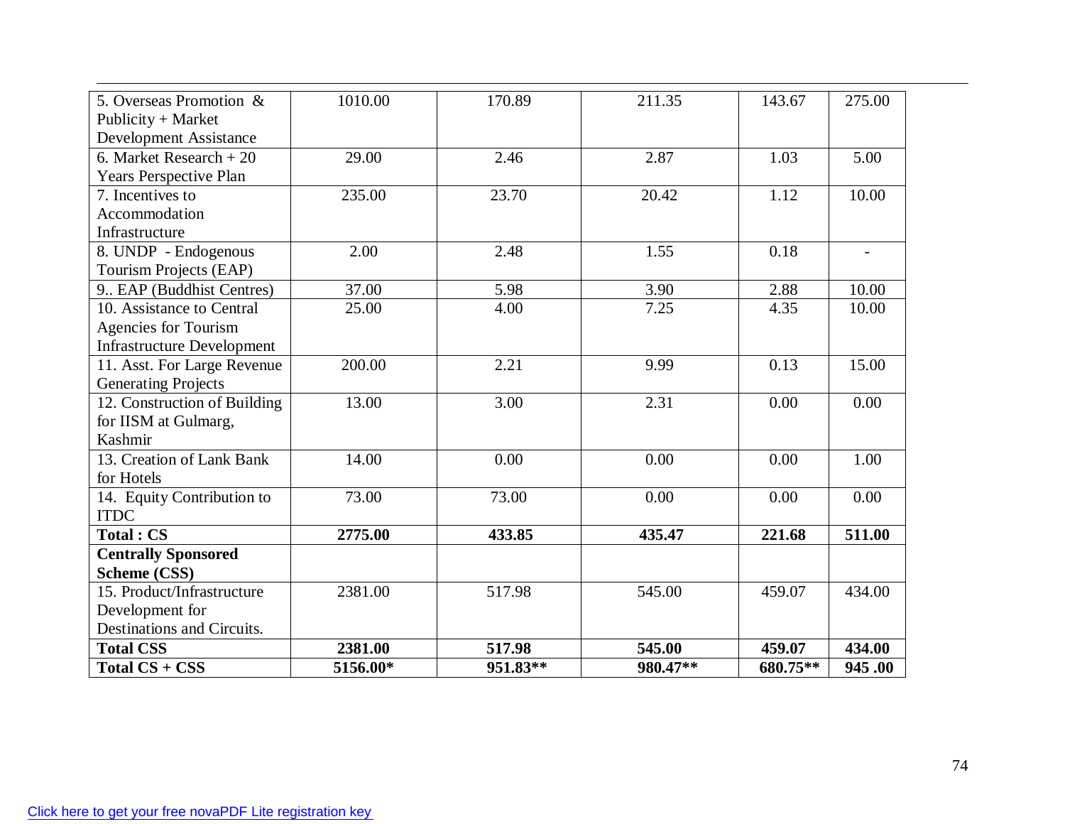| 5. Overseas Promotion & Publicity + Market Development Assistance | 1010.00 | 170.89 | 211.35 | 143.67 | 275.00 |
|---|---|---|---|---|---|
| 6. Market Research + 20 Years Perspective Plan | 29.00 | 2.46 | 2.87 | 1.03 | 5.00 |
| 7. Incentives to Accommodation Infrastructure | 235.00 | 23.70 | 20.42 | 1.12 | 10.00 |
| 8. UNDP - Endogenous Tourism Projects (EAP) | 2.00 | 2.48 | 1.55 | 0.18 | - |
| 9.. EAP (Buddhist Centres) | 37.00 | 5.98 | 3.90 | 2.88 | 10.00 |
| 10. Assistance to Central Agencies for Tourism Infrastructure Development | 25.00 | 4.00 | 7.25 | 4.35 | 10.00 |
| 11. Asst. For Large Revenue Generating Projects | 200.00 | 2.21 | 9.99 | 0.13 | 15.00 |
| 12. Construction of Building for IISM at Gulmarg, Kashmir | 13.00 | 3.00 | 2.31 | 0.00 | 0.00 |
| 13. Creation of Lank Bank for Hotels | 14.00 | 0.00 | 0.00 | 0.00 | 1.00 |
| 14. Equity Contribution to ITDC | 73.00 | 73.00 | 0.00 | 0.00 | 0.00 |
| **Total : CS** | **2775.00** | **433.85** | **435.47** | **221.68** | **511.00** |
| **Centrally Sponsored Scheme (CSS)** | | | | | |
| 15. Product/Infrastructure Development for Destinations and Circuits. | 2381.00 | 517.98 | 545.00 | 459.07 | 434.00 |
| **Total CSS** | **2381.00** | **517.98** | **545.00** | **459.07** | **434.00** |
| **Total CS + CSS** | **5156.00*** | **951.83**** | **980.47**** | **680.75**** | **945 .00** |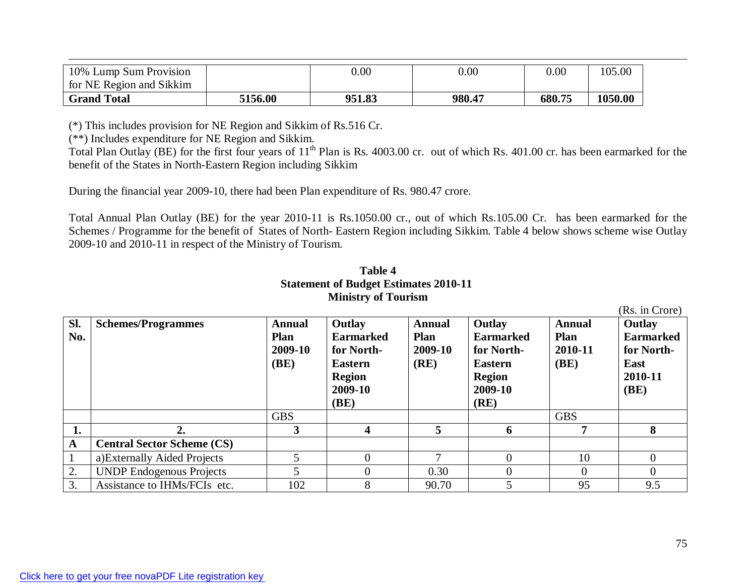| 10% Lump Sum Provision for NE Region and Sikkim | | 0.00 | 0.00 | 0.00 | 105.00 |
|---|---|---|---|---|---|
| **Grand Total** | **5156.00** | **951.83** | **980.47** | **680.75** | **1050.00** |

(*) This includes provision for NE Region and Sikkim of Rs.516 Cr.

(**) Includes expenditure for NE Region and Sikkim.

Total Plan Outlay (BE) for the first four years of 11th Plan is Rs. 4003.00 cr. out of which Rs. 401.00 cr. has been earmarked for the benefit of the States in North-Eastern Region including Sikkim

During the financial year 2009-10, there had been Plan expenditure of Rs. 980.47 crore.

Total Annual Plan Outlay (BE) for the year 2010-11 is Rs.1050.00 cr., out of which Rs.105.00 Cr. has been earmarked for the Schemes / Programme for the benefit of States of North- Eastern Region including Sikkim. Table 4 below shows scheme wise Outlay 2009-10 and 2010-11 in respect of the Ministry of Tourism.

**Table 4**
**Statement of Budget Estimates 2010-11**
**Ministry of Tourism**

(Rs. in Crore)

| Sl. No. | Schemes/Programmes | Annual Plan 2009-10 (BE) | Outlay Earmarked for North-Eastern Region 2009-10 (BE) | Annual Plan 2009-10 (RE) | Outlay Earmarked for North-Eastern Region 2009-10 (RE) | Annual Plan 2010-11 (BE) | Outlay Earmarked for North-East 2010-11 (BE) |
|---|---|---|---|---|---|---|---|
| | | GBS | | | | GBS | |
| **1.** | **2.** | **3** | **4** | **5** | **6** | **7** | **8** |
| **A** | **Central Sector Scheme (CS)** | | | | | | |
| 1 | a)Externally Aided Projects | 5 | 0 | 7 | 0 | 10 | 0 |
| 2. | UNDP Endogenous Projects | 5 | 0 | 0.30 | 0 | 0 | 0 |
| 3. | Assistance to IHMs/FCIs etc. | 102 | 8 | 90.70 | 5 | 95 | 9.5 |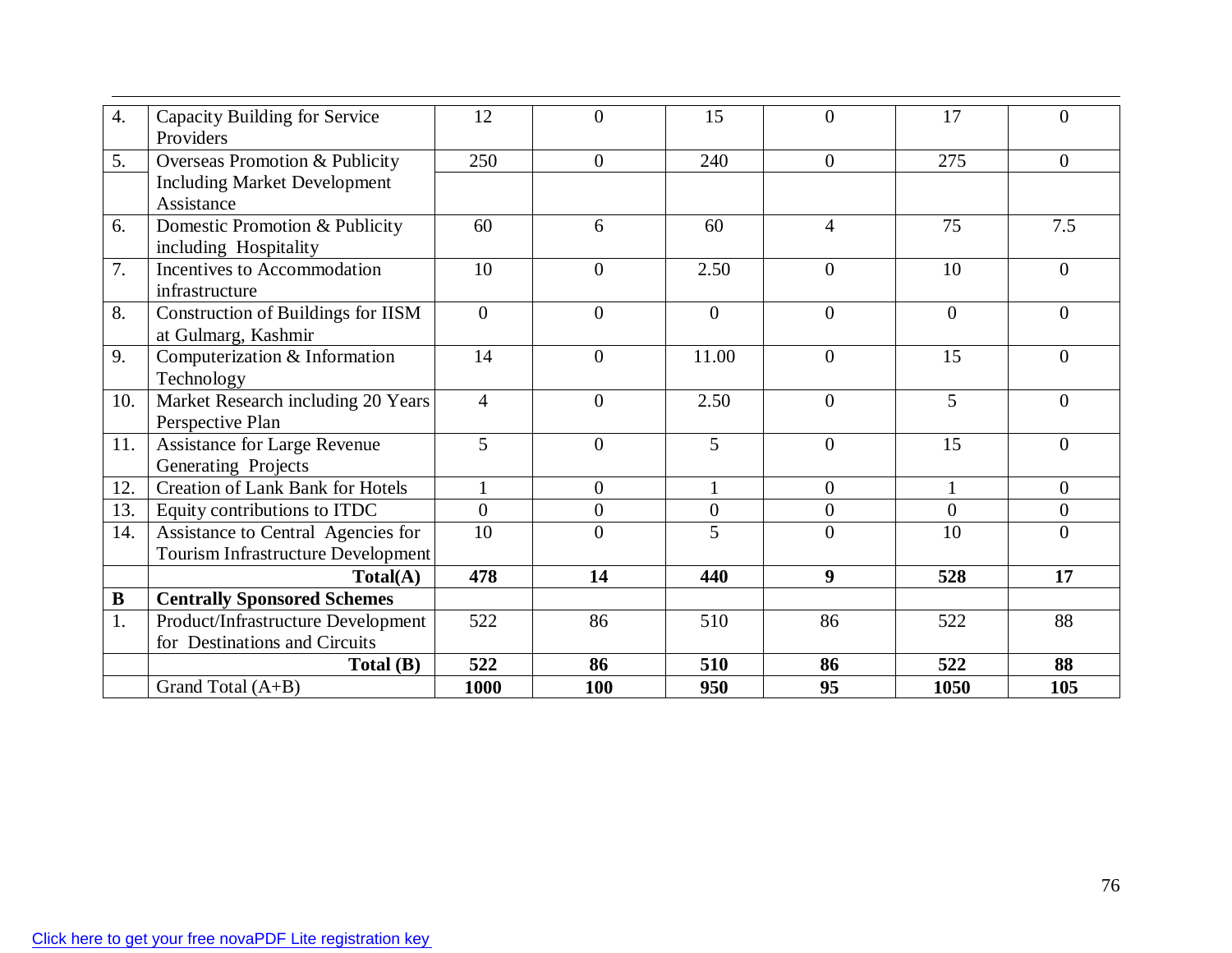| | | | | | | | |
|---|---|---|---|---|---|---|---|
| 4. | Capacity Building for Service Providers | 12 | 0 | 15 | 0 | 17 | 0 |
| 5. | Overseas Promotion & Publicity Including Market Development Assistance | 250 | 0 | 240 | 0 | 275 | 0 |
| 6. | Domestic Promotion & Publicity including Hospitality | 60 | 6 | 60 | 4 | 75 | 7.5 |
| 7. | Incentives to Accommodation infrastructure | 10 | 0 | 2.50 | 0 | 10 | 0 |
| 8. | Construction of Buildings for IISM at Gulmarg, Kashmir | 0 | 0 | 0 | 0 | 0 | 0 |
| 9. | Computerization & Information Technology | 14 | 0 | 11.00 | 0 | 15 | 0 |
| 10. | Market Research including 20 Years Perspective Plan | 4 | 0 | 2.50 | 0 | 5 | 0 |
| 11. | Assistance for Large Revenue Generating Projects | 5 | 0 | 5 | 0 | 15 | 0 |
| 12. | Creation of Lank Bank for Hotels | 1 | 0 | 1 | 0 | 1 | 0 |
| 13. | Equity contributions to ITDC | 0 | 0 | 0 | 0 | 0 | 0 |
| 14. | Assistance to Central Agencies for Tourism Infrastructure Development | 10 | 0 | 5 | 0 | 10 | 0 |
| | **Total(A)** | **478** | **14** | **440** | **9** | **528** | **17** |
| **B** | **Centrally Sponsored Schemes** | | | | | | |
| 1. | Product/Infrastructure Development for Destinations and Circuits | 522 | 86 | 510 | 86 | 522 | 88 |
| | **Total (B)** | **522** | **86** | **510** | **86** | **522** | **88** |
| | Grand Total (A+B) | **1000** | **100** | **950** | **95** | **1050** | **105** |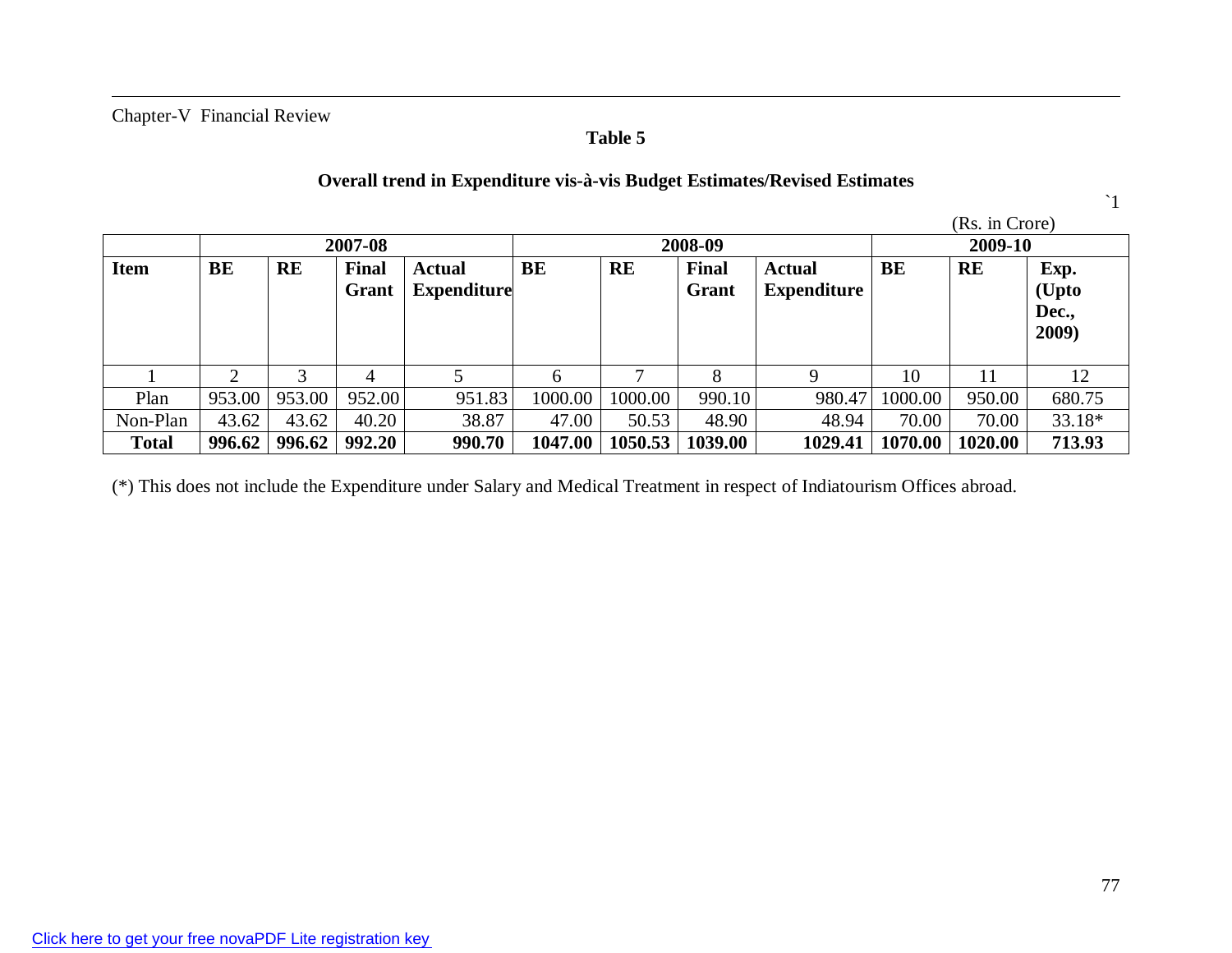Chapter-V Financial Review

**Table 5**

**Overall trend in Expenditure vis-à-vis Budget Estimates/Revised Estimates**

`1

(Rs. in Crore)

| | 2007-08 | | | | 2008-09 | | | | 2009-10 | | |
|---|---|---|---|---|---|---|---|---|---|---|---|
| **Item** | **BE** | **RE** | **Final Grant** | **Actual Expenditure** | **BE** | **RE** | **Final Grant** | **Actual Expenditure** | **BE** | **RE** | **Exp. (Upto Dec., 2009)** |
| 1 | 2 | 3 | 4 | 5 | 6 | 7 | 8 | 9 | 10 | 11 | 12 |
| Plan | 953.00 | 953.00 | 952.00 | 951.83 | 1000.00 | 1000.00 | 990.10 | 980.47 | 1000.00 | 950.00 | 680.75 |
| Non-Plan | 43.62 | 43.62 | 40.20 | 38.87 | 47.00 | 50.53 | 48.90 | 48.94 | 70.00 | 70.00 | 33.18* |
| **Total** | **996.62** | **996.62** | **992.20** | **990.70** | **1047.00** | **1050.53** | **1039.00** | **1029.41** | **1070.00** | **1020.00** | **713.93** |

(*) This does not include the Expenditure under Salary and Medical Treatment in respect of Indiatourism Offices abroad.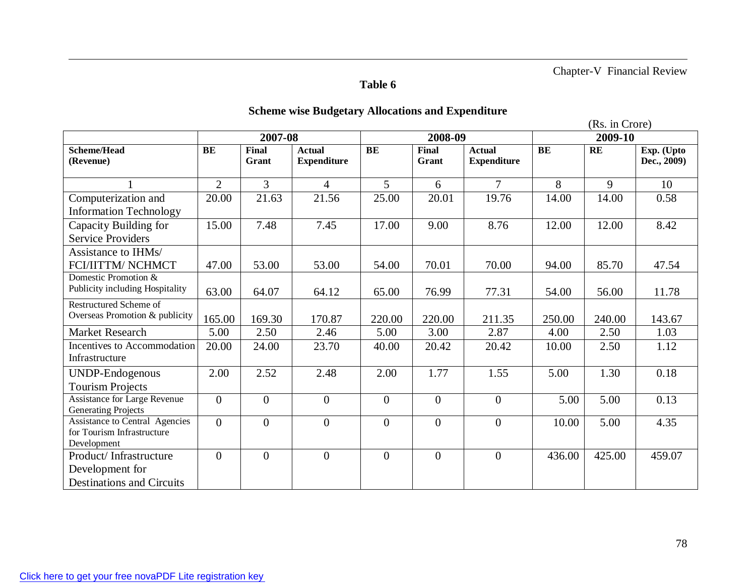**Table 6**

**Scheme wise Budgetary Allocations and Expenditure**

(Rs. in Crore)

| | 2007-08 | | | 2008-09 | | | 2009-10 | | |
|---|---|---|---|---|---|---|---|---|---|
| **Scheme/Head (Revenue)** | **BE** | **Final Grant** | **Actual Expenditure** | **BE** | **Final Grant** | **Actual Expenditure** | **BE** | **RE** | **Exp. (Upto Dec., 2009)** |
| 1 | 2 | 3 | 4 | 5 | 6 | 7 | 8 | 9 | 10 |
| Computerization and Information Technology | 20.00 | 21.63 | 21.56 | 25.00 | 20.01 | 19.76 | 14.00 | 14.00 | 0.58 |
| Capacity Building for Service Providers | 15.00 | 7.48 | 7.45 | 17.00 | 9.00 | 8.76 | 12.00 | 12.00 | 8.42 |
| Assistance to IHMs/ FCI/IITTM/ NCHMCT | 47.00 | 53.00 | 53.00 | 54.00 | 70.01 | 70.00 | 94.00 | 85.70 | 47.54 |
| Domestic Promotion & Publicity including Hospitality | 63.00 | 64.07 | 64.12 | 65.00 | 76.99 | 77.31 | 54.00 | 56.00 | 11.78 |
| Restructured Scheme of Overseas Promotion & publicity | 165.00 | 169.30 | 170.87 | 220.00 | 220.00 | 211.35 | 250.00 | 240.00 | 143.67 |
| Market Research | 5.00 | 2.50 | 2.46 | 5.00 | 3.00 | 2.87 | 4.00 | 2.50 | 1.03 |
| Incentives to Accommodation Infrastructure | 20.00 | 24.00 | 23.70 | 40.00 | 20.42 | 20.42 | 10.00 | 2.50 | 1.12 |
| UNDP-Endogenous Tourism Projects | 2.00 | 2.52 | 2.48 | 2.00 | 1.77 | 1.55 | 5.00 | 1.30 | 0.18 |
| Assistance for Large Revenue Generating Projects | 0 | 0 | 0 | 0 | 0 | 0 | 5.00 | 5.00 | 0.13 |
| Assistance to Central Agencies for Tourism Infrastructure Development | 0 | 0 | 0 | 0 | 0 | 0 | 10.00 | 5.00 | 4.35 |
| Product/ Infrastructure Development for Destinations and Circuits | 0 | 0 | 0 | 0 | 0 | 0 | 436.00 | 425.00 | 459.07 |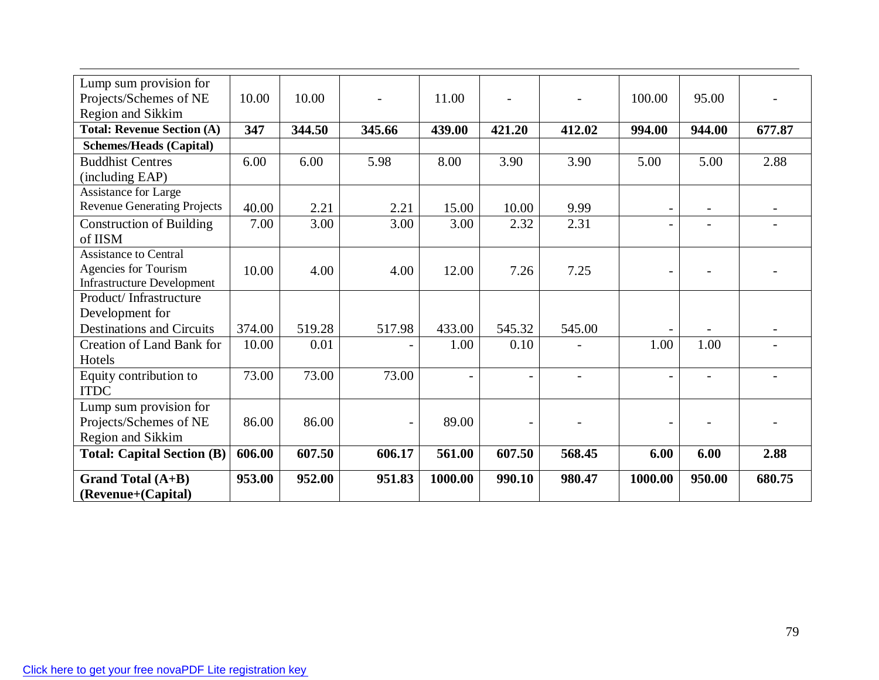| | | | | | | | | | |
|---|---|---|---|---|---|---|---|---|---|
| Lump sum provision for Projects/Schemes of NE Region and Sikkim | 10.00 | 10.00 | - | 11.00 | - | - | 100.00 | 95.00 | - |
| **Total: Revenue Section (A)** | **347** | **344.50** | **345.66** | **439.00** | **421.20** | **412.02** | **994.00** | **944.00** | **677.87** |
| **Schemes/Heads (Capital)** | | | | | | | | | |
| Buddhist Centres (including EAP) | 6.00 | 6.00 | 5.98 | 8.00 | 3.90 | 3.90 | 5.00 | 5.00 | 2.88 |
| Assistance for Large Revenue Generating Projects | 40.00 | 2.21 | 2.21 | 15.00 | 10.00 | 9.99 | - | - | - |
| Construction of Building of IISM | 7.00 | 3.00 | 3.00 | 3.00 | 2.32 | 2.31 | - | - | - |
| Assistance to Central Agencies for Tourism Infrastructure Development | 10.00 | 4.00 | 4.00 | 12.00 | 7.26 | 7.25 | - | - | - |
| Product/ Infrastructure Development for Destinations and Circuits | 374.00 | 519.28 | 517.98 | 433.00 | 545.32 | 545.00 | - | - | - |
| Creation of Land Bank for Hotels | 10.00 | 0.01 | - | 1.00 | 0.10 | - | 1.00 | 1.00 | - |
| Equity contribution to ITDC | 73.00 | 73.00 | 73.00 | - | - | - | - | - | - |
| Lump sum provision for Projects/Schemes of NE Region and Sikkim | 86.00 | 86.00 | - | 89.00 | - | - | - | - | - |
| **Total: Capital Section (B)** | **606.00** | **607.50** | **606.17** | **561.00** | **607.50** | **568.45** | **6.00** | **6.00** | **2.88** |
| **Grand Total (A+B) (Revenue+(Capital)** | **953.00** | **952.00** | **951.83** | **1000.00** | **990.10** | **980.47** | **1000.00** | **950.00** | **680.75** |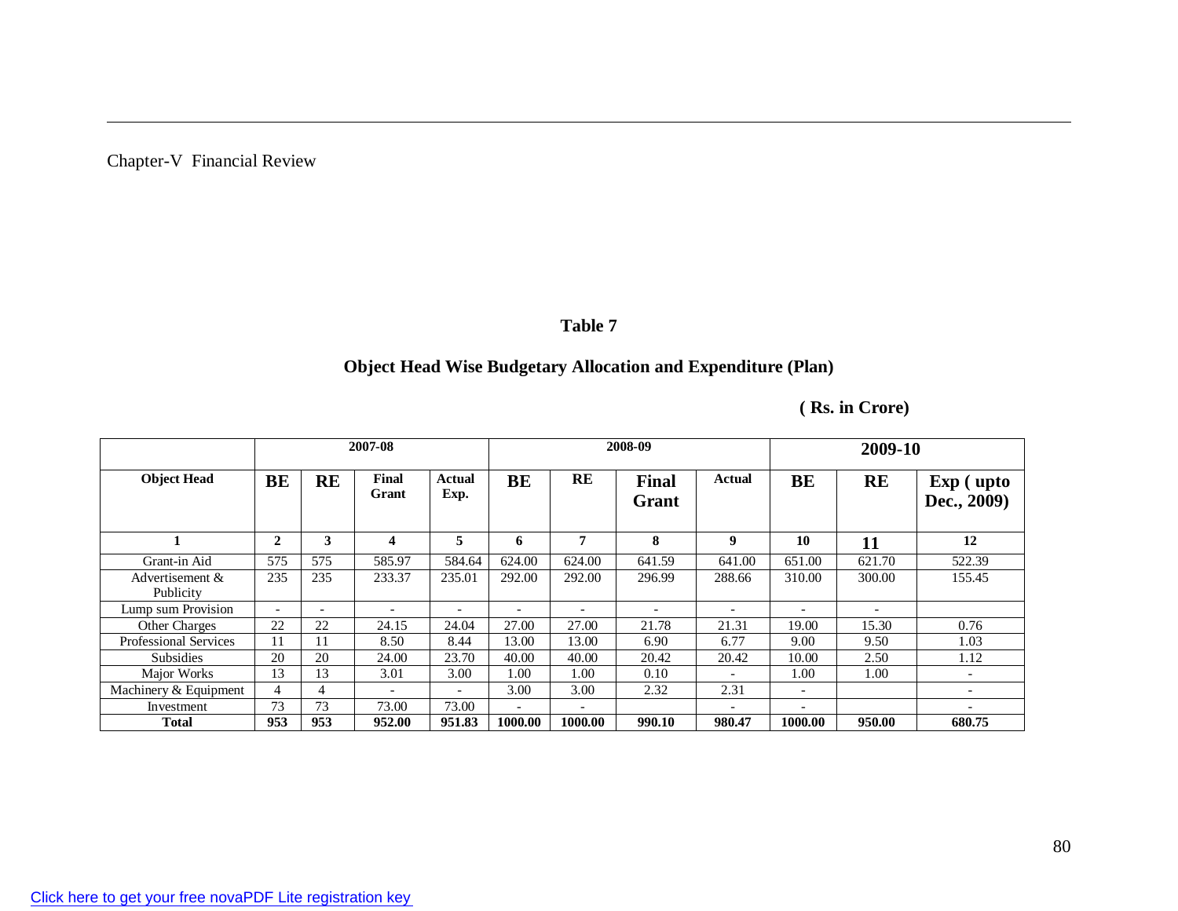Chapter-V Financial Review

**Table 7**

**Object Head Wise Budgetary Allocation and Expenditure (Plan)**

**( Rs. in Crore)**

| | 2007-08 | | | | 2008-09 | | | | 2009-10 | | |
|---|---|---|---|---|---|---|---|---|---|---|---|
| **Object Head** | **BE** | **RE** | **Final Grant** | **Actual Exp.** | **BE** | **RE** | **Final Grant** | **Actual** | **BE** | **RE** | **Exp ( upto Dec., 2009)** |
| **1** | **2** | **3** | **4** | **5** | **6** | **7** | **8** | **9** | **10** | **11** | **12** |
| Grant-in Aid | 575 | 575 | 585.97 | 584.64 | 624.00 | 624.00 | 641.59 | 641.00 | 651.00 | 621.70 | 522.39 |
| Advertisement & Publicity | 235 | 235 | 233.37 | 235.01 | 292.00 | 292.00 | 296.99 | 288.66 | 310.00 | 300.00 | 155.45 |
| Lump sum Provision | - | - | - | - | - | - | - | - | - | - | |
| Other Charges | 22 | 22 | 24.15 | 24.04 | 27.00 | 27.00 | 21.78 | 21.31 | 19.00 | 15.30 | 0.76 |
| Professional Services | 11 | 11 | 8.50 | 8.44 | 13.00 | 13.00 | 6.90 | 6.77 | 9.00 | 9.50 | 1.03 |
| Subsidies | 20 | 20 | 24.00 | 23.70 | 40.00 | 40.00 | 20.42 | 20.42 | 10.00 | 2.50 | 1.12 |
| Major Works | 13 | 13 | 3.01 | 3.00 | 1.00 | 1.00 | 0.10 | - | 1.00 | 1.00 | - |
| Machinery & Equipment | 4 | 4 | - | - | 3.00 | 3.00 | 2.32 | 2.31 | - | | - |
| Investment | 73 | 73 | 73.00 | 73.00 | - | - | | - | - | | - |
| **Total** | **953** | **953** | **952.00** | **951.83** | **1000.00** | **1000.00** | **990.10** | **980.47** | **1000.00** | **950.00** | **680.75** |

Click here to get your free novaPDF Lite registration key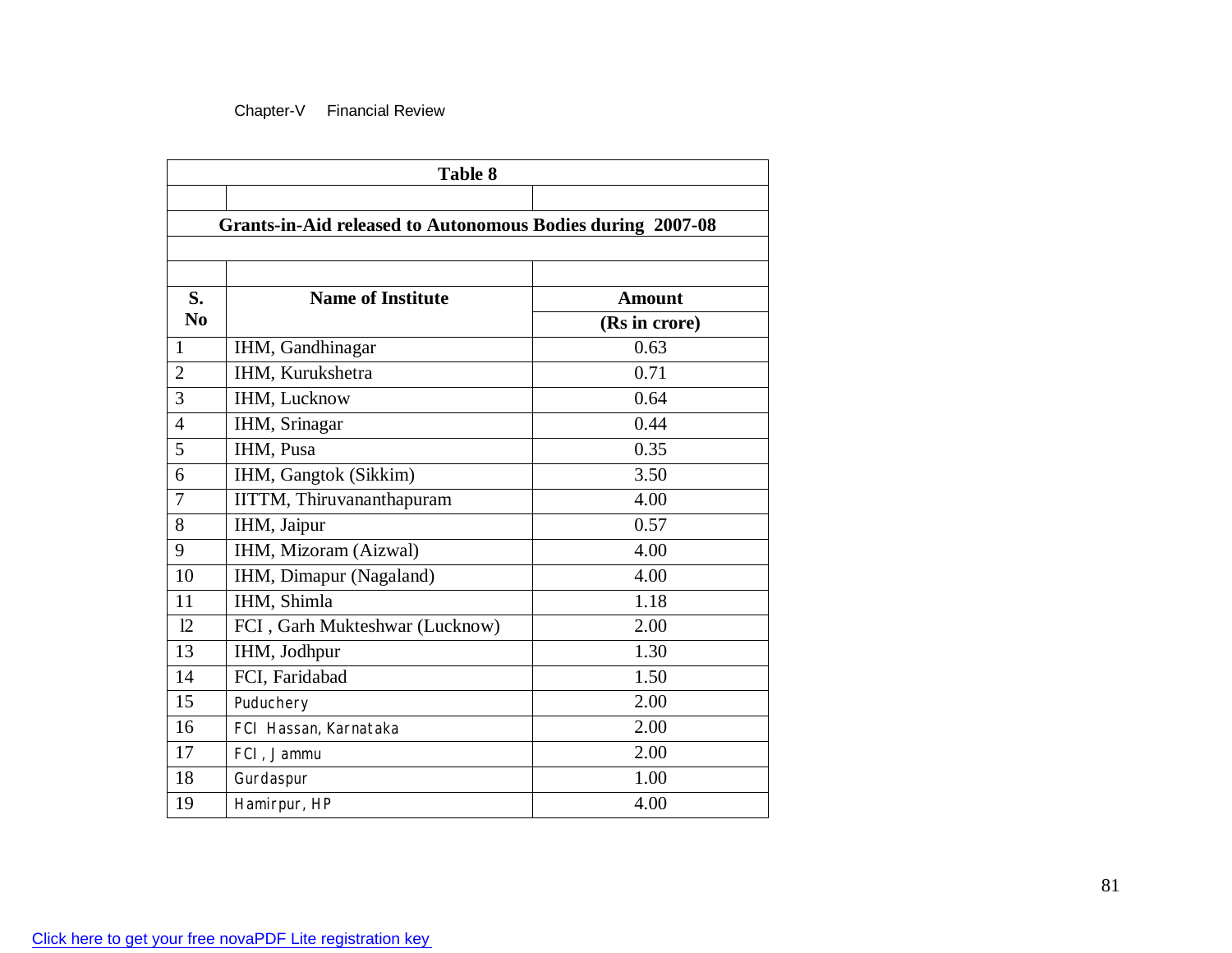Chapter-V Financial Review

**Table 8**

**Grants-in-Aid released to Autonomous Bodies during 2007-08**

| S. No | Name of Institute | Amount (Rs in crore) |
|---|---|---|
| 1 | IHM, Gandhinagar | 0.63 |
| 2 | IHM, Kurukshetra | 0.71 |
| 3 | IHM, Lucknow | 0.64 |
| 4 | IHM, Srinagar | 0.44 |
| 5 | IHM, Pusa | 0.35 |
| 6 | IHM, Gangtok (Sikkim) | 3.50 |
| 7 | IITTM, Thiruvananthapuram | 4.00 |
| 8 | IHM, Jaipur | 0.57 |
| 9 | IHM, Mizoram (Aizwal) | 4.00 |
| 10 | IHM, Dimapur (Nagaland) | 4.00 |
| 11 | IHM, Shimla | 1.18 |
| 12 | FCI , Garh Mukteshwar (Lucknow) | 2.00 |
| 13 | IHM, Jodhpur | 1.30 |
| 14 | FCI, Faridabad | 1.50 |
| 15 | Puduchery | 2.00 |
| 16 | FCI Hassan, Karnataka | 2.00 |
| 17 | FCI , Jammu | 2.00 |
| 18 | Gurdaspur | 1.00 |
| 19 | Hamirpur, HP | 4.00 |

Click here to get your free novaPDF Lite registration key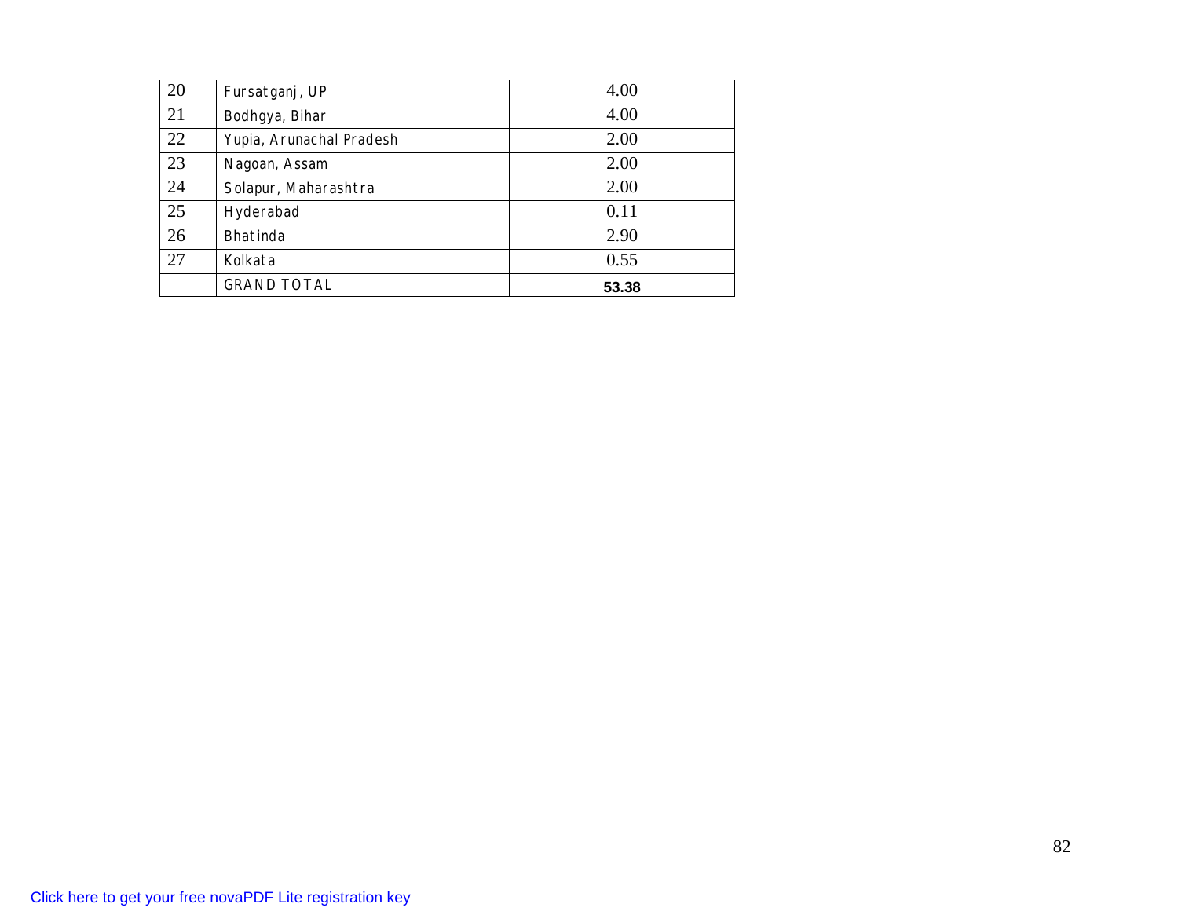| 20 | Fursatganj, UP | 4.00 |
|---|---|---|
| 21 | Bodhgya, Bihar | 4.00 |
| 22 | Yupia, Arunachal Pradesh | 2.00 |
| 23 | Nagoan, Assam | 2.00 |
| 24 | Solapur, Maharashtra | 2.00 |
| 25 | Hyderabad | 0.11 |
| 26 | Bhatinda | 2.90 |
| 27 | Kolkata | 0.55 |
| | GRAND TOTAL | **53.38** |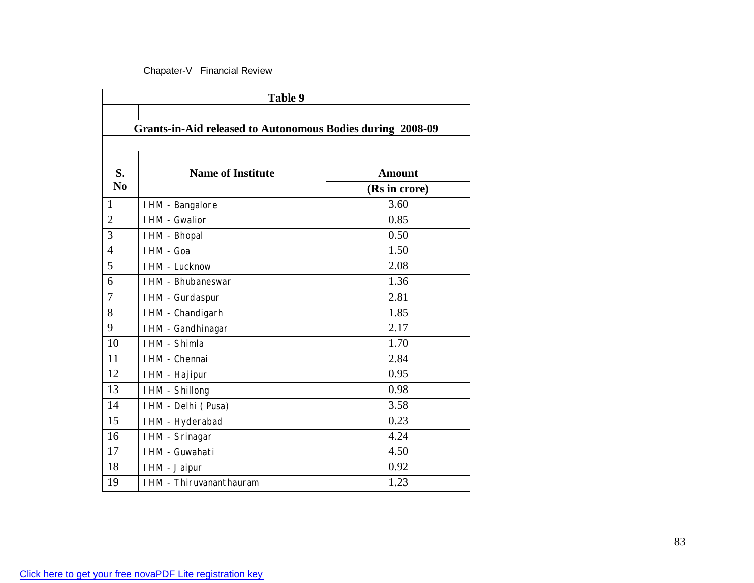Chapater-V Financial Review

**Table 9**

**Grants-in-Aid released to Autonomous Bodies during 2008-09**

| S. No | Name of Institute | Amount (Rs in crore) |
|---|---|---|
| 1 | IHM - Bangalore | 3.60 |
| 2 | IHM - Gwalior | 0.85 |
| 3 | IHM - Bhopal | 0.50 |
| 4 | IHM - Goa | 1.50 |
| 5 | IHM - Lucknow | 2.08 |
| 6 | IHM - Bhubaneswar | 1.36 |
| 7 | IHM - Gurdaspur | 2.81 |
| 8 | IHM - Chandigarh | 1.85 |
| 9 | IHM - Gandhinagar | 2.17 |
| 10 | IHM - Shimla | 1.70 |
| 11 | IHM - Chennai | 2.84 |
| 12 | IHM - Hajipur | 0.95 |
| 13 | IHM - Shillong | 0.98 |
| 14 | IHM - Delhi ( Pusa) | 3.58 |
| 15 | IHM - Hyderabad | 0.23 |
| 16 | IHM - Srinagar | 4.24 |
| 17 | IHM - Guwahati | 4.50 |
| 18 | IHM - Jaipur | 0.92 |
| 19 | IHM - Thiruvananthauram | 1.23 |

Click here to get your free novaPDF Lite registration key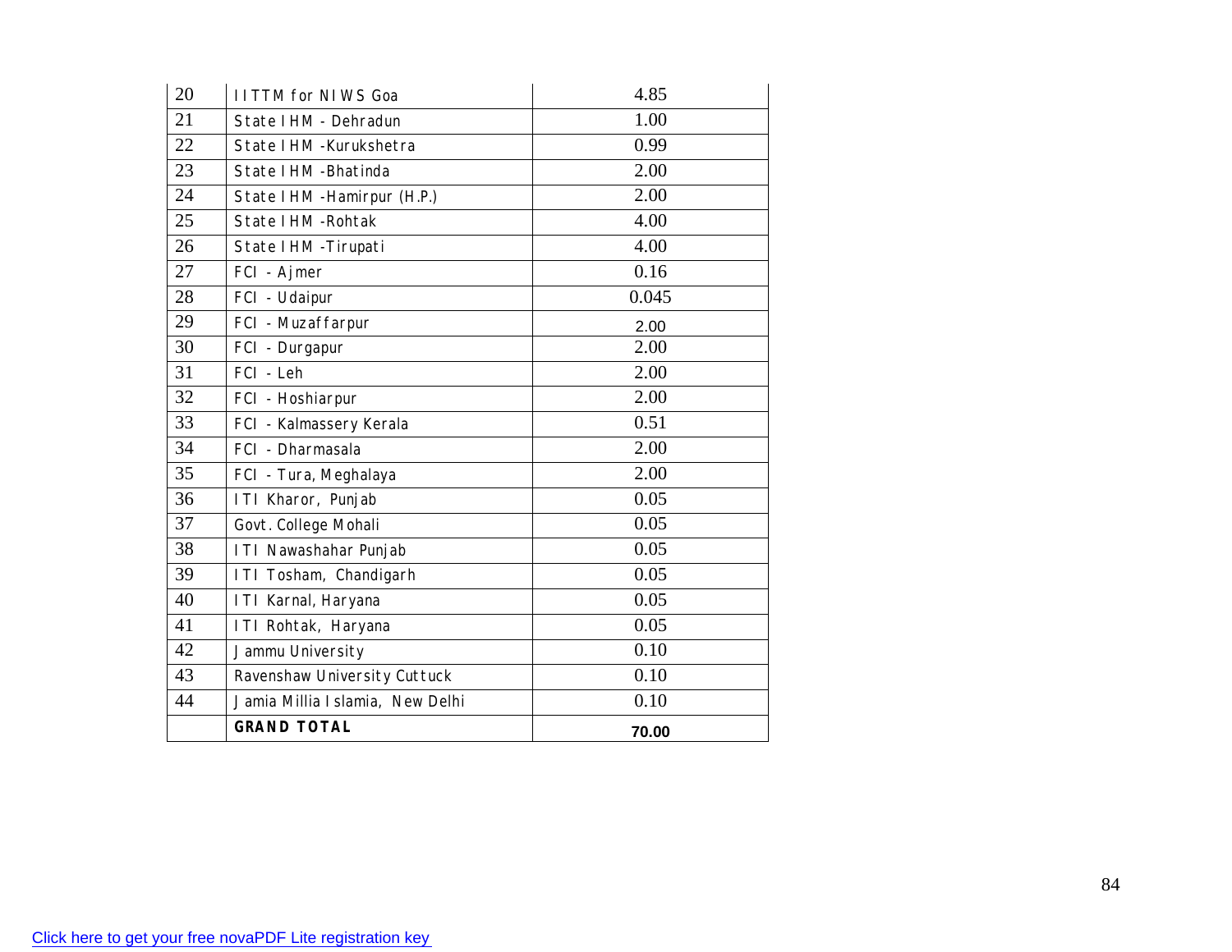| 20 | IITTM for NIWS Goa | 4.85 |
|---|---|---|
| 21 | State IHM - Dehradun | 1.00 |
| 22 | State IHM -Kurukshetra | 0.99 |
| 23 | State IHM -Bhatinda | 2.00 |
| 24 | State IHM -Hamirpur (H.P.) | 2.00 |
| 25 | State IHM -Rohtak | 4.00 |
| 26 | State IHM -Tirupati | 4.00 |
| 27 | FCI - Ajmer | 0.16 |
| 28 | FCI - Udaipur | 0.045 |
| 29 | FCI - Muzaffarpur | 2.00 |
| 30 | FCI - Durgapur | 2.00 |
| 31 | FCI - Leh | 2.00 |
| 32 | FCI - Hoshiarpur | 2.00 |
| 33 | FCI - Kalmassery Kerala | 0.51 |
| 34 | FCI - Dharmasala | 2.00 |
| 35 | FCI - Tura, Meghalaya | 2.00 |
| 36 | ITI Kharor, Punjab | 0.05 |
| 37 | Govt. College Mohali | 0.05 |
| 38 | ITI Nawashahar Punjab | 0.05 |
| 39 | ITI Tosham, Chandigarh | 0.05 |
| 40 | ITI Karnal, Haryana | 0.05 |
| 41 | ITI Rohtak, Haryana | 0.05 |
| 42 | Jammu University | 0.10 |
| 43 | Ravenshaw University Cuttuck | 0.10 |
| 44 | Jamia Millia Islamia, New Delhi | 0.10 |
| | **GRAND TOTAL** | **70.00** |

Click here to get your free novaPDF Lite registration key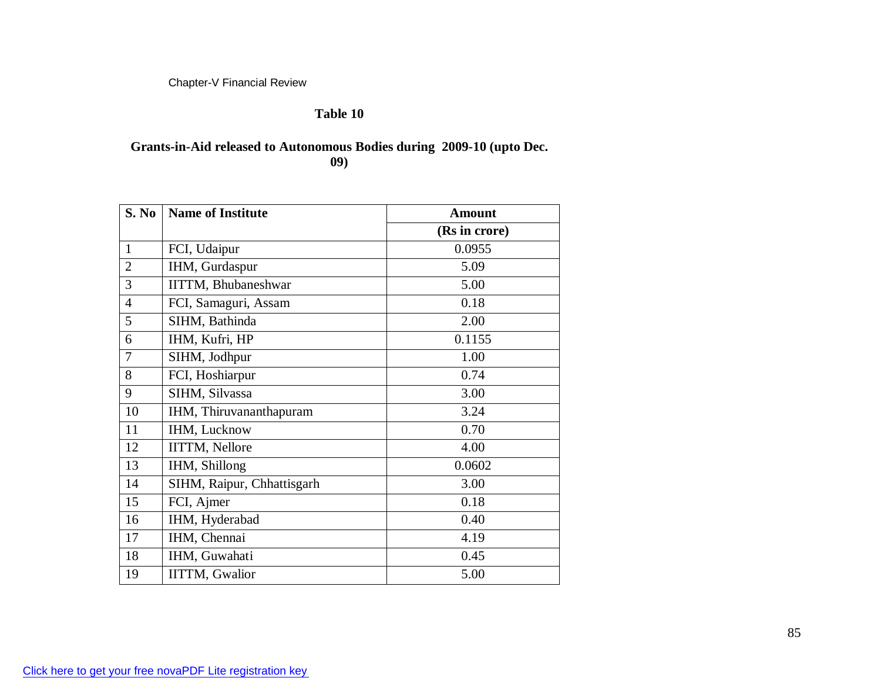Chapter-V Financial Review

## Table 10

### Grants-in-Aid released to Autonomous Bodies during 2009-10 (upto Dec. 09)

| S. No | Name of Institute | Amount |
|---|---|---|
| | | (Rs in crore) |
| 1 | FCI, Udaipur | 0.0955 |
| 2 | IHM, Gurdaspur | 5.09 |
| 3 | IITTM, Bhubaneshwar | 5.00 |
| 4 | FCI, Samaguri, Assam | 0.18 |
| 5 | SIHM, Bathinda | 2.00 |
| 6 | IHM, Kufri, HP | 0.1155 |
| 7 | SIHM, Jodhpur | 1.00 |
| 8 | FCI, Hoshiarpur | 0.74 |
| 9 | SIHM, Silvassa | 3.00 |
| 10 | IHM, Thiruvananthapuram | 3.24 |
| 11 | IHM, Lucknow | 0.70 |
| 12 | IITTM, Nellore | 4.00 |
| 13 | IHM, Shillong | 0.0602 |
| 14 | SIHM, Raipur, Chhattisgarh | 3.00 |
| 15 | FCI, Ajmer | 0.18 |
| 16 | IHM, Hyderabad | 0.40 |
| 17 | IHM, Chennai | 4.19 |
| 18 | IHM, Guwahati | 0.45 |
| 19 | IITTM, Gwalior | 5.00 |

Click here to get your free novaPDF Lite registration key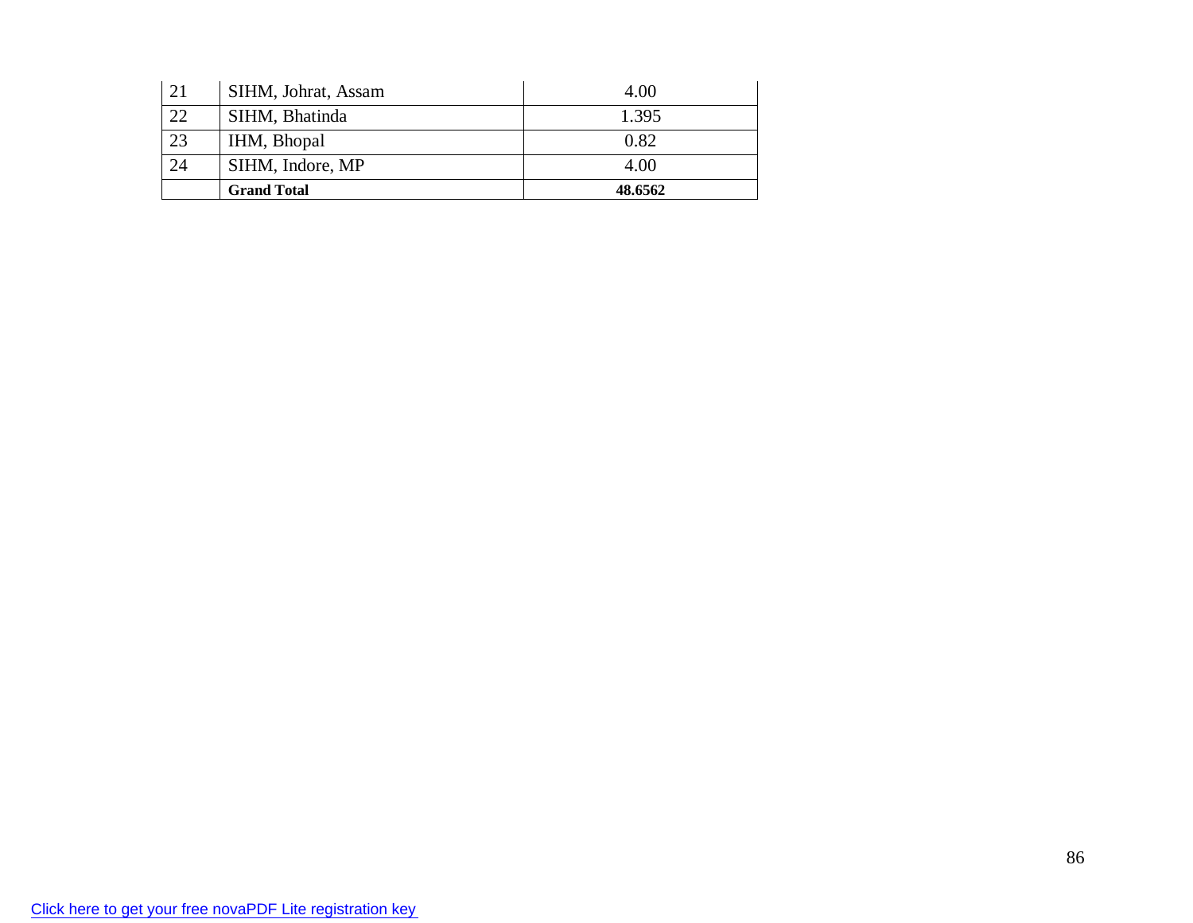| | | |
|---|---|---|
| 21 | SIHM, Johrat, Assam | 4.00 |
| 22 | SIHM, Bhatinda | 1.395 |
| 23 | IHM, Bhopal | 0.82 |
| 24 | SIHM, Indore, MP | 4.00 |
| | **Grand Total** | **48.6562** |

Click here to get your free novaPDF Lite registration key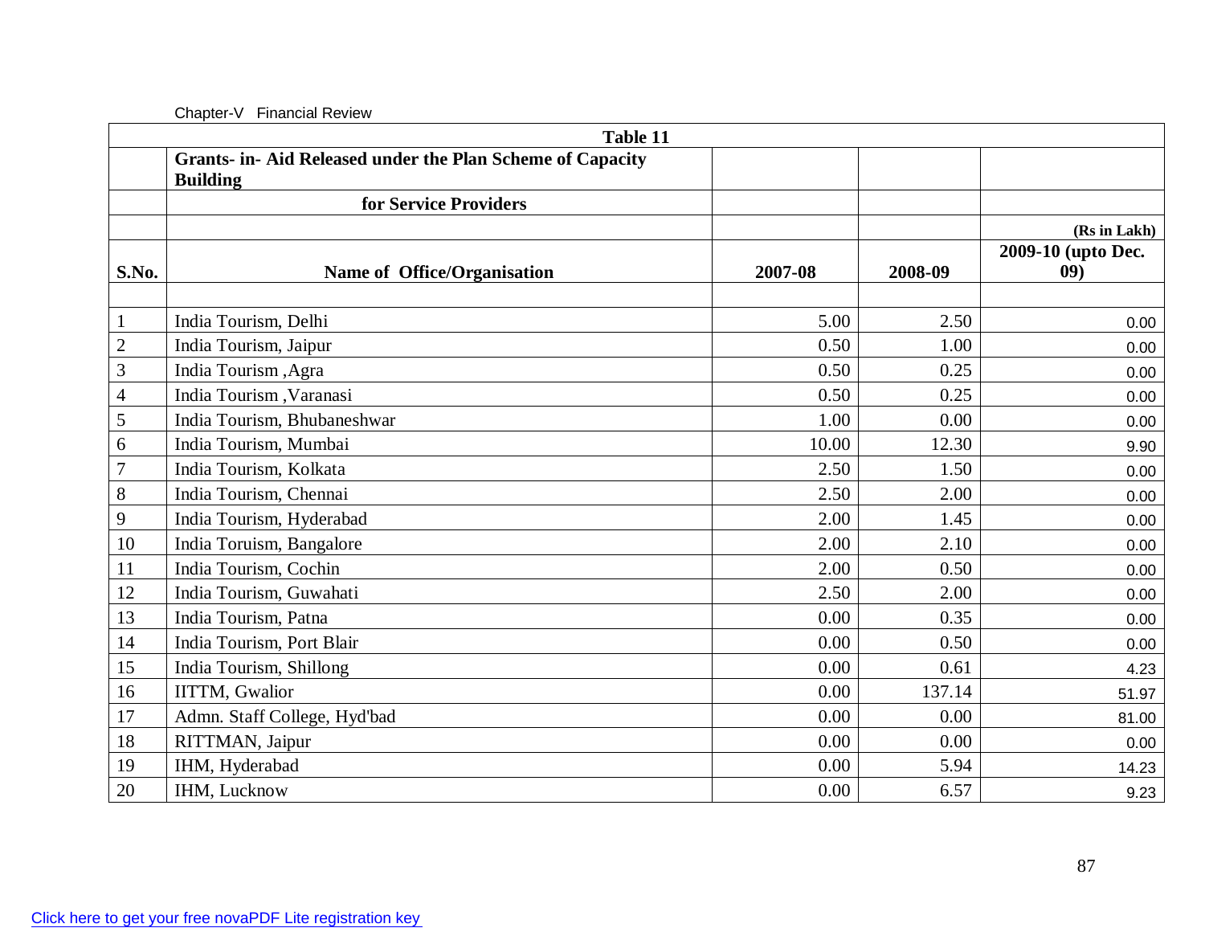Chapter-V Financial Review

**Table 11**

**Grants- in- Aid Released under the Plan Scheme of Capacity Building for Service Providers**

(Rs in Lakh)

| S.No. | Name of Office/Organisation | 2007-08 | 2008-09 | 2009-10 (upto Dec. 09) |
|---|---|---|---|---|
| 1 | India Tourism, Delhi | 5.00 | 2.50 | 0.00 |
| 2 | India Tourism, Jaipur | 0.50 | 1.00 | 0.00 |
| 3 | India Tourism ,Agra | 0.50 | 0.25 | 0.00 |
| 4 | India Tourism ,Varanasi | 0.50 | 0.25 | 0.00 |
| 5 | India Tourism, Bhubaneshwar | 1.00 | 0.00 | 0.00 |
| 6 | India Tourism, Mumbai | 10.00 | 12.30 | 9.90 |
| 7 | India Tourism, Kolkata | 2.50 | 1.50 | 0.00 |
| 8 | India Tourism, Chennai | 2.50 | 2.00 | 0.00 |
| 9 | India Tourism, Hyderabad | 2.00 | 1.45 | 0.00 |
| 10 | India Toruism, Bangalore | 2.00 | 2.10 | 0.00 |
| 11 | India Tourism, Cochin | 2.00 | 0.50 | 0.00 |
| 12 | India Tourism, Guwahati | 2.50 | 2.00 | 0.00 |
| 13 | India Tourism, Patna | 0.00 | 0.35 | 0.00 |
| 14 | India Tourism, Port Blair | 0.00 | 0.50 | 0.00 |
| 15 | India Tourism, Shillong | 0.00 | 0.61 | 4.23 |
| 16 | IITTM, Gwalior | 0.00 | 137.14 | 51.97 |
| 17 | Admn. Staff College, Hyd'bad | 0.00 | 0.00 | 81.00 |
| 18 | RITTMAN, Jaipur | 0.00 | 0.00 | 0.00 |
| 19 | IHM, Hyderabad | 0.00 | 5.94 | 14.23 |
| 20 | IHM, Lucknow | 0.00 | 6.57 | 9.23 |

Click here to get your free novaPDF Lite registration key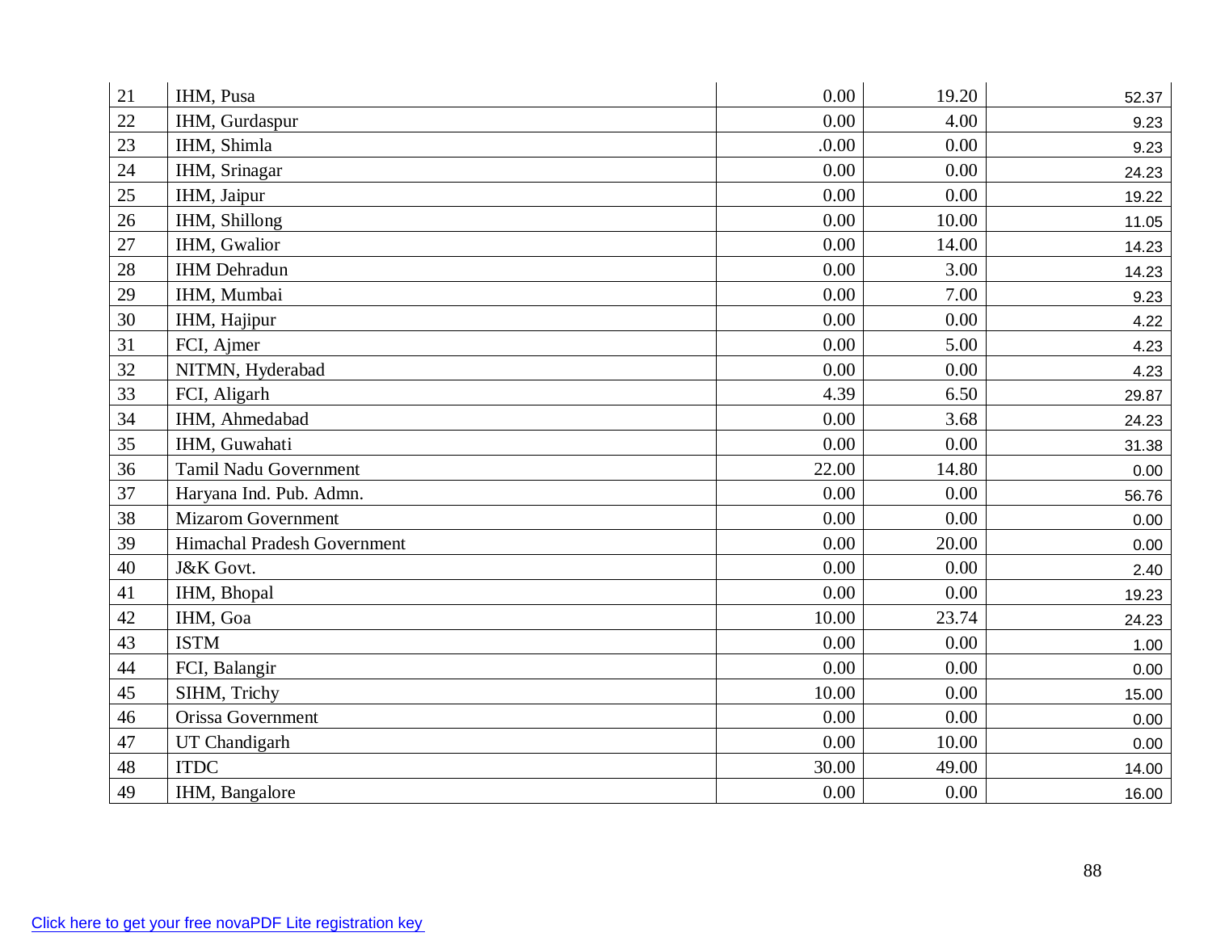| | | | | |
|---|---|---|---|---|
| 21 | IHM, Pusa | 0.00 | 19.20 | 52.37 |
| 22 | IHM, Gurdaspur | 0.00 | 4.00 | 9.23 |
| 23 | IHM, Shimla | .0.00 | 0.00 | 9.23 |
| 24 | IHM, Srinagar | 0.00 | 0.00 | 24.23 |
| 25 | IHM, Jaipur | 0.00 | 0.00 | 19.22 |
| 26 | IHM, Shillong | 0.00 | 10.00 | 11.05 |
| 27 | IHM, Gwalior | 0.00 | 14.00 | 14.23 |
| 28 | IHM Dehradun | 0.00 | 3.00 | 14.23 |
| 29 | IHM, Mumbai | 0.00 | 7.00 | 9.23 |
| 30 | IHM, Hajipur | 0.00 | 0.00 | 4.22 |
| 31 | FCI, Ajmer | 0.00 | 5.00 | 4.23 |
| 32 | NITMN, Hyderabad | 0.00 | 0.00 | 4.23 |
| 33 | FCI, Aligarh | 4.39 | 6.50 | 29.87 |
| 34 | IHM, Ahmedabad | 0.00 | 3.68 | 24.23 |
| 35 | IHM, Guwahati | 0.00 | 0.00 | 31.38 |
| 36 | Tamil Nadu Government | 22.00 | 14.80 | 0.00 |
| 37 | Haryana Ind. Pub. Admn. | 0.00 | 0.00 | 56.76 |
| 38 | Mizarom Government | 0.00 | 0.00 | 0.00 |
| 39 | Himachal Pradesh Government | 0.00 | 20.00 | 0.00 |
| 40 | J&K Govt. | 0.00 | 0.00 | 2.40 |
| 41 | IHM, Bhopal | 0.00 | 0.00 | 19.23 |
| 42 | IHM, Goa | 10.00 | 23.74 | 24.23 |
| 43 | ISTM | 0.00 | 0.00 | 1.00 |
| 44 | FCI, Balangir | 0.00 | 0.00 | 0.00 |
| 45 | SIHM, Trichy | 10.00 | 0.00 | 15.00 |
| 46 | Orissa Government | 0.00 | 0.00 | 0.00 |
| 47 | UT Chandigarh | 0.00 | 10.00 | 0.00 |
| 48 | ITDC | 30.00 | 49.00 | 14.00 |
| 49 | IHM, Bangalore | 0.00 | 0.00 | 16.00 |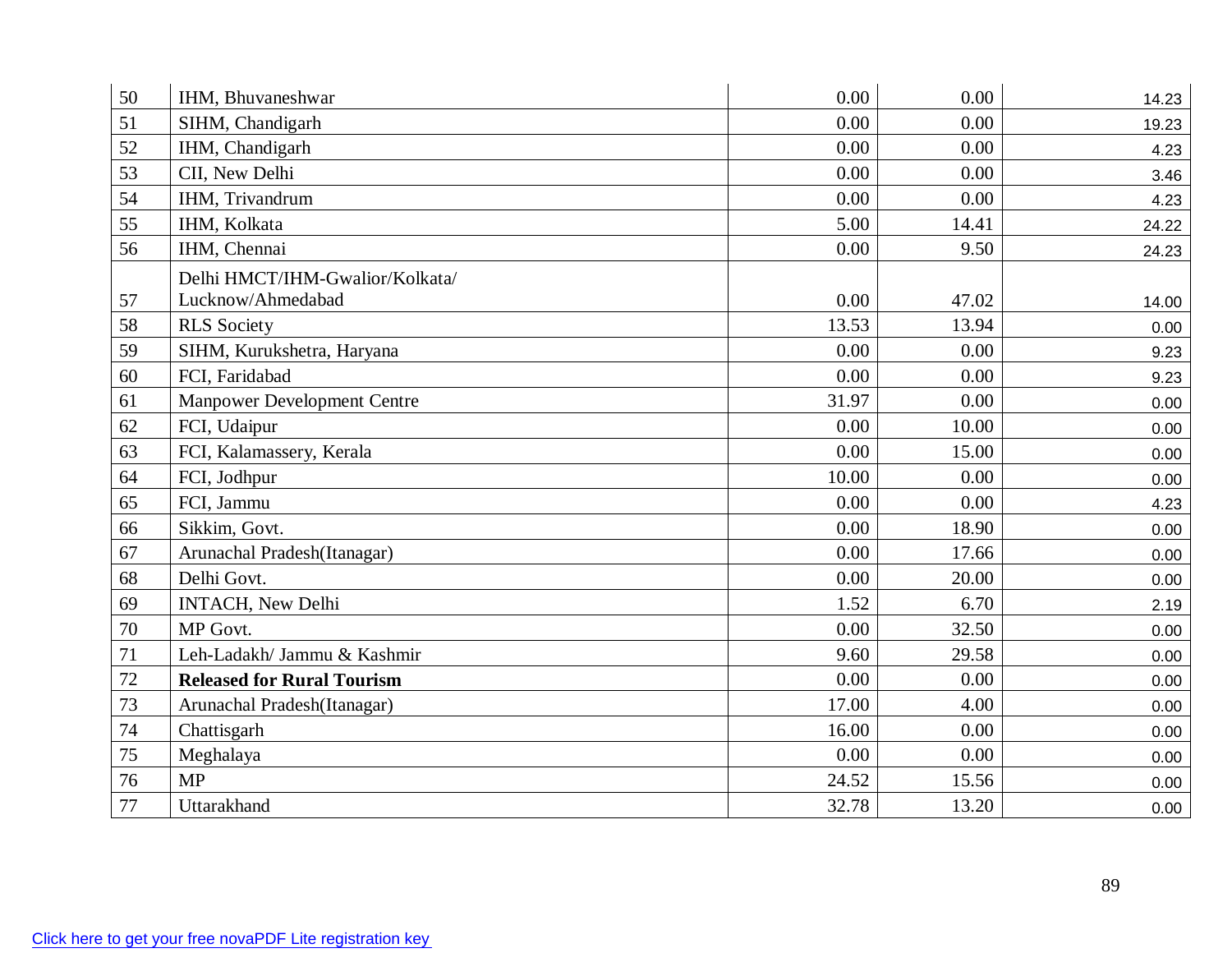| | | | | |
|---|---|---|---|---|
| 50 | IHM, Bhuvaneshwar | 0.00 | 0.00 | 14.23 |
| 51 | SIHM, Chandigarh | 0.00 | 0.00 | 19.23 |
| 52 | IHM, Chandigarh | 0.00 | 0.00 | 4.23 |
| 53 | CII, New Delhi | 0.00 | 0.00 | 3.46 |
| 54 | IHM, Trivandrum | 0.00 | 0.00 | 4.23 |
| 55 | IHM, Kolkata | 5.00 | 14.41 | 24.22 |
| 56 | IHM, Chennai | 0.00 | 9.50 | 24.23 |
| 57 | Delhi HMCT/IHM-Gwalior/Kolkata/ Lucknow/Ahmedabad | 0.00 | 47.02 | 14.00 |
| 58 | RLS Society | 13.53 | 13.94 | 0.00 |
| 59 | SIHM, Kurukshetra, Haryana | 0.00 | 0.00 | 9.23 |
| 60 | FCI, Faridabad | 0.00 | 0.00 | 9.23 |
| 61 | Manpower Development Centre | 31.97 | 0.00 | 0.00 |
| 62 | FCI, Udaipur | 0.00 | 10.00 | 0.00 |
| 63 | FCI, Kalamassery, Kerala | 0.00 | 15.00 | 0.00 |
| 64 | FCI, Jodhpur | 10.00 | 0.00 | 0.00 |
| 65 | FCI, Jammu | 0.00 | 0.00 | 4.23 |
| 66 | Sikkim, Govt. | 0.00 | 18.90 | 0.00 |
| 67 | Arunachal Pradesh(Itanagar) | 0.00 | 17.66 | 0.00 |
| 68 | Delhi Govt. | 0.00 | 20.00 | 0.00 |
| 69 | INTACH, New Delhi | 1.52 | 6.70 | 2.19 |
| 70 | MP Govt. | 0.00 | 32.50 | 0.00 |
| 71 | Leh-Ladakh/ Jammu & Kashmir | 9.60 | 29.58 | 0.00 |
| 72 | **Released for Rural Tourism** | 0.00 | 0.00 | 0.00 |
| 73 | Arunachal Pradesh(Itanagar) | 17.00 | 4.00 | 0.00 |
| 74 | Chattisgarh | 16.00 | 0.00 | 0.00 |
| 75 | Meghalaya | 0.00 | 0.00 | 0.00 |
| 76 | MP | 24.52 | 15.56 | 0.00 |
| 77 | Uttarakhand | 32.78 | 13.20 | 0.00 |

Click here to get your free novaPDF Lite registration key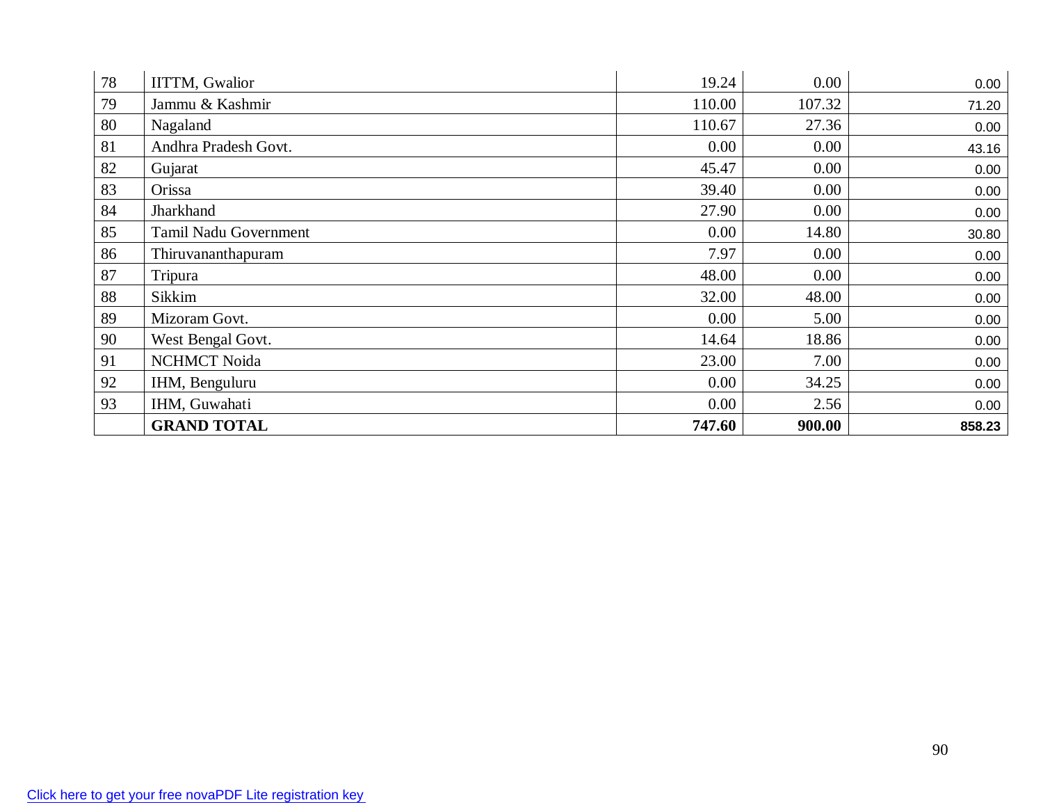| 78 | IITTM, Gwalior | 19.24 | 0.00 | 0.00 |
|---|---|---|---|---|
| 79 | Jammu & Kashmir | 110.00 | 107.32 | 71.20 |
| 80 | Nagaland | 110.67 | 27.36 | 0.00 |
| 81 | Andhra Pradesh Govt. | 0.00 | 0.00 | 43.16 |
| 82 | Gujarat | 45.47 | 0.00 | 0.00 |
| 83 | Orissa | 39.40 | 0.00 | 0.00 |
| 84 | Jharkhand | 27.90 | 0.00 | 0.00 |
| 85 | Tamil Nadu Government | 0.00 | 14.80 | 30.80 |
| 86 | Thiruvananthapuram | 7.97 | 0.00 | 0.00 |
| 87 | Tripura | 48.00 | 0.00 | 0.00 |
| 88 | Sikkim | 32.00 | 48.00 | 0.00 |
| 89 | Mizoram Govt. | 0.00 | 5.00 | 0.00 |
| 90 | West Bengal Govt. | 14.64 | 18.86 | 0.00 |
| 91 | NCHMCT Noida | 23.00 | 7.00 | 0.00 |
| 92 | IHM, Benguluru | 0.00 | 34.25 | 0.00 |
| 93 | IHM, Guwahati | 0.00 | 2.56 | 0.00 |
| | **GRAND TOTAL** | **747.60** | **900.00** | **858.23** |

Click here to get your free novaPDF Lite registration key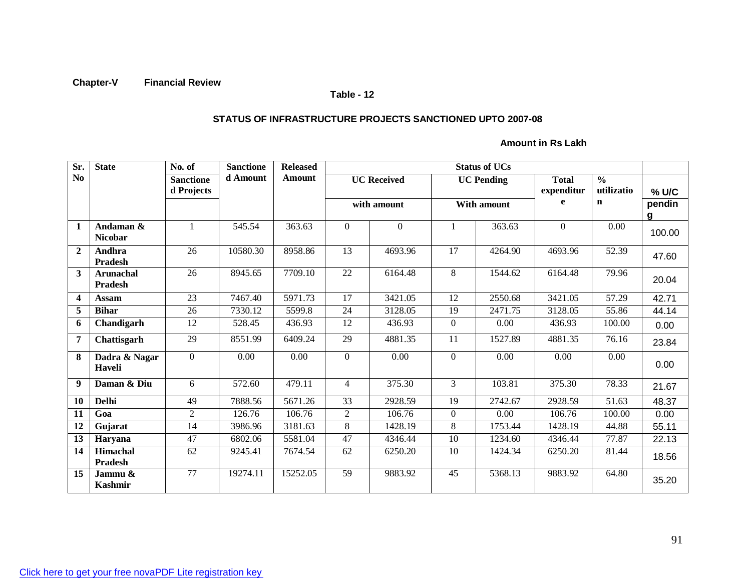**Chapter-V Financial Review**

**Table - 12**

**STATUS OF INFRASTRUCTURE PROJECTS SANCTIONED UPTO 2007-08**

**Amount in Rs Lakh**

| Sr. No | State | No. of Sanctioned Projects | Sanctioned Amount | Released Amount | Status of UCs | | | | | | |
|---|---|---|---|---|---|---|---|---|---|---|---|
| | | | | | UC Received with amount | | UC Pending With amount | | Total expenditure | % utilization | % U/C pending |
| 1 | Andaman & Nicobar | 1 | 545.54 | 363.63 | 0 | 0 | 1 | 363.63 | 0 | 0.00 | 100.00 |
| 2 | Andhra Pradesh | 26 | 10580.30 | 8958.86 | 13 | 4693.96 | 17 | 4264.90 | 4693.96 | 52.39 | 47.60 |
| 3 | Arunachal Pradesh | 26 | 8945.65 | 7709.10 | 22 | 6164.48 | 8 | 1544.62 | 6164.48 | 79.96 | 20.04 |
| 4 | Assam | 23 | 7467.40 | 5971.73 | 17 | 3421.05 | 12 | 2550.68 | 3421.05 | 57.29 | 42.71 |
| 5 | Bihar | 26 | 7330.12 | 5599.8 | 24 | 3128.05 | 19 | 2471.75 | 3128.05 | 55.86 | 44.14 |
| 6 | Chandigarh | 12 | 528.45 | 436.93 | 12 | 436.93 | 0 | 0.00 | 436.93 | 100.00 | 0.00 |
| 7 | Chattisgarh | 29 | 8551.99 | 6409.24 | 29 | 4881.35 | 11 | 1527.89 | 4881.35 | 76.16 | 23.84 |
| 8 | Dadra & Nagar Haveli | 0 | 0.00 | 0.00 | 0 | 0.00 | 0 | 0.00 | 0.00 | 0.00 | 0.00 |
| 9 | Daman & Diu | 6 | 572.60 | 479.11 | 4 | 375.30 | 3 | 103.81 | 375.30 | 78.33 | 21.67 |
| 10 | Delhi | 49 | 7888.56 | 5671.26 | 33 | 2928.59 | 19 | 2742.67 | 2928.59 | 51.63 | 48.37 |
| 11 | Goa | 2 | 126.76 | 106.76 | 2 | 106.76 | 0 | 0.00 | 106.76 | 100.00 | 0.00 |
| 12 | Gujarat | 14 | 3986.96 | 3181.63 | 8 | 1428.19 | 8 | 1753.44 | 1428.19 | 44.88 | 55.11 |
| 13 | Haryana | 47 | 6802.06 | 5581.04 | 47 | 4346.44 | 10 | 1234.60 | 4346.44 | 77.87 | 22.13 |
| 14 | Himachal Pradesh | 62 | 9245.41 | 7674.54 | 62 | 6250.20 | 10 | 1424.34 | 6250.20 | 81.44 | 18.56 |
| 15 | Jammu & Kashmir | 77 | 19274.11 | 15252.05 | 59 | 9883.92 | 45 | 5368.13 | 9883.92 | 64.80 | 35.20 |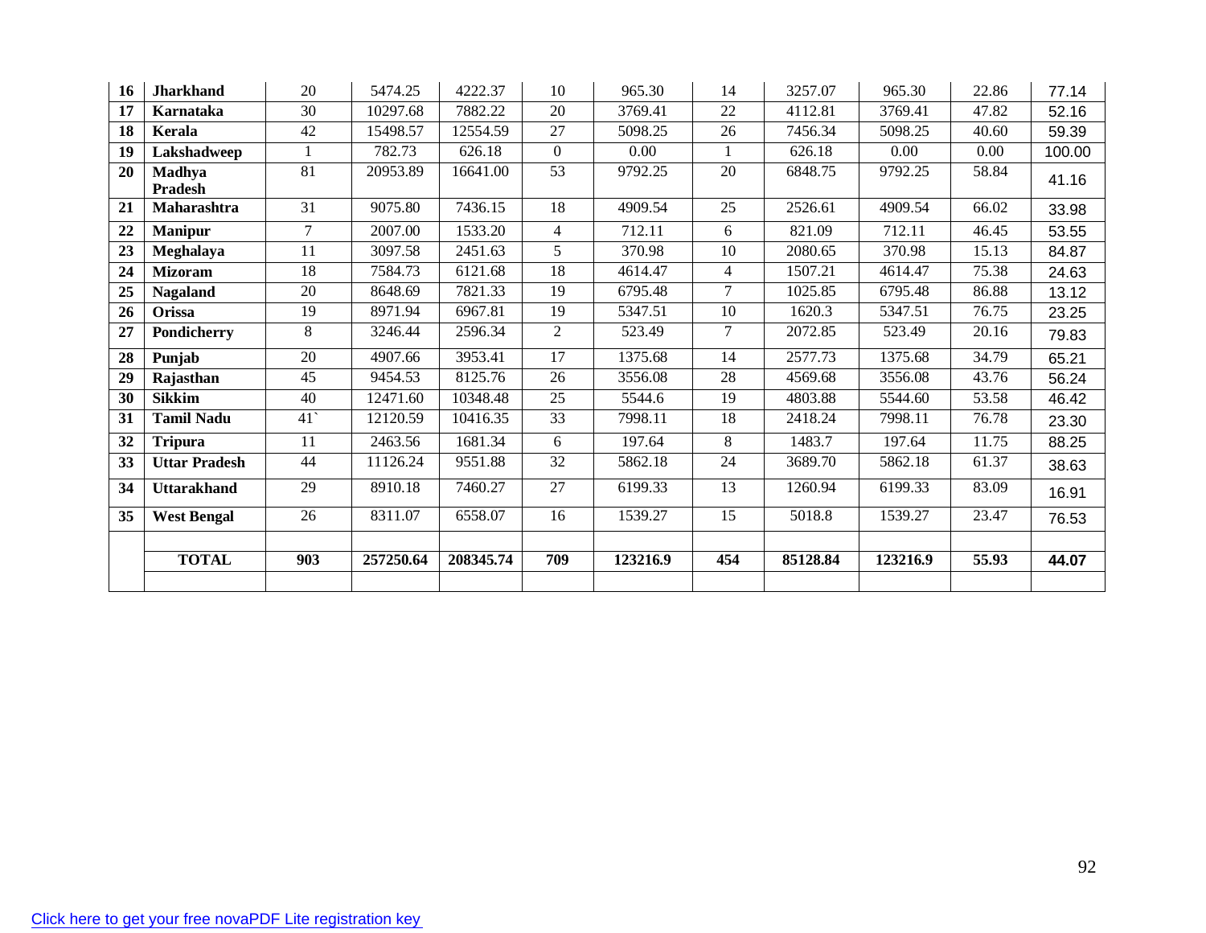| 16 | Jharkhand | 20 | 5474.25 | 4222.37 | 10 | 965.30 | 14 | 3257.07 | 965.30 | 22.86 | 77.14 |
|---|---|---|---|---|---|---|---|---|---|---|---|
| 17 | Karnataka | 30 | 10297.68 | 7882.22 | 20 | 3769.41 | 22 | 4112.81 | 3769.41 | 47.82 | 52.16 |
| 18 | Kerala | 42 | 15498.57 | 12554.59 | 27 | 5098.25 | 26 | 7456.34 | 5098.25 | 40.60 | 59.39 |
| 19 | Lakshadweep | 1 | 782.73 | 626.18 | 0 | 0.00 | 1 | 626.18 | 0.00 | 0.00 | 100.00 |
| 20 | Madhya Pradesh | 81 | 20953.89 | 16641.00 | 53 | 9792.25 | 20 | 6848.75 | 9792.25 | 58.84 | 41.16 |
| 21 | Maharashtra | 31 | 9075.80 | 7436.15 | 18 | 4909.54 | 25 | 2526.61 | 4909.54 | 66.02 | 33.98 |
| 22 | Manipur | 7 | 2007.00 | 1533.20 | 4 | 712.11 | 6 | 821.09 | 712.11 | 46.45 | 53.55 |
| 23 | Meghalaya | 11 | 3097.58 | 2451.63 | 5 | 370.98 | 10 | 2080.65 | 370.98 | 15.13 | 84.87 |
| 24 | Mizoram | 18 | 7584.73 | 6121.68 | 18 | 4614.47 | 4 | 1507.21 | 4614.47 | 75.38 | 24.63 |
| 25 | Nagaland | 20 | 8648.69 | 7821.33 | 19 | 6795.48 | 7 | 1025.85 | 6795.48 | 86.88 | 13.12 |
| 26 | Orissa | 19 | 8971.94 | 6967.81 | 19 | 5347.51 | 10 | 1620.3 | 5347.51 | 76.75 | 23.25 |
| 27 | Pondicherry | 8 | 3246.44 | 2596.34 | 2 | 523.49 | 7 | 2072.85 | 523.49 | 20.16 | 79.83 |
| 28 | Punjab | 20 | 4907.66 | 3953.41 | 17 | 1375.68 | 14 | 2577.73 | 1375.68 | 34.79 | 65.21 |
| 29 | Rajasthan | 45 | 9454.53 | 8125.76 | 26 | 3556.08 | 28 | 4569.68 | 3556.08 | 43.76 | 56.24 |
| 30 | Sikkim | 40 | 12471.60 | 10348.48 | 25 | 5544.6 | 19 | 4803.88 | 5544.60 | 53.58 | 46.42 |
| 31 | Tamil Nadu | 41` | 12120.59 | 10416.35 | 33 | 7998.11 | 18 | 2418.24 | 7998.11 | 76.78 | 23.30 |
| 32 | Tripura | 11 | 2463.56 | 1681.34 | 6 | 197.64 | 8 | 1483.7 | 197.64 | 11.75 | 88.25 |
| 33 | Uttar Pradesh | 44 | 11126.24 | 9551.88 | 32 | 5862.18 | 24 | 3689.70 | 5862.18 | 61.37 | 38.63 |
| 34 | Uttarakhand | 29 | 8910.18 | 7460.27 | 27 | 6199.33 | 13 | 1260.94 | 6199.33 | 83.09 | 16.91 |
| 35 | West Bengal | 26 | 8311.07 | 6558.07 | 16 | 1539.27 | 15 | 5018.8 | 1539.27 | 23.47 | 76.53 |
| | | | | | | | | | | | |
| | **TOTAL** | **903** | **257250.64** | **208345.74** | **709** | **123216.9** | **454** | **85128.84** | **123216.9** | **55.93** | **44.07** |
| | | | | | | | | | | | |

Click here to get your free novaPDF Lite registration key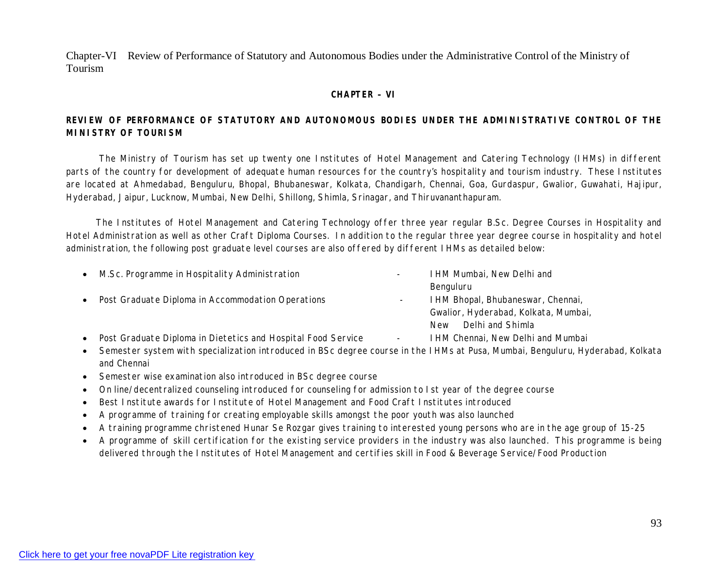## CHAPTER – VI

### REVIEW OF PERFORMANCE OF STATUTORY AND AUTONOMOUS BODIES UNDER THE ADMINISTRATIVE CONTROL OF THE MINISTRY OF TOURISM

The Ministry of Tourism has set up twenty one Institutes of Hotel Management and Catering Technology (IHMs) in different parts of the country for development of adequate human resources for the country's hospitality and tourism industry. These Institutes are located at Ahmedabad, Benguluru, Bhopal, Bhubaneswar, Kolkata, Chandigarh, Chennai, Goa, Gurdaspur, Gwalior, Guwahati, Hajipur, Hyderabad, Jaipur, Lucknow, Mumbai, New Delhi, Shillong, Shimla, Srinagar, and Thiruvananthapuram.

The Institutes of Hotel Management and Catering Technology offer three year regular B.Sc. Degree Courses in Hospitality and Hotel Administration as well as other Craft Diploma Courses. In addition to the regular three year degree course in hospitality and hotel administration, the following post graduate level courses are also offered by different IHMs as detailed below:

- M.Sc. Programme in Hospitality Administration - IHM Mumbai, New Delhi and Benguluru
- Post Graduate Diploma in Accommodation Operations - IHM Bhopal, Bhubaneswar, Chennai, Gwalior, Hyderabad, Kolkata, Mumbai, New Delhi and Shimla
- Post Graduate Diploma in Dietetics and Hospital Food Service - IHM Chennai, New Delhi and Mumbai
- Semester system with specialization introduced in BSc degree course in the IHMs at Pusa, Mumbai, Benguluru, Hyderabad, Kolkata and Chennai
- Semester wise examination also introduced in BSc degree course
- On line/decentralized counseling introduced for counseling for admission to Ist year of the degree course
- Best Institute awards for Institute of Hotel Management and Food Craft Institutes introduced
- A programme of training for creating employable skills amongst the poor youth was also launched
- A training programme christened Hunar Se Rozgar gives training to interested young persons who are in the age group of 15-25
- A programme of skill certification for the existing service providers in the industry was also launched. This programme is being delivered through the Institutes of Hotel Management and certifies skill in Food & Beverage Service/Food Production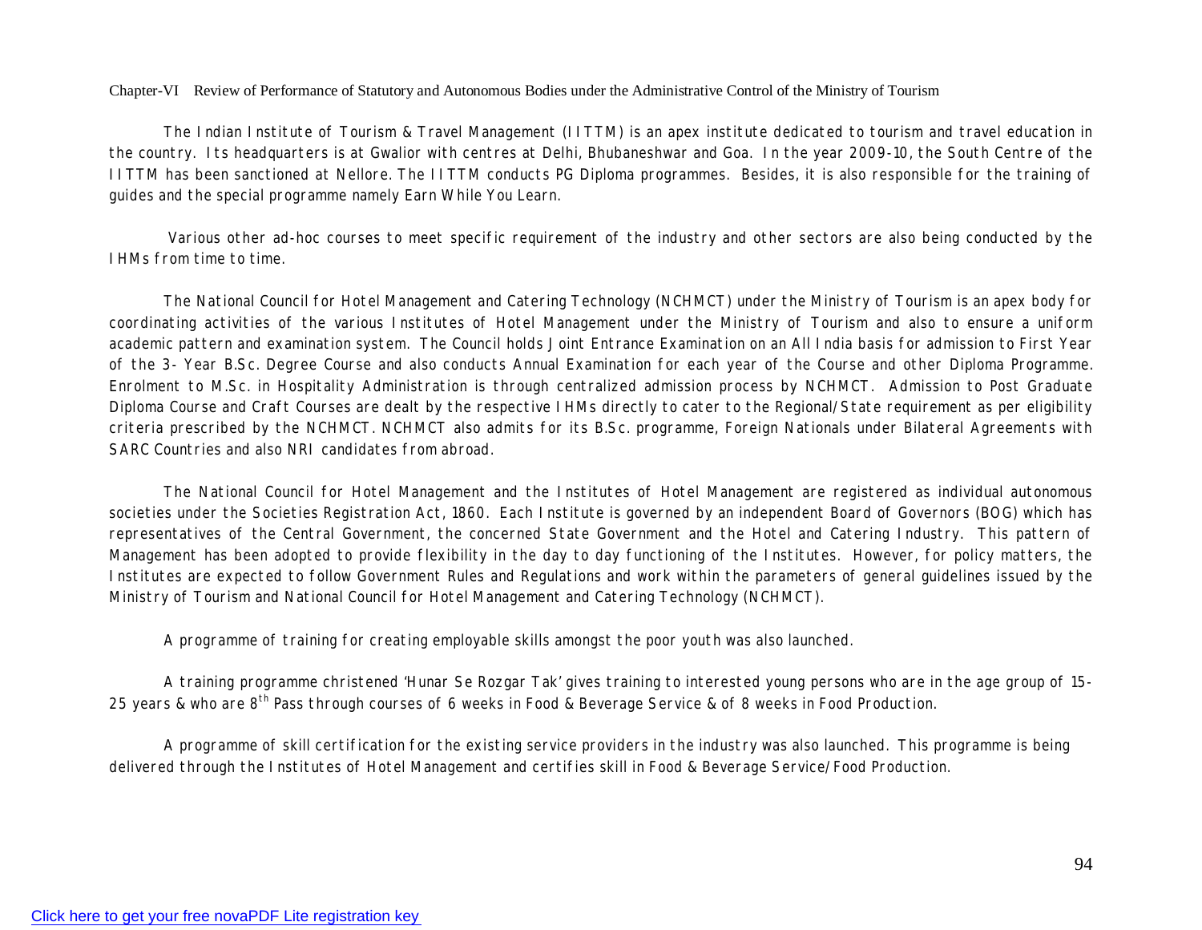The Indian Institute of Tourism & Travel Management (IITTM) is an apex institute dedicated to tourism and travel education in the country. Its headquarters is at Gwalior with centres at Delhi, Bhubaneshwar and Goa. In the year 2009-10, the South Centre of the IITTM has been sanctioned at Nellore. The IITTM conducts PG Diploma programmes. Besides, it is also responsible for the training of guides and the special programme namely Earn While You Learn.

Various other ad-hoc courses to meet specific requirement of the industry and other sectors are also being conducted by the IHMs from time to time.

The National Council for Hotel Management and Catering Technology (NCHMCT) under the Ministry of Tourism is an apex body for coordinating activities of the various Institutes of Hotel Management under the Ministry of Tourism and also to ensure a uniform academic pattern and examination system. The Council holds Joint Entrance Examination on an All India basis for admission to First Year of the 3- Year B.Sc. Degree Course and also conducts Annual Examination for each year of the Course and other Diploma Programme. Enrolment to M.Sc. in Hospitality Administration is through centralized admission process by NCHMCT. Admission to Post Graduate Diploma Course and Craft Courses are dealt by the respective IHMs directly to cater to the Regional/State requirement as per eligibility criteria prescribed by the NCHMCT. NCHMCT also admits for its B.Sc. programme, Foreign Nationals under Bilateral Agreements with SARC Countries and also NRI candidates from abroad.

The National Council for Hotel Management and the Institutes of Hotel Management are registered as individual autonomous societies under the Societies Registration Act, 1860. Each Institute is governed by an independent Board of Governors (BOG) which has representatives of the Central Government, the concerned State Government and the Hotel and Catering Industry. This pattern of Management has been adopted to provide flexibility in the day to day functioning of the Institutes. However, for policy matters, the Institutes are expected to follow Government Rules and Regulations and work within the parameters of general guidelines issued by the Ministry of Tourism and National Council for Hotel Management and Catering Technology (NCHMCT).

A programme of training for creating employable skills amongst the poor youth was also launched.

A training programme christened 'Hunar Se Rozgar Tak' gives training to interested young persons who are in the age group of 15-25 years & who are 8th Pass through courses of 6 weeks in Food & Beverage Service & of 8 weeks in Food Production.

A programme of skill certification for the existing service providers in the industry was also launched. This programme is being delivered through the Institutes of Hotel Management and certifies skill in Food & Beverage Service/Food Production.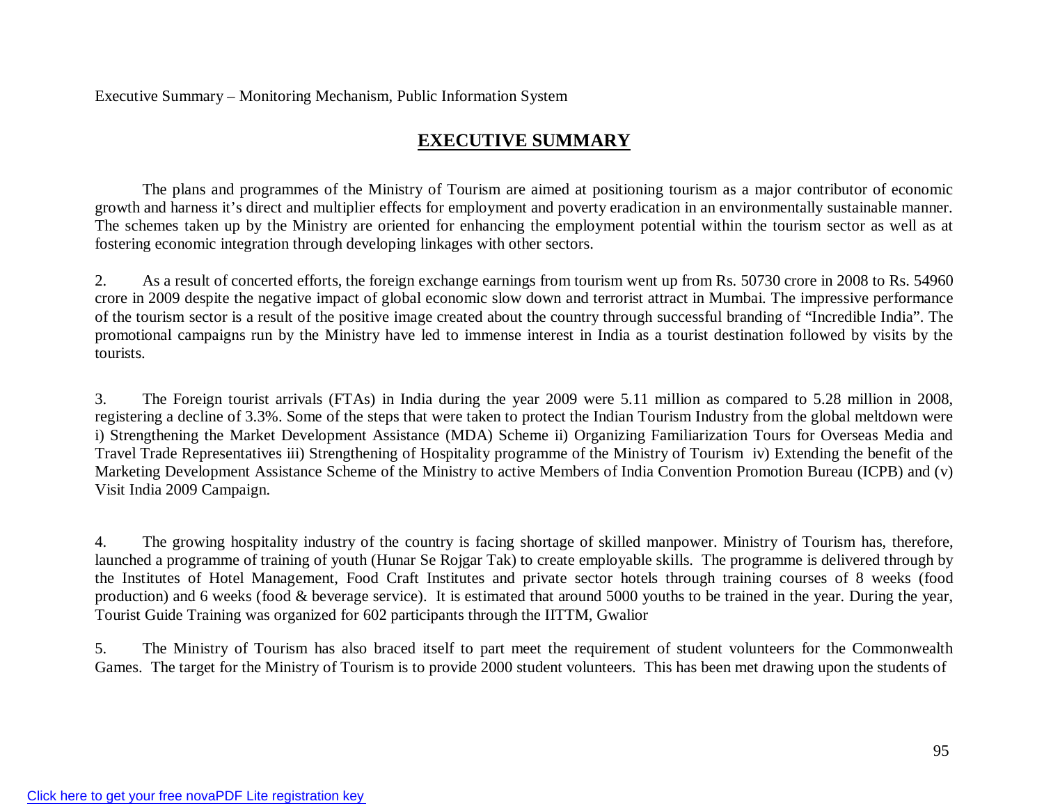## EXECUTIVE SUMMARY

The plans and programmes of the Ministry of Tourism are aimed at positioning tourism as a major contributor of economic growth and harness it's direct and multiplier effects for employment and poverty eradication in an environmentally sustainable manner. The schemes taken up by the Ministry are oriented for enhancing the employment potential within the tourism sector as well as at fostering economic integration through developing linkages with other sectors.

2. As a result of concerted efforts, the foreign exchange earnings from tourism went up from Rs. 50730 crore in 2008 to Rs. 54960 crore in 2009 despite the negative impact of global economic slow down and terrorist attract in Mumbai. The impressive performance of the tourism sector is a result of the positive image created about the country through successful branding of "Incredible India". The promotional campaigns run by the Ministry have led to immense interest in India as a tourist destination followed by visits by the tourists.

3. The Foreign tourist arrivals (FTAs) in India during the year 2009 were 5.11 million as compared to 5.28 million in 2008, registering a decline of 3.3%. Some of the steps that were taken to protect the Indian Tourism Industry from the global meltdown were i) Strengthening the Market Development Assistance (MDA) Scheme ii) Organizing Familiarization Tours for Overseas Media and Travel Trade Representatives iii) Strengthening of Hospitality programme of the Ministry of Tourism iv) Extending the benefit of the Marketing Development Assistance Scheme of the Ministry to active Members of India Convention Promotion Bureau (ICPB) and (v) Visit India 2009 Campaign.

4. The growing hospitality industry of the country is facing shortage of skilled manpower. Ministry of Tourism has, therefore, launched a programme of training of youth (Hunar Se Rojgar Tak) to create employable skills. The programme is delivered through by the Institutes of Hotel Management, Food Craft Institutes and private sector hotels through training courses of 8 weeks (food production) and 6 weeks (food & beverage service). It is estimated that around 5000 youths to be trained in the year. During the year, Tourist Guide Training was organized for 602 participants through the IITTM, Gwalior

5. The Ministry of Tourism has also braced itself to part meet the requirement of student volunteers for the Commonwealth Games. The target for the Ministry of Tourism is to provide 2000 student volunteers. This has been met drawing upon the students of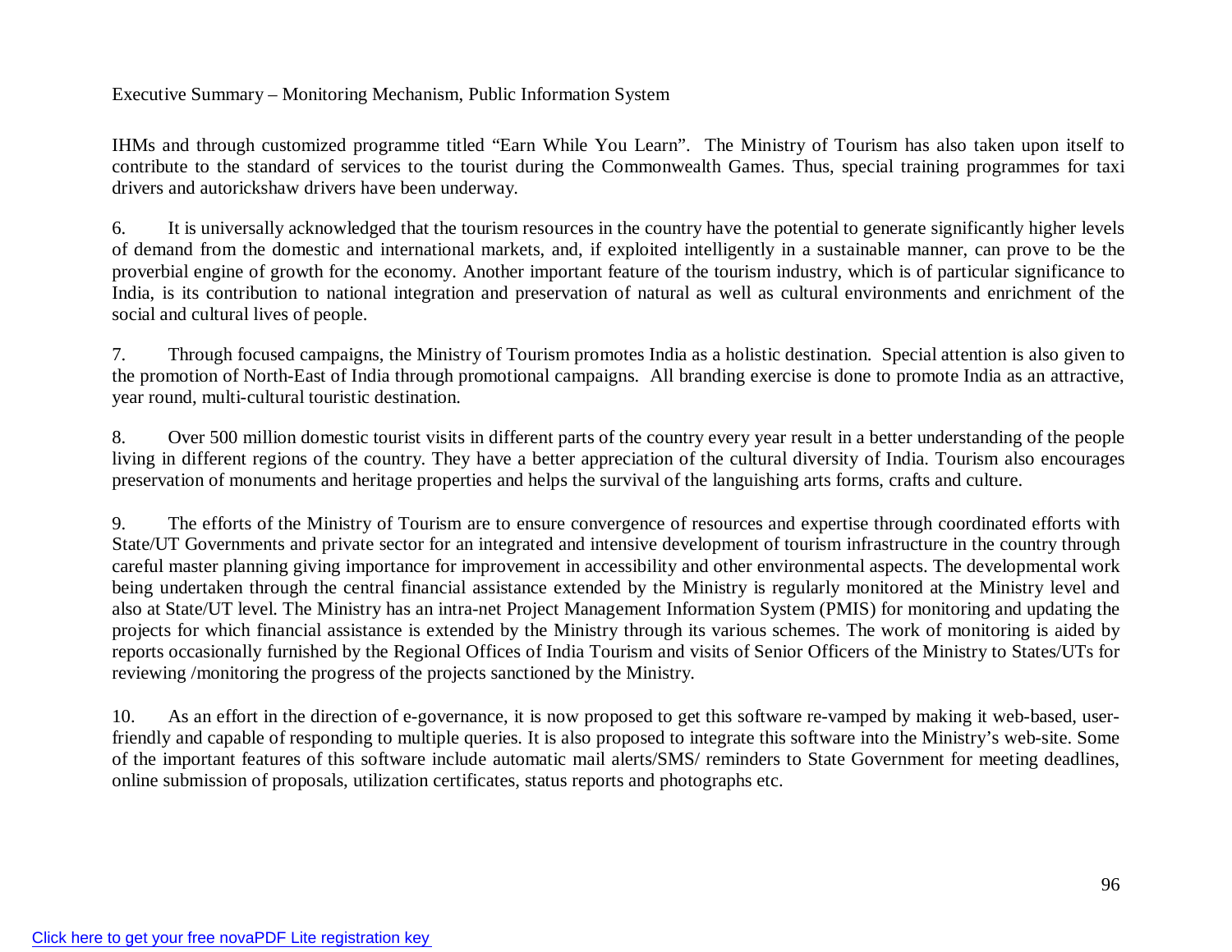IHMs and through customized programme titled "Earn While You Learn". The Ministry of Tourism has also taken upon itself to contribute to the standard of services to the tourist during the Commonwealth Games. Thus, special training programmes for taxi drivers and autorickshaw drivers have been underway.

6. It is universally acknowledged that the tourism resources in the country have the potential to generate significantly higher levels of demand from the domestic and international markets, and, if exploited intelligently in a sustainable manner, can prove to be the proverbial engine of growth for the economy. Another important feature of the tourism industry, which is of particular significance to India, is its contribution to national integration and preservation of natural as well as cultural environments and enrichment of the social and cultural lives of people.

7. Through focused campaigns, the Ministry of Tourism promotes India as a holistic destination. Special attention is also given to the promotion of North-East of India through promotional campaigns. All branding exercise is done to promote India as an attractive, year round, multi-cultural touristic destination.

8. Over 500 million domestic tourist visits in different parts of the country every year result in a better understanding of the people living in different regions of the country. They have a better appreciation of the cultural diversity of India. Tourism also encourages preservation of monuments and heritage properties and helps the survival of the languishing arts forms, crafts and culture.

9. The efforts of the Ministry of Tourism are to ensure convergence of resources and expertise through coordinated efforts with State/UT Governments and private sector for an integrated and intensive development of tourism infrastructure in the country through careful master planning giving importance for improvement in accessibility and other environmental aspects. The developmental work being undertaken through the central financial assistance extended by the Ministry is regularly monitored at the Ministry level and also at State/UT level. The Ministry has an intra-net Project Management Information System (PMIS) for monitoring and updating the projects for which financial assistance is extended by the Ministry through its various schemes. The work of monitoring is aided by reports occasionally furnished by the Regional Offices of India Tourism and visits of Senior Officers of the Ministry to States/UTs for reviewing /monitoring the progress of the projects sanctioned by the Ministry.

10. As an effort in the direction of e-governance, it is now proposed to get this software re-vamped by making it web-based, user-friendly and capable of responding to multiple queries. It is also proposed to integrate this software into the Ministry's web-site. Some of the important features of this software include automatic mail alerts/SMS/ reminders to State Government for meeting deadlines, online submission of proposals, utilization certificates, status reports and photographs etc.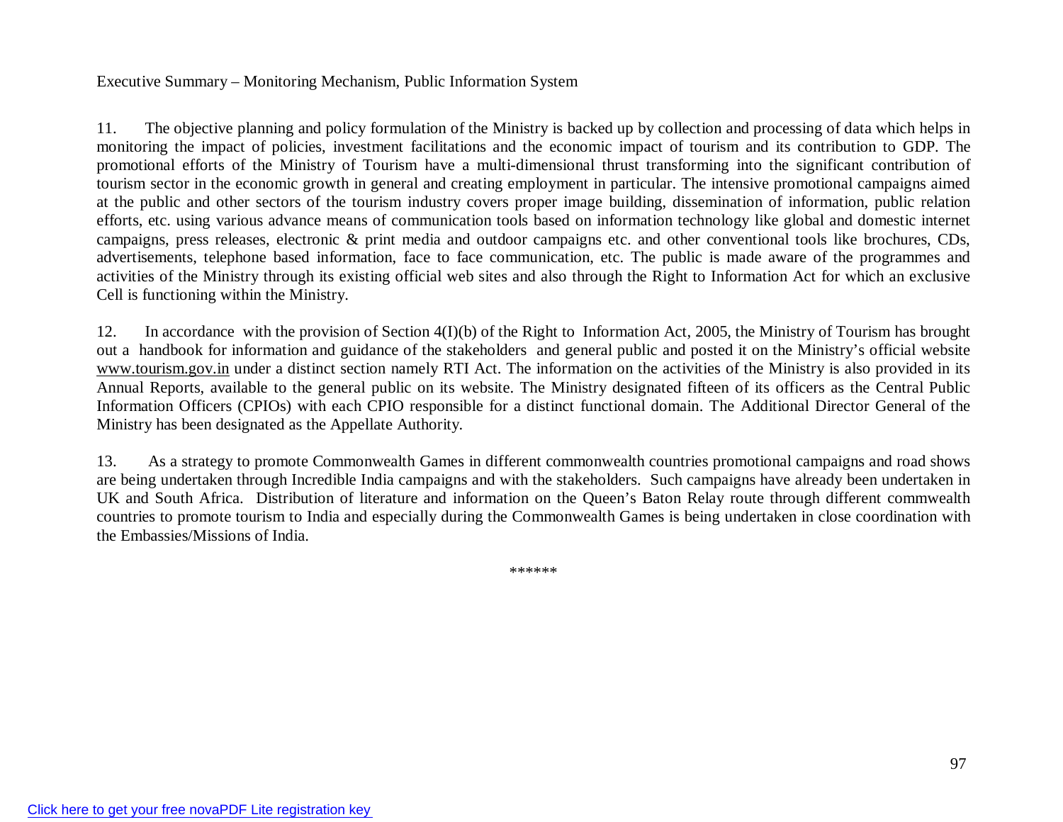Executive Summary – Monitoring Mechanism, Public Information System

11. The objective planning and policy formulation of the Ministry is backed up by collection and processing of data which helps in monitoring the impact of policies, investment facilitations and the economic impact of tourism and its contribution to GDP. The promotional efforts of the Ministry of Tourism have a multi-dimensional thrust transforming into the significant contribution of tourism sector in the economic growth in general and creating employment in particular. The intensive promotional campaigns aimed at the public and other sectors of the tourism industry covers proper image building, dissemination of information, public relation efforts, etc. using various advance means of communication tools based on information technology like global and domestic internet campaigns, press releases, electronic & print media and outdoor campaigns etc. and other conventional tools like brochures, CDs, advertisements, telephone based information, face to face communication, etc. The public is made aware of the programmes and activities of the Ministry through its existing official web sites and also through the Right to Information Act for which an exclusive Cell is functioning within the Ministry.

12. In accordance with the provision of Section 4(I)(b) of the Right to Information Act, 2005, the Ministry of Tourism has brought out a handbook for information and guidance of the stakeholders and general public and posted it on the Ministry's official website www.tourism.gov.in under a distinct section namely RTI Act. The information on the activities of the Ministry is also provided in its Annual Reports, available to the general public on its website. The Ministry designated fifteen of its officers as the Central Public Information Officers (CPIOs) with each CPIO responsible for a distinct functional domain. The Additional Director General of the Ministry has been designated as the Appellate Authority.

13. As a strategy to promote Commonwealth Games in different commonwealth countries promotional campaigns and road shows are being undertaken through Incredible India campaigns and with the stakeholders. Such campaigns have already been undertaken in UK and South Africa. Distribution of literature and information on the Queen's Baton Relay route through different commwealth countries to promote tourism to India and especially during the Commonwealth Games is being undertaken in close coordination with the Embassies/Missions of India.

******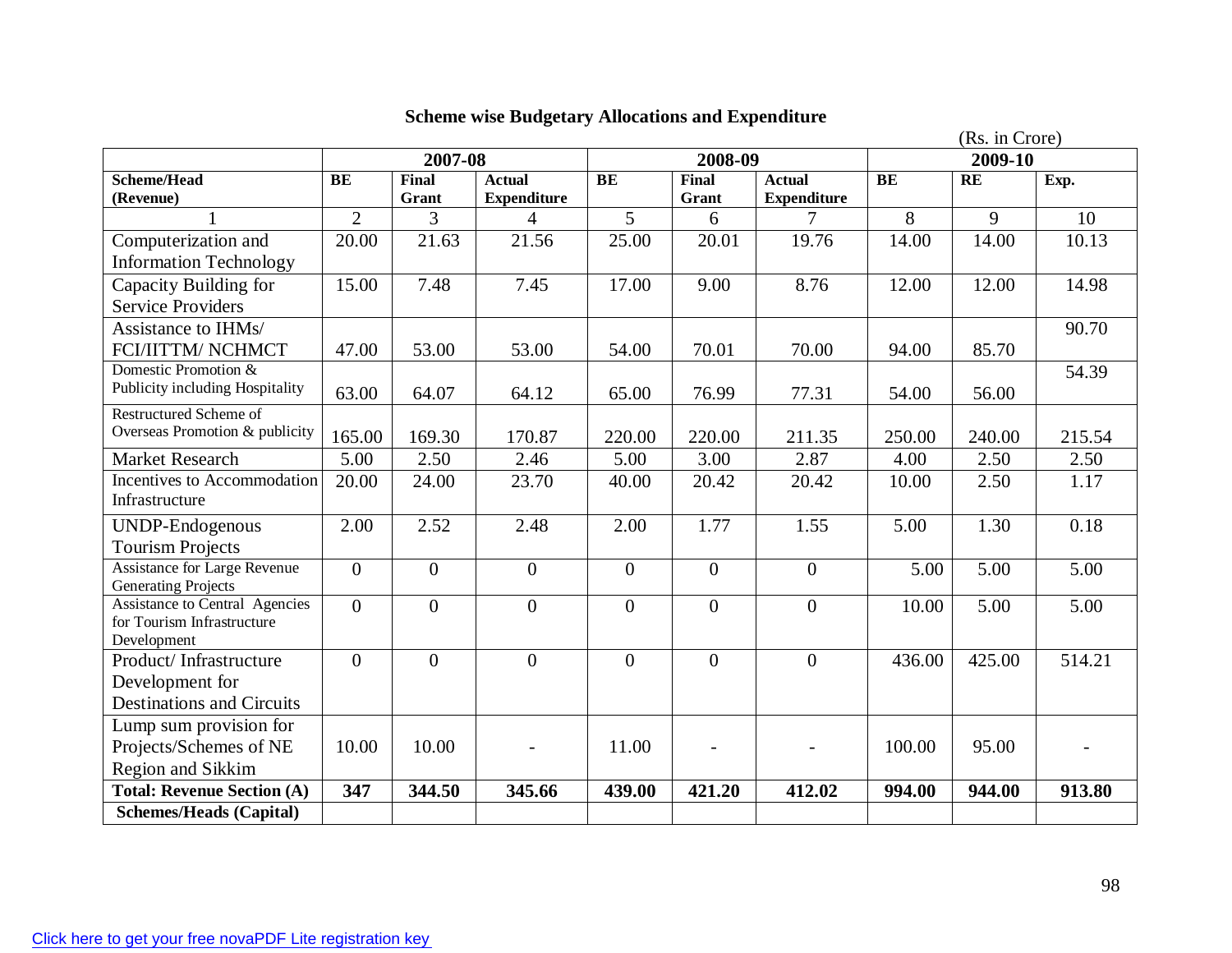## Scheme wise Budgetary Allocations and Expenditure

(Rs. in Crore)

| | 2007-08 | | | 2008-09 | | | 2009-10 | | |
|---|---|---|---|---|---|---|---|---|---|
| **Scheme/Head (Revenue)** | **BE** | **Final Grant** | **Actual Expenditure** | **BE** | **Final Grant** | **Actual Expenditure** | **BE** | **RE** | **Exp.** |
| 1 | 2 | 3 | 4 | 5 | 6 | 7 | 8 | 9 | 10 |
| Computerization and Information Technology | 20.00 | 21.63 | 21.56 | 25.00 | 20.01 | 19.76 | 14.00 | 14.00 | 10.13 |
| Capacity Building for Service Providers | 15.00 | 7.48 | 7.45 | 17.00 | 9.00 | 8.76 | 12.00 | 12.00 | 14.98 |
| Assistance to IHMs/ FCI/IITTM/ NCHMCT | 47.00 | 53.00 | 53.00 | 54.00 | 70.01 | 70.00 | 94.00 | 85.70 | 90.70 |
| Domestic Promotion & Publicity including Hospitality | 63.00 | 64.07 | 64.12 | 65.00 | 76.99 | 77.31 | 54.00 | 56.00 | 54.39 |
| Restructured Scheme of Overseas Promotion & publicity | 165.00 | 169.30 | 170.87 | 220.00 | 220.00 | 211.35 | 250.00 | 240.00 | 215.54 |
| Market Research | 5.00 | 2.50 | 2.46 | 5.00 | 3.00 | 2.87 | 4.00 | 2.50 | 2.50 |
| Incentives to Accommodation Infrastructure | 20.00 | 24.00 | 23.70 | 40.00 | 20.42 | 20.42 | 10.00 | 2.50 | 1.17 |
| UNDP-Endogenous Tourism Projects | 2.00 | 2.52 | 2.48 | 2.00 | 1.77 | 1.55 | 5.00 | 1.30 | 0.18 |
| Assistance for Large Revenue Generating Projects | 0 | 0 | 0 | 0 | 0 | 0 | 5.00 | 5.00 | 5.00 |
| Assistance to Central Agencies for Tourism Infrastructure Development | 0 | 0 | 0 | 0 | 0 | 0 | 10.00 | 5.00 | 5.00 |
| Product/ Infrastructure Development for Destinations and Circuits | 0 | 0 | 0 | 0 | 0 | 0 | 436.00 | 425.00 | 514.21 |
| Lump sum provision for Projects/Schemes of NE Region and Sikkim | 10.00 | 10.00 | - | 11.00 | - | - | 100.00 | 95.00 | - |
| **Total: Revenue Section (A)** | **347** | **344.50** | **345.66** | **439.00** | **421.20** | **412.02** | **994.00** | **944.00** | **913.80** |
| **Schemes/Heads (Capital)** | | | | | | | | | |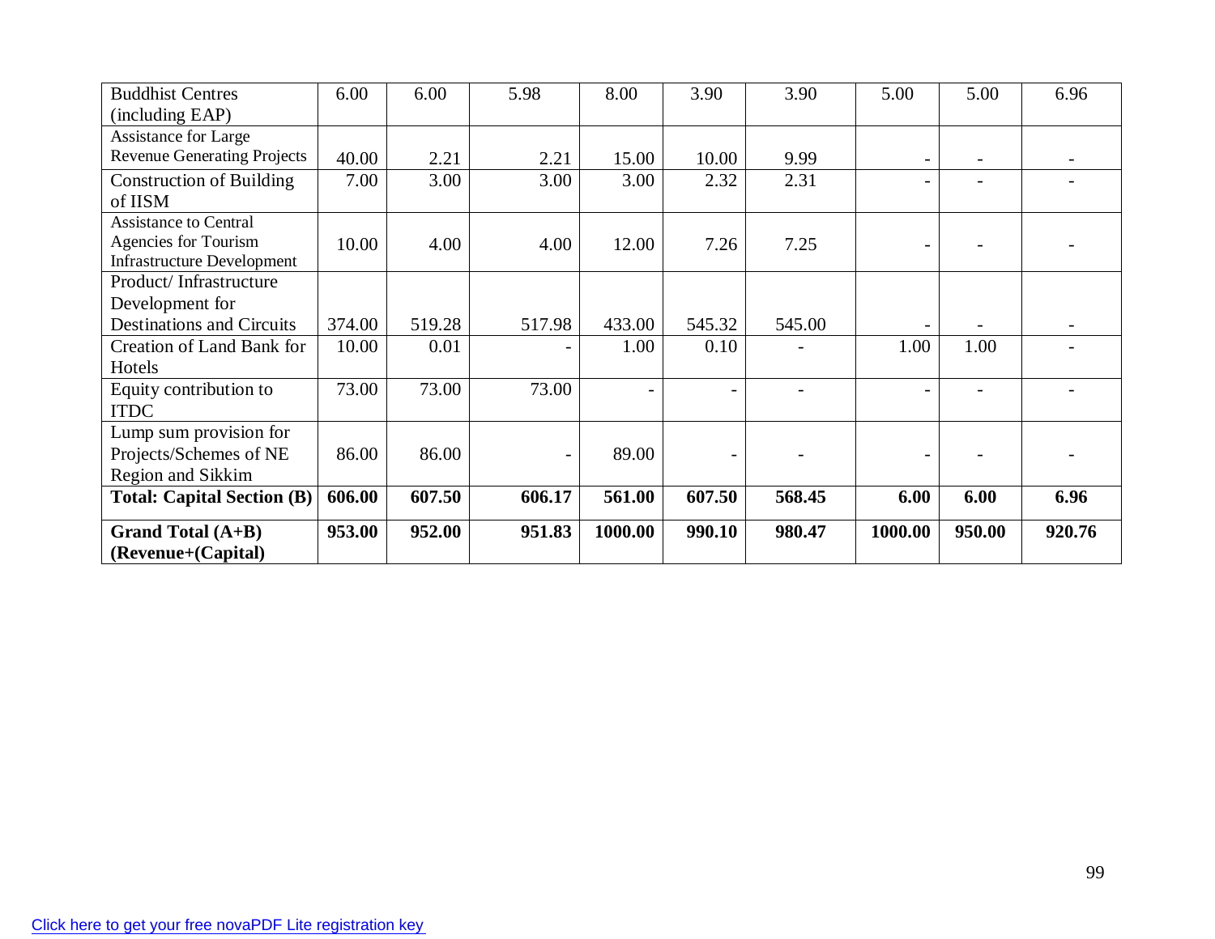| | | | | | | | | | |
|---|---|---|---|---|---|---|---|---|---|
| Buddhist Centres (including EAP) | 6.00 | 6.00 | 5.98 | 8.00 | 3.90 | 3.90 | 5.00 | 5.00 | 6.96 |
| Assistance for Large Revenue Generating Projects | 40.00 | 2.21 | 2.21 | 15.00 | 10.00 | 9.99 | - | - | - |
| Construction of Building of IISM | 7.00 | 3.00 | 3.00 | 3.00 | 2.32 | 2.31 | - | - | - |
| Assistance to Central Agencies for Tourism Infrastructure Development | 10.00 | 4.00 | 4.00 | 12.00 | 7.26 | 7.25 | - | - | - |
| Product/ Infrastructure Development for Destinations and Circuits | 374.00 | 519.28 | 517.98 | 433.00 | 545.32 | 545.00 | - | - | - |
| Creation of Land Bank for Hotels | 10.00 | 0.01 | - | 1.00 | 0.10 | - | 1.00 | 1.00 | - |
| Equity contribution to ITDC | 73.00 | 73.00 | 73.00 | - | - | - | - | - | - |
| Lump sum provision for Projects/Schemes of NE Region and Sikkim | 86.00 | 86.00 | - | 89.00 | - | - | - | - | - |
| **Total: Capital Section (B)** | **606.00** | **607.50** | **606.17** | **561.00** | **607.50** | **568.45** | **6.00** | **6.00** | **6.96** |
| **Grand Total (A+B) (Revenue+(Capital)** | **953.00** | **952.00** | **951.83** | **1000.00** | **990.10** | **980.47** | **1000.00** | **950.00** | **920.76** |

Click here to get your free novaPDF Lite registration key